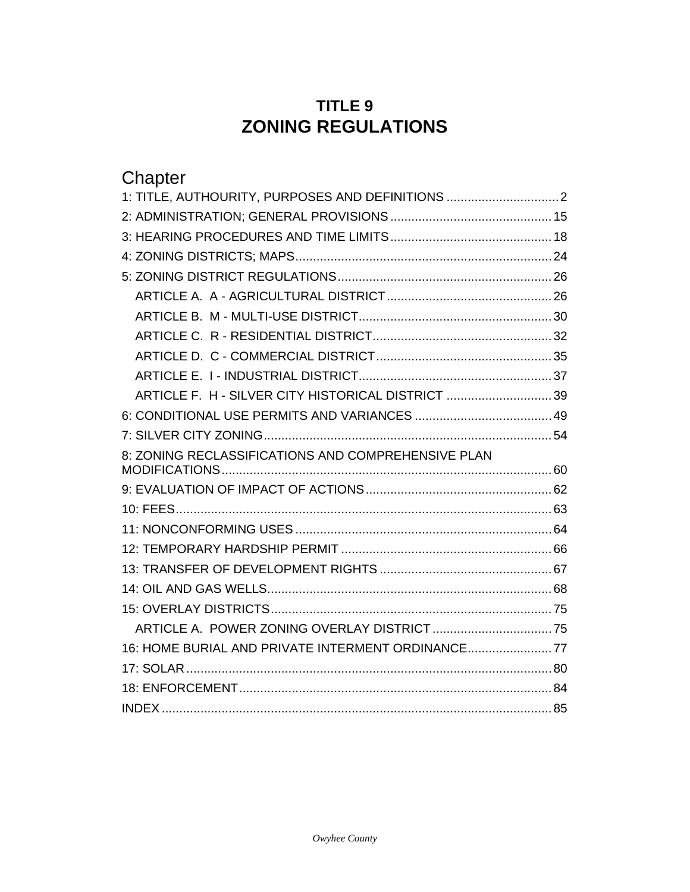# TITLE 9
# ZONING REGULATIONS

## Chapter

1: TITLE, AUTHOURITY, PURPOSES AND DEFINITIONS ................................ 2

2: ADMINISTRATION; GENERAL PROVISIONS .............................................. 15

3: HEARING PROCEDURES AND TIME LIMITS .............................................. 18

4: ZONING DISTRICTS; MAPS ........................................................................ 24

5: ZONING DISTRICT REGULATIONS ............................................................ 26

- ARTICLE A. A - AGRICULTURAL DISTRICT ............................................... 26
- ARTICLE B. M - MULTI-USE DISTRICT ....................................................... 30
- ARTICLE C. R - RESIDENTIAL DISTRICT ................................................... 32
- ARTICLE D. C - COMMERCIAL DISTRICT ................................................. 35
- ARTICLE E. I - INDUSTRIAL DISTRICT ....................................................... 37
- ARTICLE F. H - SILVER CITY HISTORICAL DISTRICT .............................. 39

6: CONDITIONAL USE PERMITS AND VARIANCES ....................................... 49

7: SILVER CITY ZONING .................................................................................. 54

8: ZONING RECLASSIFICATIONS AND COMPREHENSIVE PLAN MODIFICATIONS .............................................................................................. 60

9: EVALUATION OF IMPACT OF ACTIONS ..................................................... 62

10: FEES ........................................................................................................... 63

11: NONCONFORMING USES ......................................................................... 64

12: TEMPORARY HARDSHIP PERMIT ............................................................ 66

13: TRANSFER OF DEVELOPMENT RIGHTS ................................................. 67

14: OIL AND GAS WELLS ................................................................................. 68

15: OVERLAY DISTRICTS ................................................................................ 75

- ARTICLE A. POWER ZONING OVERLAY DISTRICT .................................. 75

16: HOME BURIAL AND PRIVATE INTERMENT ORDINANCE ........................ 77

17: SOLAR ........................................................................................................ 80

18: ENFORCEMENT ......................................................................................... 84

INDEX ............................................................................................................... 85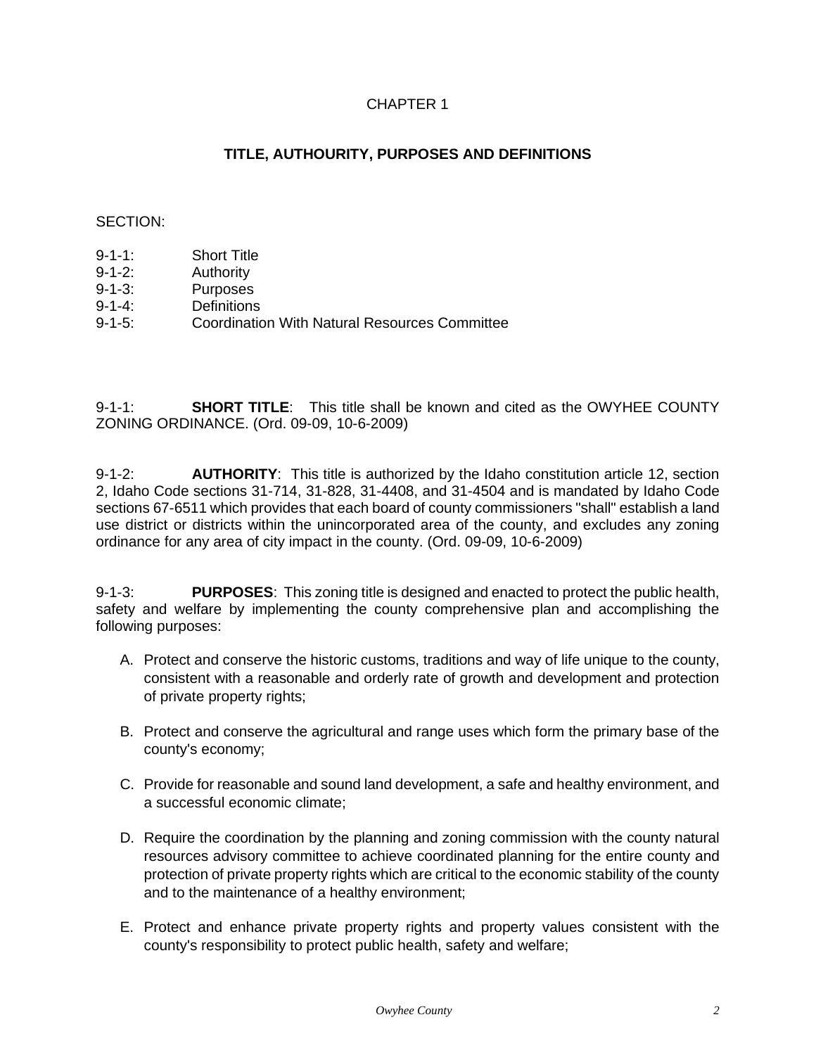# CHAPTER 1

## TITLE, AUTHOURITY, PURPOSES AND DEFINITIONS

SECTION:

9-1-1: Short Title
9-1-2: Authority
9-1-3: Purposes
9-1-4: Definitions
9-1-5: Coordination With Natural Resources Committee

9-1-1: **SHORT TITLE**: This title shall be known and cited as the OWYHEE COUNTY ZONING ORDINANCE. (Ord. 09-09, 10-6-2009)

9-1-2: **AUTHORITY**: This title is authorized by the Idaho constitution article 12, section 2, Idaho Code sections 31-714, 31-828, 31-4408, and 31-4504 and is mandated by Idaho Code sections 67-6511 which provides that each board of county commissioners "shall" establish a land use district or districts within the unincorporated area of the county, and excludes any zoning ordinance for any area of city impact in the county. (Ord. 09-09, 10-6-2009)

9-1-3: **PURPOSES**: This zoning title is designed and enacted to protect the public health, safety and welfare by implementing the county comprehensive plan and accomplishing the following purposes:

A. Protect and conserve the historic customs, traditions and way of life unique to the county, consistent with a reasonable and orderly rate of growth and development and protection of private property rights;

B. Protect and conserve the agricultural and range uses which form the primary base of the county's economy;

C. Provide for reasonable and sound land development, a safe and healthy environment, and a successful economic climate;

D. Require the coordination by the planning and zoning commission with the county natural resources advisory committee to achieve coordinated planning for the entire county and protection of private property rights which are critical to the economic stability of the county and to the maintenance of a healthy environment;

E. Protect and enhance private property rights and property values consistent with the county's responsibility to protect public health, safety and welfare;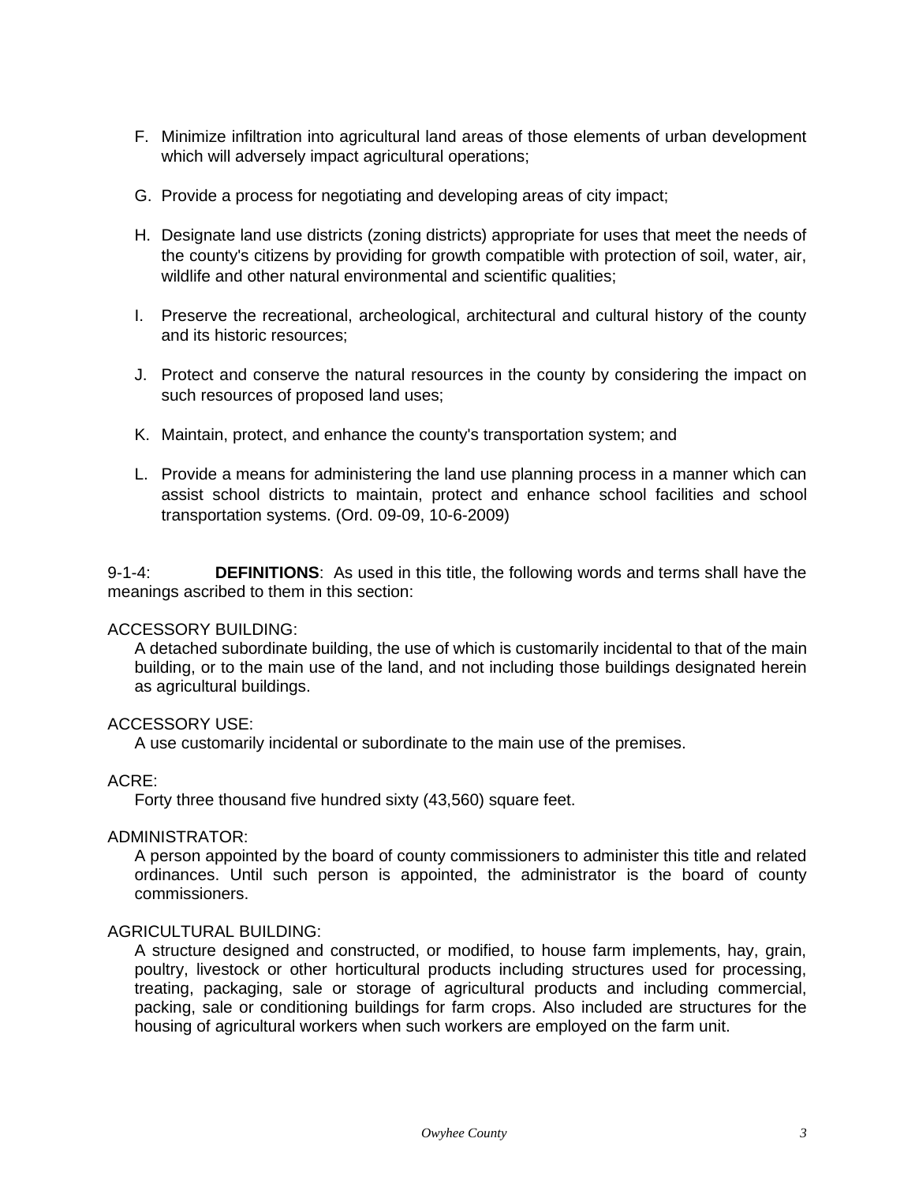F. Minimize infiltration into agricultural land areas of those elements of urban development which will adversely impact agricultural operations;

G. Provide a process for negotiating and developing areas of city impact;

H. Designate land use districts (zoning districts) appropriate for uses that meet the needs of the county's citizens by providing for growth compatible with protection of soil, water, air, wildlife and other natural environmental and scientific qualities;

I. Preserve the recreational, archeological, architectural and cultural history of the county and its historic resources;

J. Protect and conserve the natural resources in the county by considering the impact on such resources of proposed land uses;

K. Maintain, protect, and enhance the county's transportation system; and

L. Provide a means for administering the land use planning process in a manner which can assist school districts to maintain, protect and enhance school facilities and school transportation systems. (Ord. 09-09, 10-6-2009)

9-1-4: **DEFINITIONS**: As used in this title, the following words and terms shall have the meanings ascribed to them in this section:

ACCESSORY BUILDING:
A detached subordinate building, the use of which is customarily incidental to that of the main building, or to the main use of the land, and not including those buildings designated herein as agricultural buildings.

ACCESSORY USE:
A use customarily incidental or subordinate to the main use of the premises.

ACRE:
Forty three thousand five hundred sixty (43,560) square feet.

ADMINISTRATOR:
A person appointed by the board of county commissioners to administer this title and related ordinances. Until such person is appointed, the administrator is the board of county commissioners.

AGRICULTURAL BUILDING:
A structure designed and constructed, or modified, to house farm implements, hay, grain, poultry, livestock or other horticultural products including structures used for processing, treating, packaging, sale or storage of agricultural products and including commercial, packing, sale or conditioning buildings for farm crops. Also included are structures for the housing of agricultural workers when such workers are employed on the farm unit.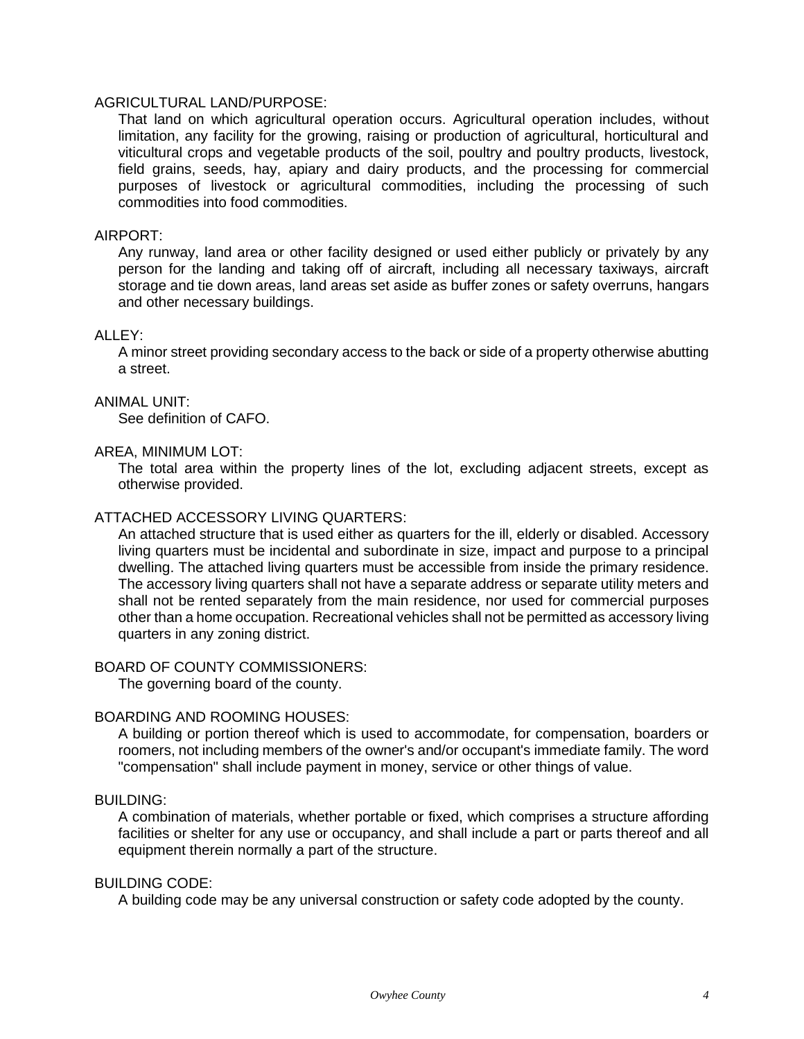AGRICULTURAL LAND/PURPOSE:

That land on which agricultural operation occurs. Agricultural operation includes, without limitation, any facility for the growing, raising or production of agricultural, horticultural and viticultural crops and vegetable products of the soil, poultry and poultry products, livestock, field grains, seeds, hay, apiary and dairy products, and the processing for commercial purposes of livestock or agricultural commodities, including the processing of such commodities into food commodities.

AIRPORT:

Any runway, land area or other facility designed or used either publicly or privately by any person for the landing and taking off of aircraft, including all necessary taxiways, aircraft storage and tie down areas, land areas set aside as buffer zones or safety overruns, hangars and other necessary buildings.

ALLEY:

A minor street providing secondary access to the back or side of a property otherwise abutting a street.

ANIMAL UNIT:

See definition of CAFO.

AREA, MINIMUM LOT:

The total area within the property lines of the lot, excluding adjacent streets, except as otherwise provided.

ATTACHED ACCESSORY LIVING QUARTERS:

An attached structure that is used either as quarters for the ill, elderly or disabled. Accessory living quarters must be incidental and subordinate in size, impact and purpose to a principal dwelling. The attached living quarters must be accessible from inside the primary residence. The accessory living quarters shall not have a separate address or separate utility meters and shall not be rented separately from the main residence, nor used for commercial purposes other than a home occupation. Recreational vehicles shall not be permitted as accessory living quarters in any zoning district.

BOARD OF COUNTY COMMISSIONERS:

The governing board of the county.

BOARDING AND ROOMING HOUSES:

A building or portion thereof which is used to accommodate, for compensation, boarders or roomers, not including members of the owner's and/or occupant's immediate family. The word "compensation" shall include payment in money, service or other things of value.

BUILDING:

A combination of materials, whether portable or fixed, which comprises a structure affording facilities or shelter for any use or occupancy, and shall include a part or parts thereof and all equipment therein normally a part of the structure.

BUILDING CODE:

A building code may be any universal construction or safety code adopted by the county.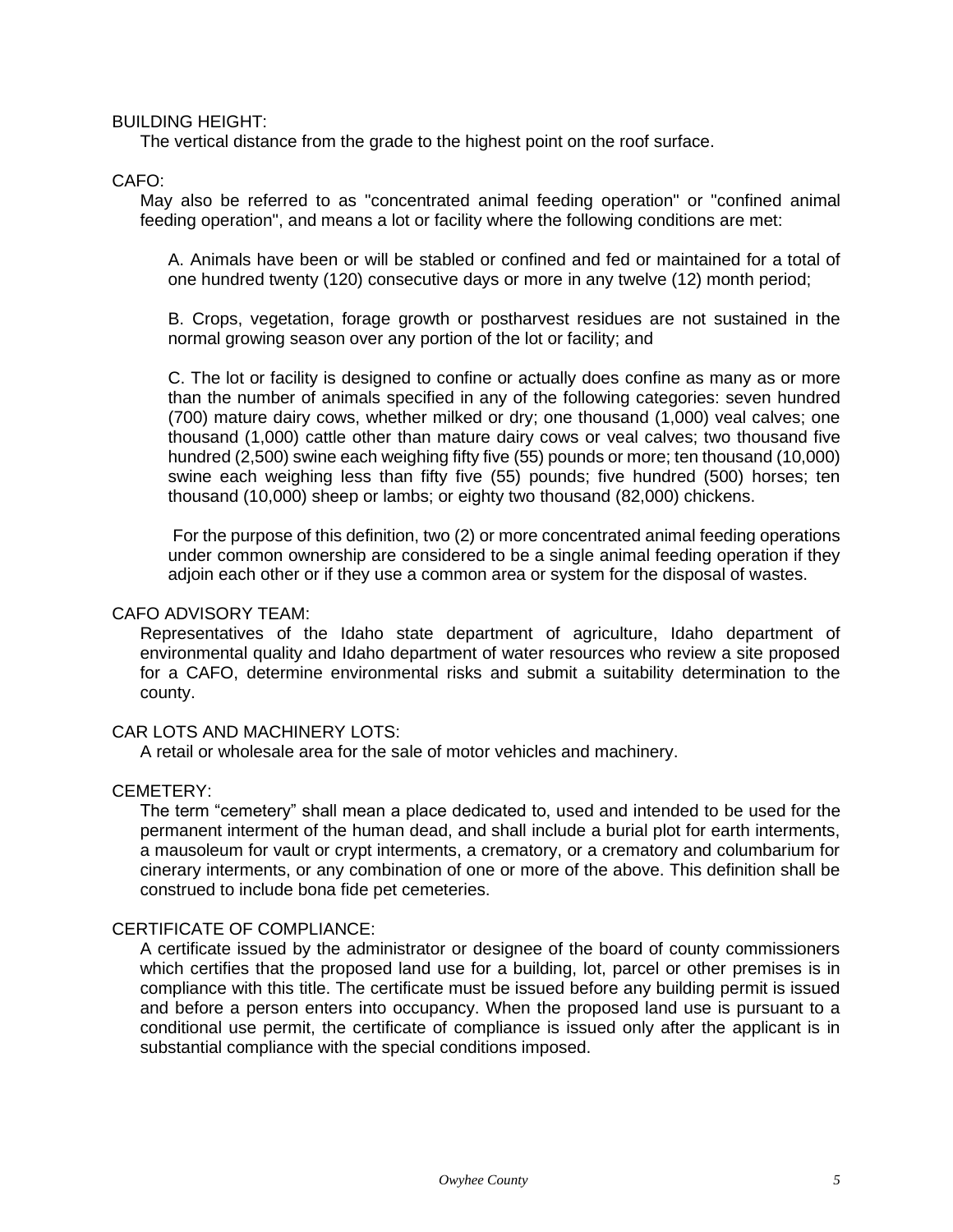BUILDING HEIGHT:

The vertical distance from the grade to the highest point on the roof surface.

CAFO:

May also be referred to as "concentrated animal feeding operation" or "confined animal feeding operation", and means a lot or facility where the following conditions are met:

A. Animals have been or will be stabled or confined and fed or maintained for a total of one hundred twenty (120) consecutive days or more in any twelve (12) month period;

B. Crops, vegetation, forage growth or postharvest residues are not sustained in the normal growing season over any portion of the lot or facility; and

C. The lot or facility is designed to confine or actually does confine as many as or more than the number of animals specified in any of the following categories: seven hundred (700) mature dairy cows, whether milked or dry; one thousand (1,000) veal calves; one thousand (1,000) cattle other than mature dairy cows or veal calves; two thousand five hundred (2,500) swine each weighing fifty five (55) pounds or more; ten thousand (10,000) swine each weighing less than fifty five (55) pounds; five hundred (500) horses; ten thousand (10,000) sheep or lambs; or eighty two thousand (82,000) chickens.

For the purpose of this definition, two (2) or more concentrated animal feeding operations under common ownership are considered to be a single animal feeding operation if they adjoin each other or if they use a common area or system for the disposal of wastes.

CAFO ADVISORY TEAM:

Representatives of the Idaho state department of agriculture, Idaho department of environmental quality and Idaho department of water resources who review a site proposed for a CAFO, determine environmental risks and submit a suitability determination to the county.

CAR LOTS AND MACHINERY LOTS:

A retail or wholesale area for the sale of motor vehicles and machinery.

CEMETERY:

The term "cemetery" shall mean a place dedicated to, used and intended to be used for the permanent interment of the human dead, and shall include a burial plot for earth interments, a mausoleum for vault or crypt interments, a crematory, or a crematory and columbarium for cinerary interments, or any combination of one or more of the above. This definition shall be construed to include bona fide pet cemeteries.

CERTIFICATE OF COMPLIANCE:

A certificate issued by the administrator or designee of the board of county commissioners which certifies that the proposed land use for a building, lot, parcel or other premises is in compliance with this title. The certificate must be issued before any building permit is issued and before a person enters into occupancy. When the proposed land use is pursuant to a conditional use permit, the certificate of compliance is issued only after the applicant is in substantial compliance with the special conditions imposed.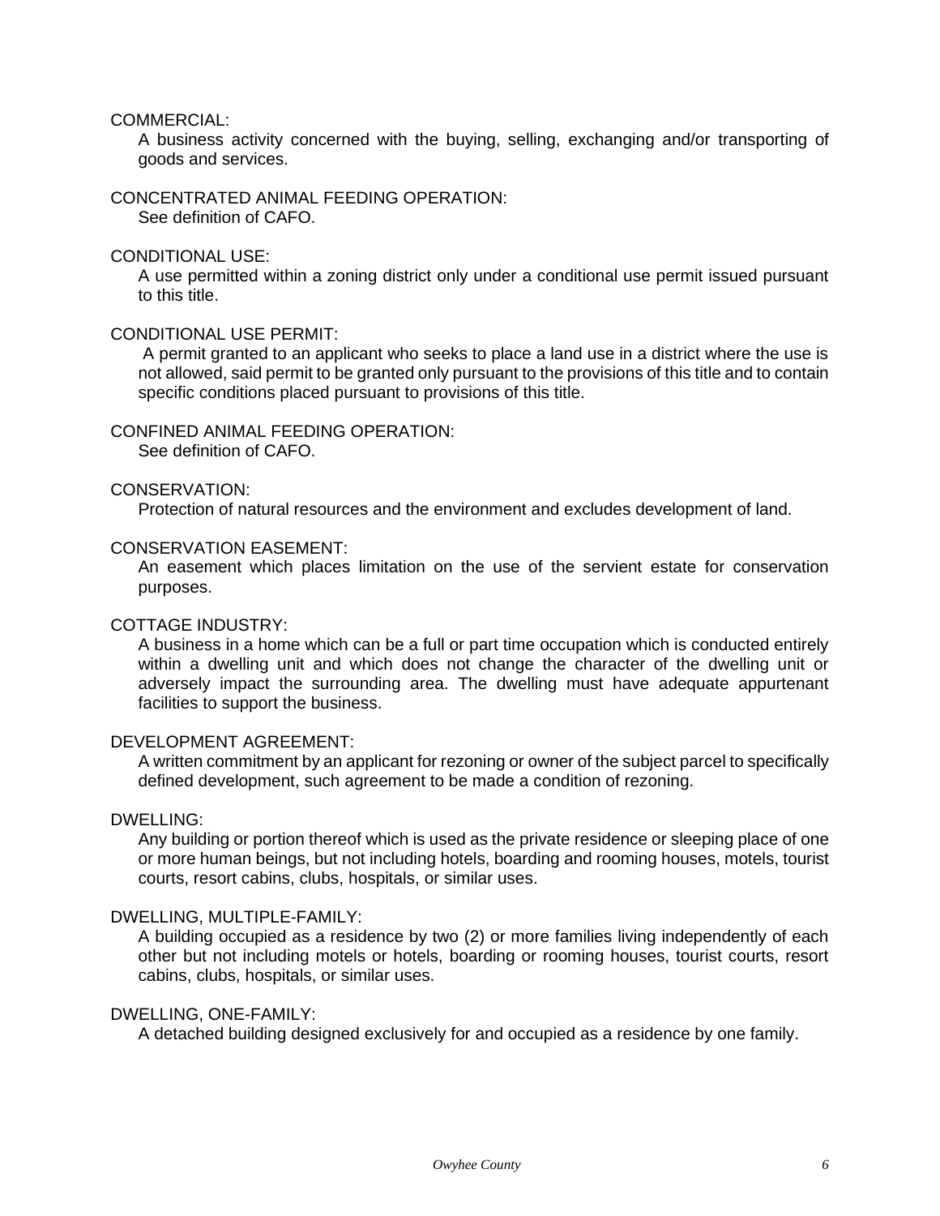COMMERCIAL:

A business activity concerned with the buying, selling, exchanging and/or transporting of goods and services.

CONCENTRATED ANIMAL FEEDING OPERATION:

See definition of CAFO.

CONDITIONAL USE:

A use permitted within a zoning district only under a conditional use permit issued pursuant to this title.

CONDITIONAL USE PERMIT:

A permit granted to an applicant who seeks to place a land use in a district where the use is not allowed, said permit to be granted only pursuant to the provisions of this title and to contain specific conditions placed pursuant to provisions of this title.

CONFINED ANIMAL FEEDING OPERATION:

See definition of CAFO.

CONSERVATION:

Protection of natural resources and the environment and excludes development of land.

CONSERVATION EASEMENT:

An easement which places limitation on the use of the servient estate for conservation purposes.

COTTAGE INDUSTRY:

A business in a home which can be a full or part time occupation which is conducted entirely within a dwelling unit and which does not change the character of the dwelling unit or adversely impact the surrounding area. The dwelling must have adequate appurtenant facilities to support the business.

DEVELOPMENT AGREEMENT:

A written commitment by an applicant for rezoning or owner of the subject parcel to specifically defined development, such agreement to be made a condition of rezoning.

DWELLING:

Any building or portion thereof which is used as the private residence or sleeping place of one or more human beings, but not including hotels, boarding and rooming houses, motels, tourist courts, resort cabins, clubs, hospitals, or similar uses.

DWELLING, MULTIPLE-FAMILY:

A building occupied as a residence by two (2) or more families living independently of each other but not including motels or hotels, boarding or rooming houses, tourist courts, resort cabins, clubs, hospitals, or similar uses.

DWELLING, ONE-FAMILY:

A detached building designed exclusively for and occupied as a residence by one family.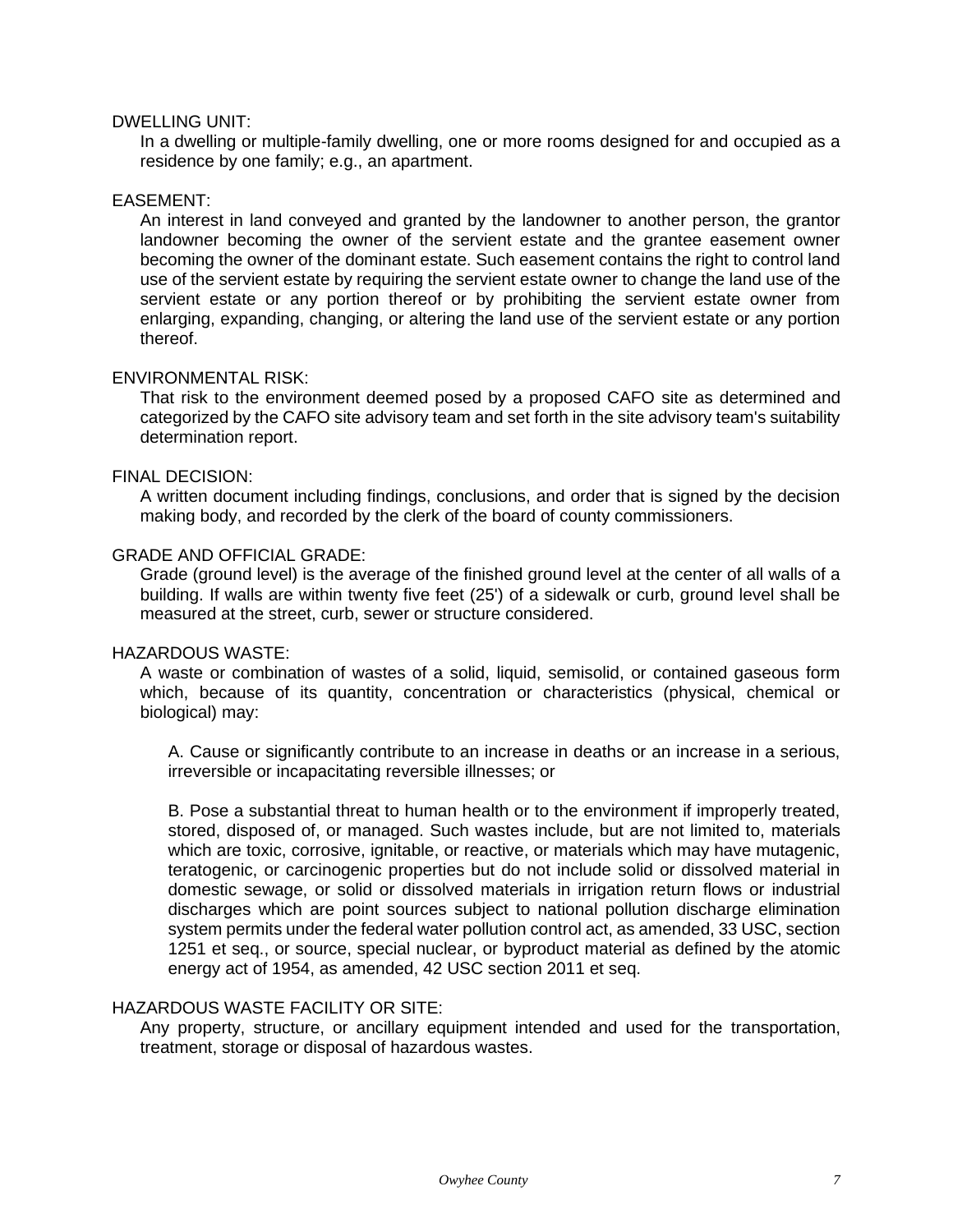DWELLING UNIT:

In a dwelling or multiple-family dwelling, one or more rooms designed for and occupied as a residence by one family; e.g., an apartment.

EASEMENT:

An interest in land conveyed and granted by the landowner to another person, the grantor landowner becoming the owner of the servient estate and the grantee easement owner becoming the owner of the dominant estate. Such easement contains the right to control land use of the servient estate by requiring the servient estate owner to change the land use of the servient estate or any portion thereof or by prohibiting the servient estate owner from enlarging, expanding, changing, or altering the land use of the servient estate or any portion thereof.

ENVIRONMENTAL RISK:

That risk to the environment deemed posed by a proposed CAFO site as determined and categorized by the CAFO site advisory team and set forth in the site advisory team's suitability determination report.

FINAL DECISION:

A written document including findings, conclusions, and order that is signed by the decision making body, and recorded by the clerk of the board of county commissioners.

GRADE AND OFFICIAL GRADE:

Grade (ground level) is the average of the finished ground level at the center of all walls of a building. If walls are within twenty five feet (25') of a sidewalk or curb, ground level shall be measured at the street, curb, sewer or structure considered.

HAZARDOUS WASTE:

A waste or combination of wastes of a solid, liquid, semisolid, or contained gaseous form which, because of its quantity, concentration or characteristics (physical, chemical or biological) may:

A. Cause or significantly contribute to an increase in deaths or an increase in a serious, irreversible or incapacitating reversible illnesses; or

B. Pose a substantial threat to human health or to the environment if improperly treated, stored, disposed of, or managed. Such wastes include, but are not limited to, materials which are toxic, corrosive, ignitable, or reactive, or materials which may have mutagenic, teratogenic, or carcinogenic properties but do not include solid or dissolved material in domestic sewage, or solid or dissolved materials in irrigation return flows or industrial discharges which are point sources subject to national pollution discharge elimination system permits under the federal water pollution control act, as amended, 33 USC, section 1251 et seq., or source, special nuclear, or byproduct material as defined by the atomic energy act of 1954, as amended, 42 USC section 2011 et seq.

HAZARDOUS WASTE FACILITY OR SITE:

Any property, structure, or ancillary equipment intended and used for the transportation, treatment, storage or disposal of hazardous wastes.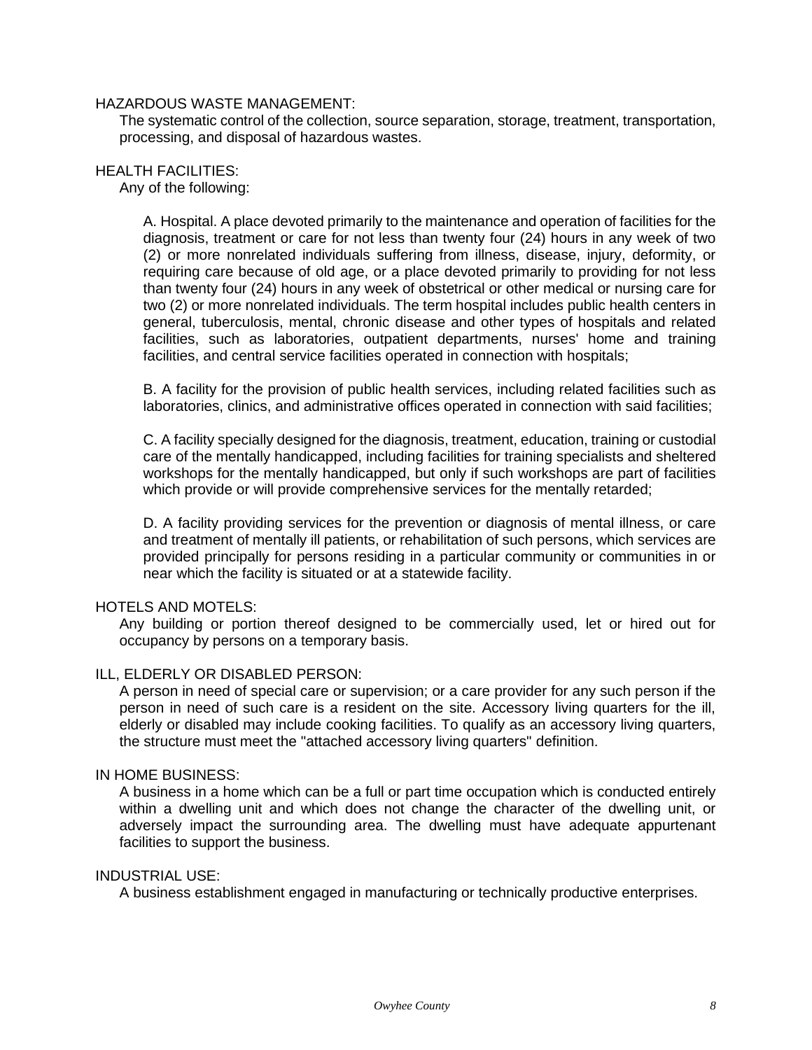HAZARDOUS WASTE MANAGEMENT:

The systematic control of the collection, source separation, storage, treatment, transportation, processing, and disposal of hazardous wastes.

HEALTH FACILITIES:

Any of the following:

A. Hospital. A place devoted primarily to the maintenance and operation of facilities for the diagnosis, treatment or care for not less than twenty four (24) hours in any week of two (2) or more nonrelated individuals suffering from illness, disease, injury, deformity, or requiring care because of old age, or a place devoted primarily to providing for not less than twenty four (24) hours in any week of obstetrical or other medical or nursing care for two (2) or more nonrelated individuals. The term hospital includes public health centers in general, tuberculosis, mental, chronic disease and other types of hospitals and related facilities, such as laboratories, outpatient departments, nurses' home and training facilities, and central service facilities operated in connection with hospitals;

B. A facility for the provision of public health services, including related facilities such as laboratories, clinics, and administrative offices operated in connection with said facilities;

C. A facility specially designed for the diagnosis, treatment, education, training or custodial care of the mentally handicapped, including facilities for training specialists and sheltered workshops for the mentally handicapped, but only if such workshops are part of facilities which provide or will provide comprehensive services for the mentally retarded;

D. A facility providing services for the prevention or diagnosis of mental illness, or care and treatment of mentally ill patients, or rehabilitation of such persons, which services are provided principally for persons residing in a particular community or communities in or near which the facility is situated or at a statewide facility.

HOTELS AND MOTELS:

Any building or portion thereof designed to be commercially used, let or hired out for occupancy by persons on a temporary basis.

ILL, ELDERLY OR DISABLED PERSON:

A person in need of special care or supervision; or a care provider for any such person if the person in need of such care is a resident on the site. Accessory living quarters for the ill, elderly or disabled may include cooking facilities. To qualify as an accessory living quarters, the structure must meet the "attached accessory living quarters" definition.

IN HOME BUSINESS:

A business in a home which can be a full or part time occupation which is conducted entirely within a dwelling unit and which does not change the character of the dwelling unit, or adversely impact the surrounding area. The dwelling must have adequate appurtenant facilities to support the business.

INDUSTRIAL USE:

A business establishment engaged in manufacturing or technically productive enterprises.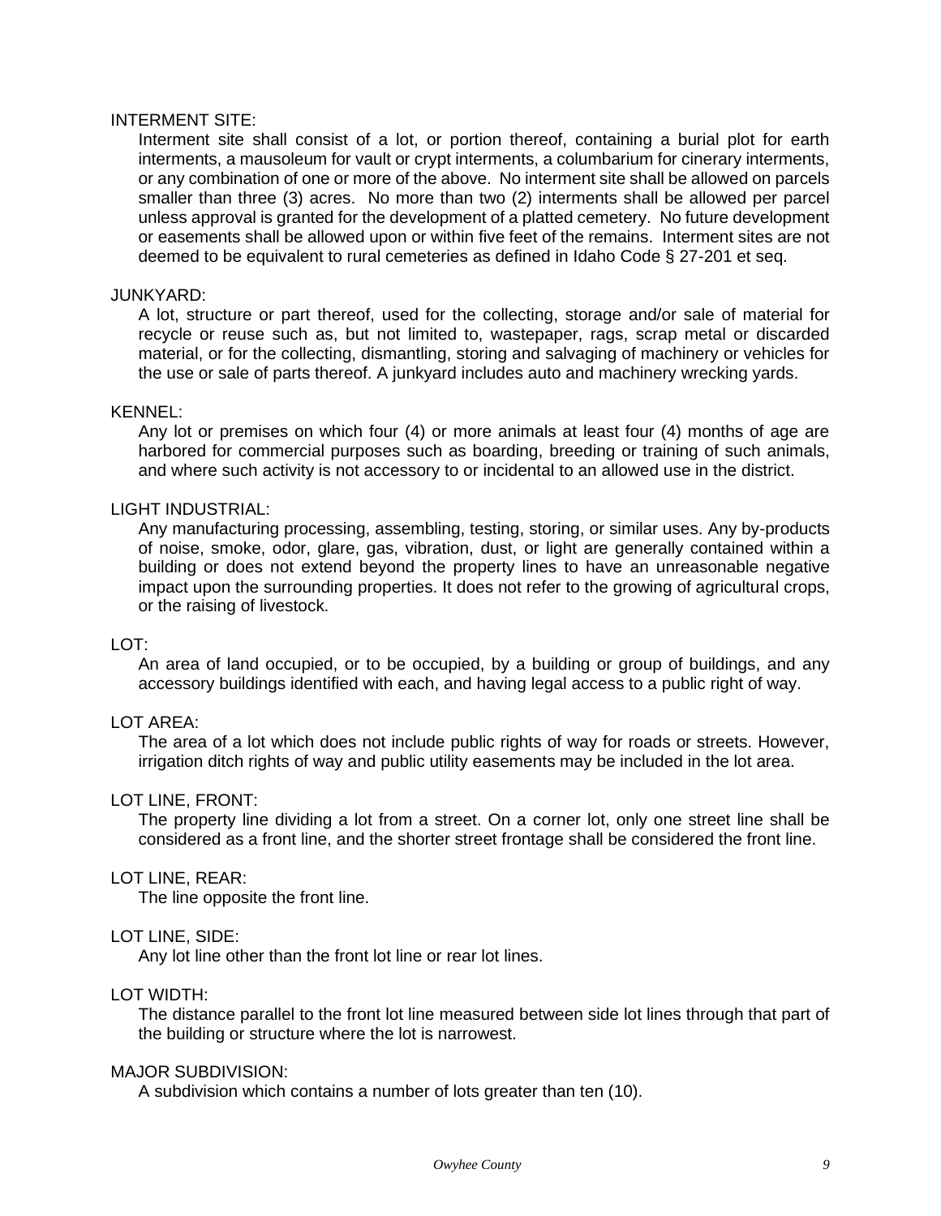INTERMENT SITE:

Interment site shall consist of a lot, or portion thereof, containing a burial plot for earth interments, a mausoleum for vault or crypt interments, a columbarium for cinerary interments, or any combination of one or more of the above. No interment site shall be allowed on parcels smaller than three (3) acres. No more than two (2) interments shall be allowed per parcel unless approval is granted for the development of a platted cemetery. No future development or easements shall be allowed upon or within five feet of the remains. Interment sites are not deemed to be equivalent to rural cemeteries as defined in Idaho Code § 27-201 et seq.

JUNKYARD:

A lot, structure or part thereof, used for the collecting, storage and/or sale of material for recycle or reuse such as, but not limited to, wastepaper, rags, scrap metal or discarded material, or for the collecting, dismantling, storing and salvaging of machinery or vehicles for the use or sale of parts thereof. A junkyard includes auto and machinery wrecking yards.

KENNEL:

Any lot or premises on which four (4) or more animals at least four (4) months of age are harbored for commercial purposes such as boarding, breeding or training of such animals, and where such activity is not accessory to or incidental to an allowed use in the district.

LIGHT INDUSTRIAL:

Any manufacturing processing, assembling, testing, storing, or similar uses. Any by-products of noise, smoke, odor, glare, gas, vibration, dust, or light are generally contained within a building or does not extend beyond the property lines to have an unreasonable negative impact upon the surrounding properties. It does not refer to the growing of agricultural crops, or the raising of livestock.

LOT:

An area of land occupied, or to be occupied, by a building or group of buildings, and any accessory buildings identified with each, and having legal access to a public right of way.

LOT AREA:

The area of a lot which does not include public rights of way for roads or streets. However, irrigation ditch rights of way and public utility easements may be included in the lot area.

LOT LINE, FRONT:

The property line dividing a lot from a street. On a corner lot, only one street line shall be considered as a front line, and the shorter street frontage shall be considered the front line.

LOT LINE, REAR:

The line opposite the front line.

LOT LINE, SIDE:

Any lot line other than the front lot line or rear lot lines.

LOT WIDTH:

The distance parallel to the front lot line measured between side lot lines through that part of the building or structure where the lot is narrowest.

MAJOR SUBDIVISION:

A subdivision which contains a number of lots greater than ten (10).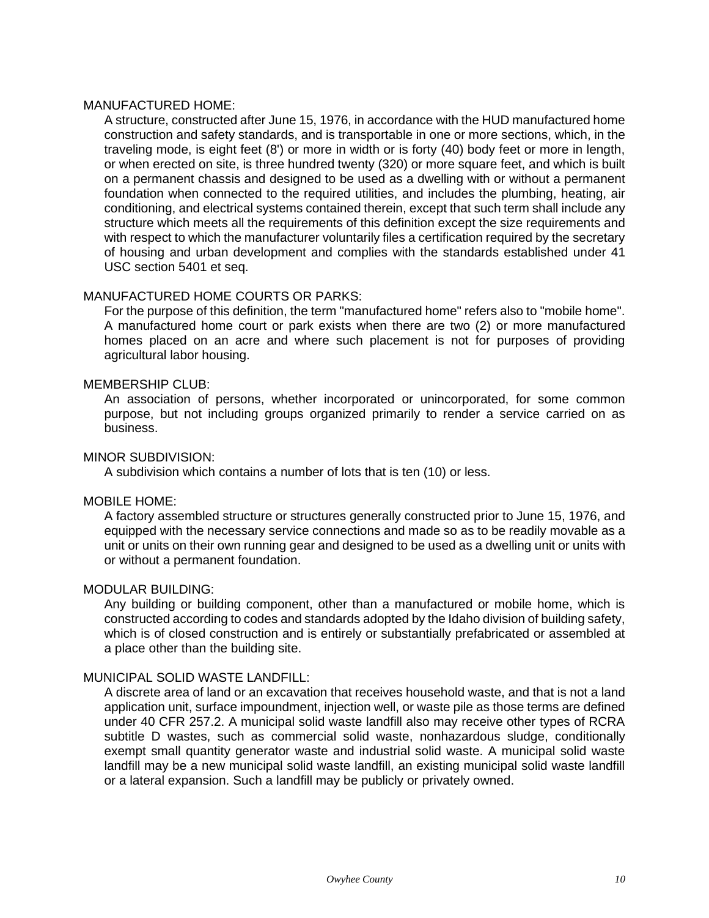MANUFACTURED HOME:

A structure, constructed after June 15, 1976, in accordance with the HUD manufactured home construction and safety standards, and is transportable in one or more sections, which, in the traveling mode, is eight feet (8') or more in width or is forty (40) body feet or more in length, or when erected on site, is three hundred twenty (320) or more square feet, and which is built on a permanent chassis and designed to be used as a dwelling with or without a permanent foundation when connected to the required utilities, and includes the plumbing, heating, air conditioning, and electrical systems contained therein, except that such term shall include any structure which meets all the requirements of this definition except the size requirements and with respect to which the manufacturer voluntarily files a certification required by the secretary of housing and urban development and complies with the standards established under 41 USC section 5401 et seq.

MANUFACTURED HOME COURTS OR PARKS:

For the purpose of this definition, the term "manufactured home" refers also to "mobile home". A manufactured home court or park exists when there are two (2) or more manufactured homes placed on an acre and where such placement is not for purposes of providing agricultural labor housing.

MEMBERSHIP CLUB:

An association of persons, whether incorporated or unincorporated, for some common purpose, but not including groups organized primarily to render a service carried on as business.

MINOR SUBDIVISION:

A subdivision which contains a number of lots that is ten (10) or less.

MOBILE HOME:

A factory assembled structure or structures generally constructed prior to June 15, 1976, and equipped with the necessary service connections and made so as to be readily movable as a unit or units on their own running gear and designed to be used as a dwelling unit or units with or without a permanent foundation.

MODULAR BUILDING:

Any building or building component, other than a manufactured or mobile home, which is constructed according to codes and standards adopted by the Idaho division of building safety, which is of closed construction and is entirely or substantially prefabricated or assembled at a place other than the building site.

MUNICIPAL SOLID WASTE LANDFILL:

A discrete area of land or an excavation that receives household waste, and that is not a land application unit, surface impoundment, injection well, or waste pile as those terms are defined under 40 CFR 257.2. A municipal solid waste landfill also may receive other types of RCRA subtitle D wastes, such as commercial solid waste, nonhazardous sludge, conditionally exempt small quantity generator waste and industrial solid waste. A municipal solid waste landfill may be a new municipal solid waste landfill, an existing municipal solid waste landfill or a lateral expansion. Such a landfill may be publicly or privately owned.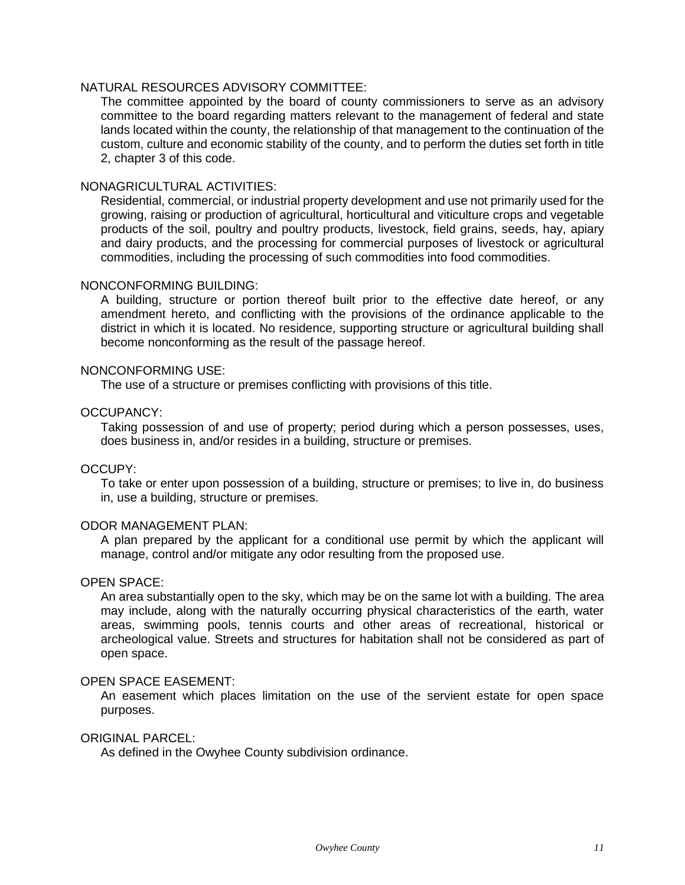NATURAL RESOURCES ADVISORY COMMITTEE:

The committee appointed by the board of county commissioners to serve as an advisory committee to the board regarding matters relevant to the management of federal and state lands located within the county, the relationship of that management to the continuation of the custom, culture and economic stability of the county, and to perform the duties set forth in title 2, chapter 3 of this code.

NONAGRICULTURAL ACTIVITIES:

Residential, commercial, or industrial property development and use not primarily used for the growing, raising or production of agricultural, horticultural and viticulture crops and vegetable products of the soil, poultry and poultry products, livestock, field grains, seeds, hay, apiary and dairy products, and the processing for commercial purposes of livestock or agricultural commodities, including the processing of such commodities into food commodities.

NONCONFORMING BUILDING:

A building, structure or portion thereof built prior to the effective date hereof, or any amendment hereto, and conflicting with the provisions of the ordinance applicable to the district in which it is located. No residence, supporting structure or agricultural building shall become nonconforming as the result of the passage hereof.

NONCONFORMING USE:

The use of a structure or premises conflicting with provisions of this title.

OCCUPANCY:

Taking possession of and use of property; period during which a person possesses, uses, does business in, and/or resides in a building, structure or premises.

OCCUPY:

To take or enter upon possession of a building, structure or premises; to live in, do business in, use a building, structure or premises.

ODOR MANAGEMENT PLAN:

A plan prepared by the applicant for a conditional use permit by which the applicant will manage, control and/or mitigate any odor resulting from the proposed use.

OPEN SPACE:

An area substantially open to the sky, which may be on the same lot with a building. The area may include, along with the naturally occurring physical characteristics of the earth, water areas, swimming pools, tennis courts and other areas of recreational, historical or archeological value. Streets and structures for habitation shall not be considered as part of open space.

OPEN SPACE EASEMENT:

An easement which places limitation on the use of the servient estate for open space purposes.

ORIGINAL PARCEL:

As defined in the Owyhee County subdivision ordinance.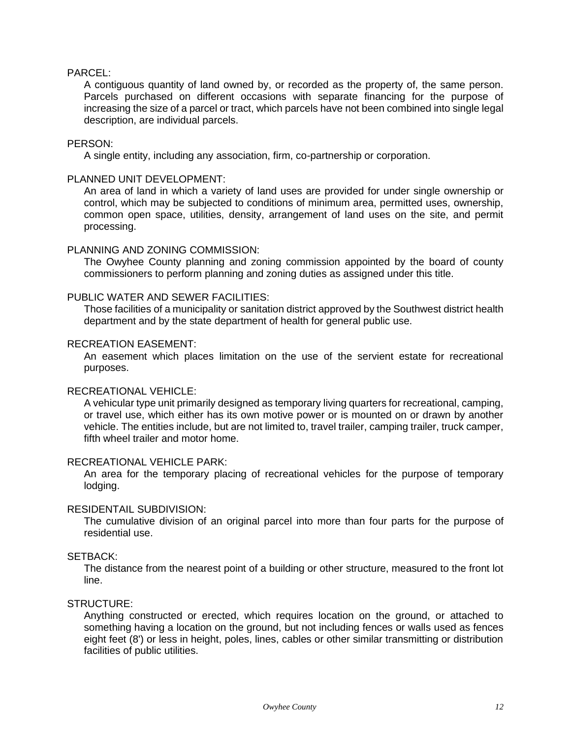PARCEL:

A contiguous quantity of land owned by, or recorded as the property of, the same person. Parcels purchased on different occasions with separate financing for the purpose of increasing the size of a parcel or tract, which parcels have not been combined into single legal description, are individual parcels.

PERSON:

A single entity, including any association, firm, co-partnership or corporation.

PLANNED UNIT DEVELOPMENT:

An area of land in which a variety of land uses are provided for under single ownership or control, which may be subjected to conditions of minimum area, permitted uses, ownership, common open space, utilities, density, arrangement of land uses on the site, and permit processing.

PLANNING AND ZONING COMMISSION:

The Owyhee County planning and zoning commission appointed by the board of county commissioners to perform planning and zoning duties as assigned under this title.

PUBLIC WATER AND SEWER FACILITIES:

Those facilities of a municipality or sanitation district approved by the Southwest district health department and by the state department of health for general public use.

RECREATION EASEMENT:

An easement which places limitation on the use of the servient estate for recreational purposes.

RECREATIONAL VEHICLE:

A vehicular type unit primarily designed as temporary living quarters for recreational, camping, or travel use, which either has its own motive power or is mounted on or drawn by another vehicle. The entities include, but are not limited to, travel trailer, camping trailer, truck camper, fifth wheel trailer and motor home.

RECREATIONAL VEHICLE PARK:

An area for the temporary placing of recreational vehicles for the purpose of temporary lodging.

RESIDENTAIL SUBDIVISION:

The cumulative division of an original parcel into more than four parts for the purpose of residential use.

SETBACK:

The distance from the nearest point of a building or other structure, measured to the front lot line.

STRUCTURE:

Anything constructed or erected, which requires location on the ground, or attached to something having a location on the ground, but not including fences or walls used as fences eight feet (8') or less in height, poles, lines, cables or other similar transmitting or distribution facilities of public utilities.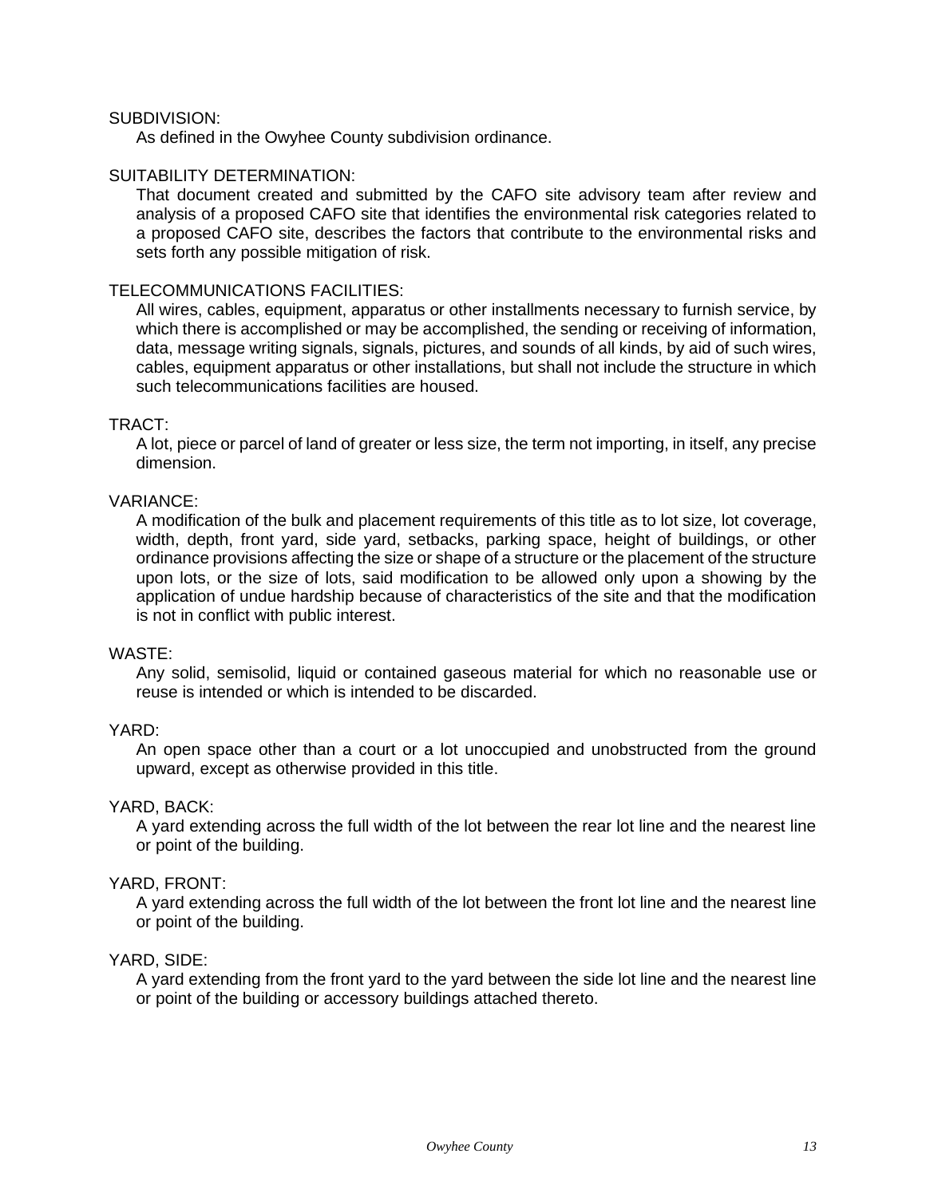SUBDIVISION:

As defined in the Owyhee County subdivision ordinance.

SUITABILITY DETERMINATION:

That document created and submitted by the CAFO site advisory team after review and analysis of a proposed CAFO site that identifies the environmental risk categories related to a proposed CAFO site, describes the factors that contribute to the environmental risks and sets forth any possible mitigation of risk.

TELECOMMUNICATIONS FACILITIES:

All wires, cables, equipment, apparatus or other installments necessary to furnish service, by which there is accomplished or may be accomplished, the sending or receiving of information, data, message writing signals, signals, pictures, and sounds of all kinds, by aid of such wires, cables, equipment apparatus or other installations, but shall not include the structure in which such telecommunications facilities are housed.

TRACT:

A lot, piece or parcel of land of greater or less size, the term not importing, in itself, any precise dimension.

VARIANCE:

A modification of the bulk and placement requirements of this title as to lot size, lot coverage, width, depth, front yard, side yard, setbacks, parking space, height of buildings, or other ordinance provisions affecting the size or shape of a structure or the placement of the structure upon lots, or the size of lots, said modification to be allowed only upon a showing by the application of undue hardship because of characteristics of the site and that the modification is not in conflict with public interest.

WASTE:

Any solid, semisolid, liquid or contained gaseous material for which no reasonable use or reuse is intended or which is intended to be discarded.

YARD:

An open space other than a court or a lot unoccupied and unobstructed from the ground upward, except as otherwise provided in this title.

YARD, BACK:

A yard extending across the full width of the lot between the rear lot line and the nearest line or point of the building.

YARD, FRONT:

A yard extending across the full width of the lot between the front lot line and the nearest line or point of the building.

YARD, SIDE:

A yard extending from the front yard to the yard between the side lot line and the nearest line or point of the building or accessory buildings attached thereto.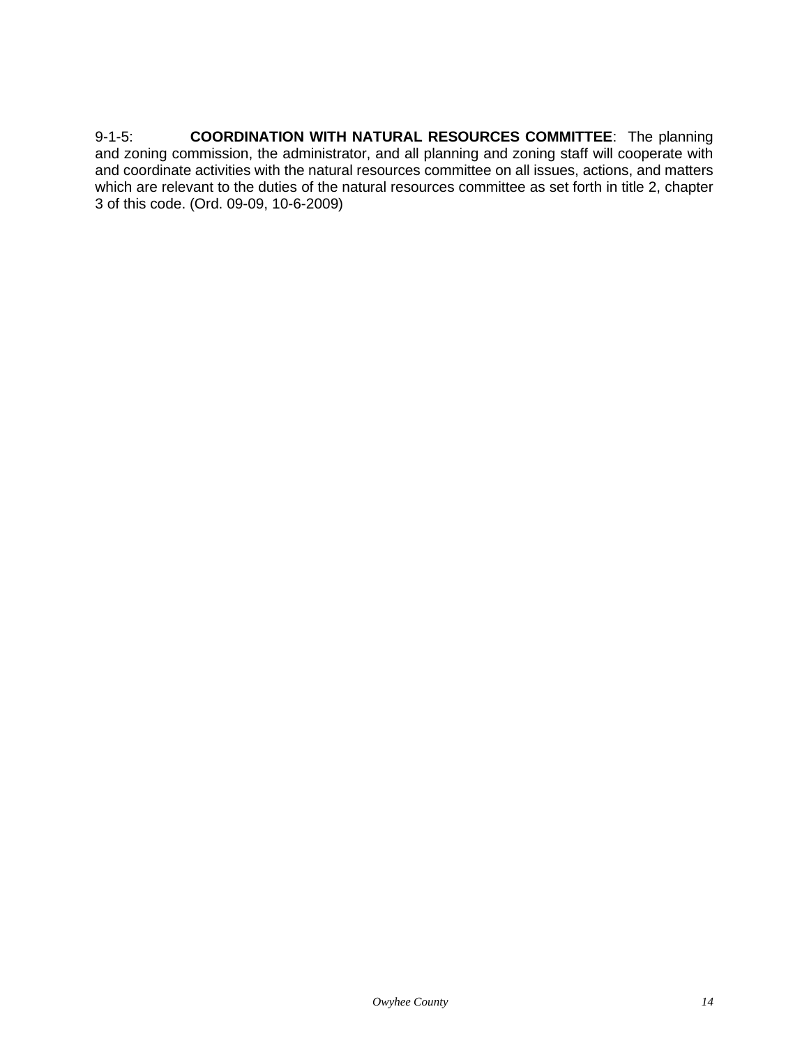9-1-5: **COORDINATION WITH NATURAL RESOURCES COMMITTEE**: The planning and zoning commission, the administrator, and all planning and zoning staff will cooperate with and coordinate activities with the natural resources committee on all issues, actions, and matters which are relevant to the duties of the natural resources committee as set forth in title 2, chapter 3 of this code. (Ord. 09-09, 10-6-2009)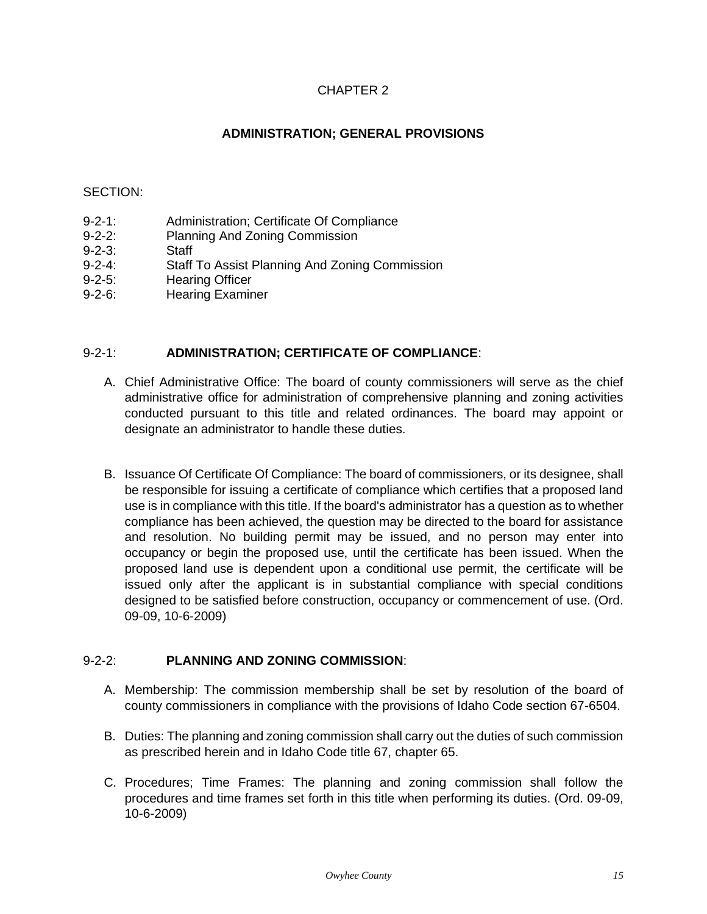# CHAPTER 2

## ADMINISTRATION; GENERAL PROVISIONS

SECTION:

9-2-1: Administration; Certificate Of Compliance
9-2-2: Planning And Zoning Commission
9-2-3: Staff
9-2-4: Staff To Assist Planning And Zoning Commission
9-2-5: Hearing Officer
9-2-6: Hearing Examiner

### 9-2-1: **ADMINISTRATION; CERTIFICATE OF COMPLIANCE**:

A. Chief Administrative Office: The board of county commissioners will serve as the chief administrative office for administration of comprehensive planning and zoning activities conducted pursuant to this title and related ordinances. The board may appoint or designate an administrator to handle these duties.

B. Issuance Of Certificate Of Compliance: The board of commissioners, or its designee, shall be responsible for issuing a certificate of compliance which certifies that a proposed land use is in compliance with this title. If the board's administrator has a question as to whether compliance has been achieved, the question may be directed to the board for assistance and resolution. No building permit may be issued, and no person may enter into occupancy or begin the proposed use, until the certificate has been issued. When the proposed land use is dependent upon a conditional use permit, the certificate will be issued only after the applicant is in substantial compliance with special conditions designed to be satisfied before construction, occupancy or commencement of use. (Ord. 09-09, 10-6-2009)

### 9-2-2: **PLANNING AND ZONING COMMISSION**:

A. Membership: The commission membership shall be set by resolution of the board of county commissioners in compliance with the provisions of Idaho Code section 67-6504.

B. Duties: The planning and zoning commission shall carry out the duties of such commission as prescribed herein and in Idaho Code title 67, chapter 65.

C. Procedures; Time Frames: The planning and zoning commission shall follow the procedures and time frames set forth in this title when performing its duties. (Ord. 09-09, 10-6-2009)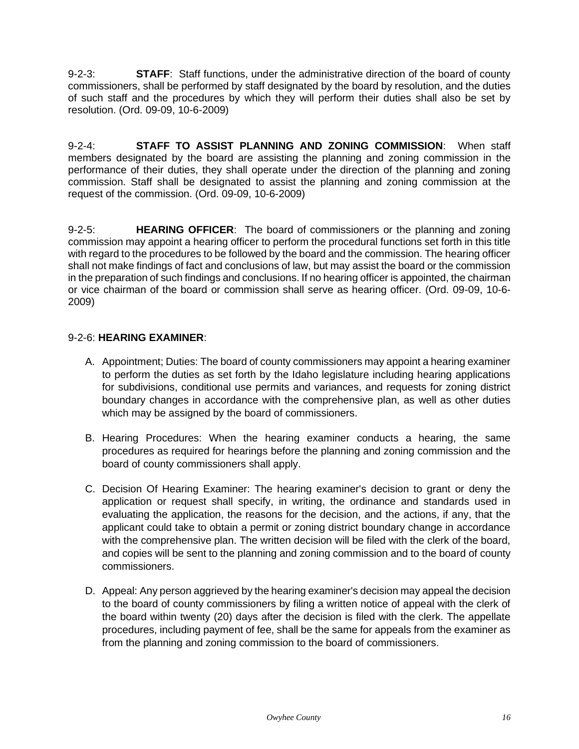9-2-3: **STAFF**: Staff functions, under the administrative direction of the board of county commissioners, shall be performed by staff designated by the board by resolution, and the duties of such staff and the procedures by which they will perform their duties shall also be set by resolution. (Ord. 09-09, 10-6-2009)

9-2-4: **STAFF TO ASSIST PLANNING AND ZONING COMMISSION**: When staff members designated by the board are assisting the planning and zoning commission in the performance of their duties, they shall operate under the direction of the planning and zoning commission. Staff shall be designated to assist the planning and zoning commission at the request of the commission. (Ord. 09-09, 10-6-2009)

9-2-5: **HEARING OFFICER**: The board of commissioners or the planning and zoning commission may appoint a hearing officer to perform the procedural functions set forth in this title with regard to the procedures to be followed by the board and the commission. The hearing officer shall not make findings of fact and conclusions of law, but may assist the board or the commission in the preparation of such findings and conclusions. If no hearing officer is appointed, the chairman or vice chairman of the board or commission shall serve as hearing officer. (Ord. 09-09, 10-6-2009)

9-2-6: **HEARING EXAMINER**:

A. Appointment; Duties: The board of county commissioners may appoint a hearing examiner to perform the duties as set forth by the Idaho legislature including hearing applications for subdivisions, conditional use permits and variances, and requests for zoning district boundary changes in accordance with the comprehensive plan, as well as other duties which may be assigned by the board of commissioners.

B. Hearing Procedures: When the hearing examiner conducts a hearing, the same procedures as required for hearings before the planning and zoning commission and the board of county commissioners shall apply.

C. Decision Of Hearing Examiner: The hearing examiner's decision to grant or deny the application or request shall specify, in writing, the ordinance and standards used in evaluating the application, the reasons for the decision, and the actions, if any, that the applicant could take to obtain a permit or zoning district boundary change in accordance with the comprehensive plan. The written decision will be filed with the clerk of the board, and copies will be sent to the planning and zoning commission and to the board of county commissioners.

D. Appeal: Any person aggrieved by the hearing examiner's decision may appeal the decision to the board of county commissioners by filing a written notice of appeal with the clerk of the board within twenty (20) days after the decision is filed with the clerk. The appellate procedures, including payment of fee, shall be the same for appeals from the examiner as from the planning and zoning commission to the board of commissioners.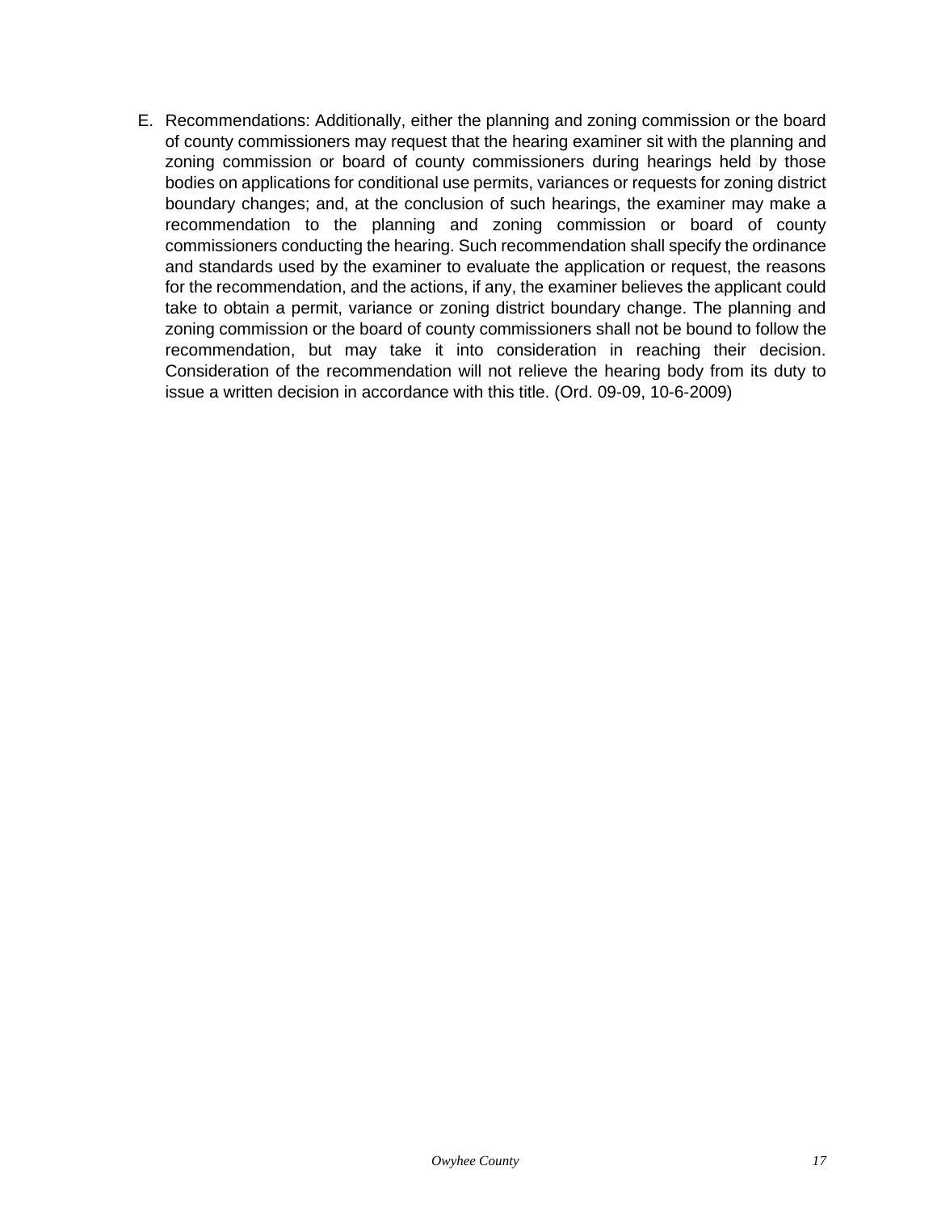E. Recommendations: Additionally, either the planning and zoning commission or the board of county commissioners may request that the hearing examiner sit with the planning and zoning commission or board of county commissioners during hearings held by those bodies on applications for conditional use permits, variances or requests for zoning district boundary changes; and, at the conclusion of such hearings, the examiner may make a recommendation to the planning and zoning commission or board of county commissioners conducting the hearing. Such recommendation shall specify the ordinance and standards used by the examiner to evaluate the application or request, the reasons for the recommendation, and the actions, if any, the examiner believes the applicant could take to obtain a permit, variance or zoning district boundary change. The planning and zoning commission or the board of county commissioners shall not be bound to follow the recommendation, but may take it into consideration in reaching their decision. Consideration of the recommendation will not relieve the hearing body from its duty to issue a written decision in accordance with this title. (Ord. 09-09, 10-6-2009)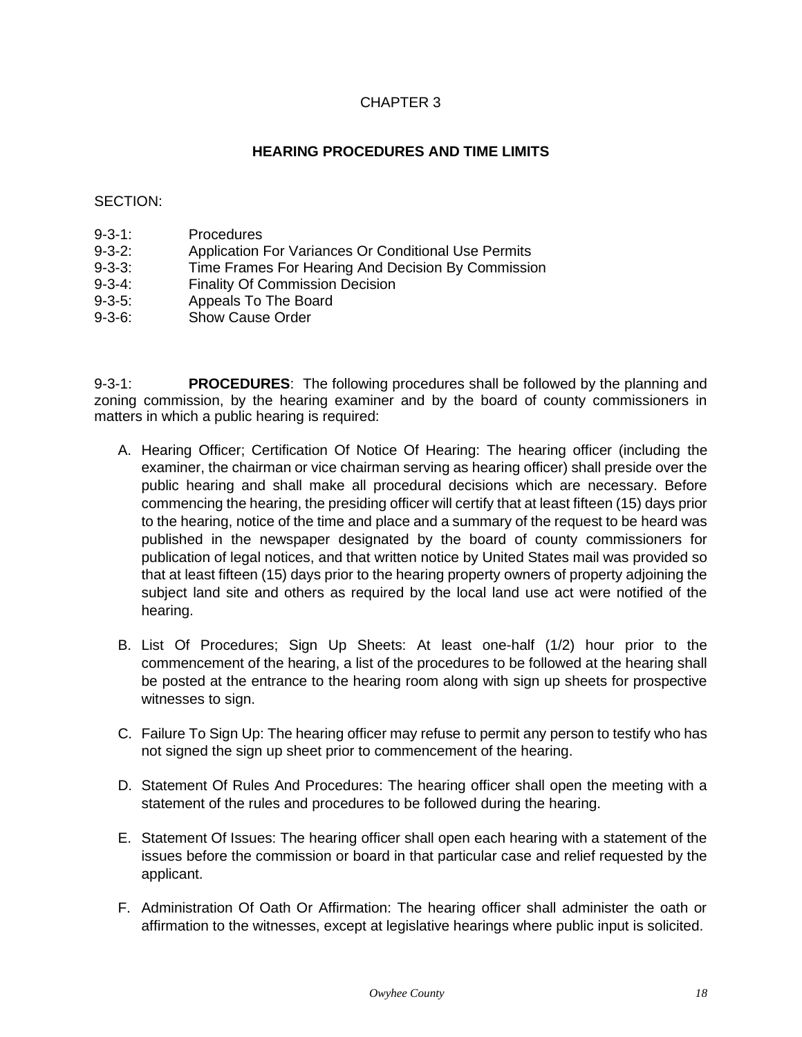# CHAPTER 3

## HEARING PROCEDURES AND TIME LIMITS

SECTION:

9-3-1: Procedures
9-3-2: Application For Variances Or Conditional Use Permits
9-3-3: Time Frames For Hearing And Decision By Commission
9-3-4: Finality Of Commission Decision
9-3-5: Appeals To The Board
9-3-6: Show Cause Order

9-3-1: **PROCEDURES**: The following procedures shall be followed by the planning and zoning commission, by the hearing examiner and by the board of county commissioners in matters in which a public hearing is required:

A. Hearing Officer; Certification Of Notice Of Hearing: The hearing officer (including the examiner, the chairman or vice chairman serving as hearing officer) shall preside over the public hearing and shall make all procedural decisions which are necessary. Before commencing the hearing, the presiding officer will certify that at least fifteen (15) days prior to the hearing, notice of the time and place and a summary of the request to be heard was published in the newspaper designated by the board of county commissioners for publication of legal notices, and that written notice by United States mail was provided so that at least fifteen (15) days prior to the hearing property owners of property adjoining the subject land site and others as required by the local land use act were notified of the hearing.

B. List Of Procedures; Sign Up Sheets: At least one-half (1/2) hour prior to the commencement of the hearing, a list of the procedures to be followed at the hearing shall be posted at the entrance to the hearing room along with sign up sheets for prospective witnesses to sign.

C. Failure To Sign Up: The hearing officer may refuse to permit any person to testify who has not signed the sign up sheet prior to commencement of the hearing.

D. Statement Of Rules And Procedures: The hearing officer shall open the meeting with a statement of the rules and procedures to be followed during the hearing.

E. Statement Of Issues: The hearing officer shall open each hearing with a statement of the issues before the commission or board in that particular case and relief requested by the applicant.

F. Administration Of Oath Or Affirmation: The hearing officer shall administer the oath or affirmation to the witnesses, except at legislative hearings where public input is solicited.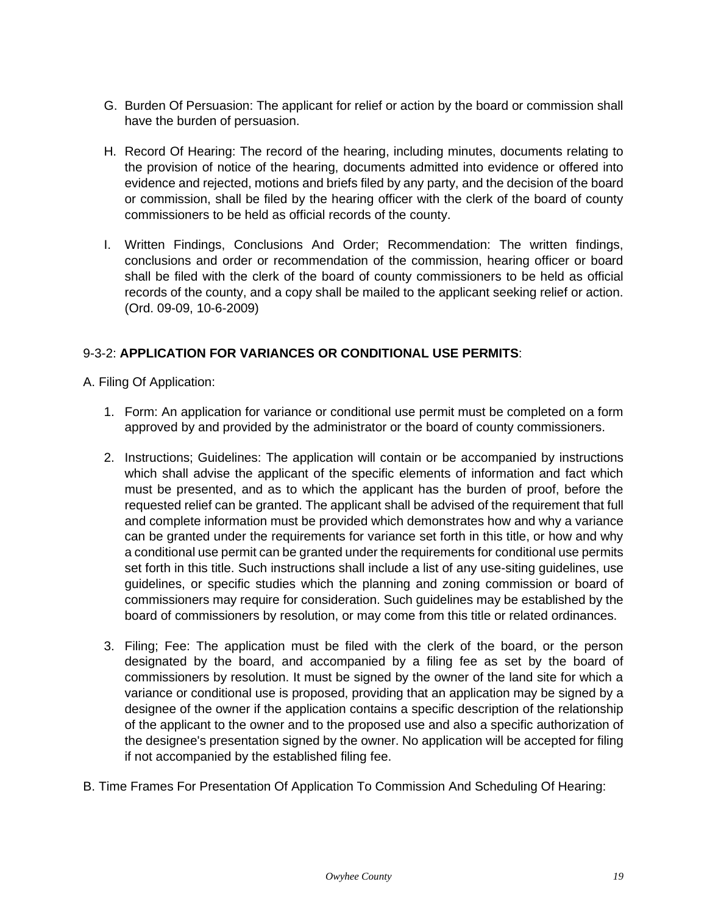G. Burden Of Persuasion: The applicant for relief or action by the board or commission shall have the burden of persuasion.

H. Record Of Hearing: The record of the hearing, including minutes, documents relating to the provision of notice of the hearing, documents admitted into evidence or offered into evidence and rejected, motions and briefs filed by any party, and the decision of the board or commission, shall be filed by the hearing officer with the clerk of the board of county commissioners to be held as official records of the county.

I. Written Findings, Conclusions And Order; Recommendation: The written findings, conclusions and order or recommendation of the commission, hearing officer or board shall be filed with the clerk of the board of county commissioners to be held as official records of the county, and a copy shall be mailed to the applicant seeking relief or action. (Ord. 09-09, 10-6-2009)

### 9-3-2: **APPLICATION FOR VARIANCES OR CONDITIONAL USE PERMITS**:

A. Filing Of Application:

1. Form: An application for variance or conditional use permit must be completed on a form approved by and provided by the administrator or the board of county commissioners.

2. Instructions; Guidelines: The application will contain or be accompanied by instructions which shall advise the applicant of the specific elements of information and fact which must be presented, and as to which the applicant has the burden of proof, before the requested relief can be granted. The applicant shall be advised of the requirement that full and complete information must be provided which demonstrates how and why a variance can be granted under the requirements for variance set forth in this title, or how and why a conditional use permit can be granted under the requirements for conditional use permits set forth in this title. Such instructions shall include a list of any use-siting guidelines, use guidelines, or specific studies which the planning and zoning commission or board of commissioners may require for consideration. Such guidelines may be established by the board of commissioners by resolution, or may come from this title or related ordinances.

3. Filing; Fee: The application must be filed with the clerk of the board, or the person designated by the board, and accompanied by a filing fee as set by the board of commissioners by resolution. It must be signed by the owner of the land site for which a variance or conditional use is proposed, providing that an application may be signed by a designee of the owner if the application contains a specific description of the relationship of the applicant to the owner and to the proposed use and also a specific authorization of the designee's presentation signed by the owner. No application will be accepted for filing if not accompanied by the established filing fee.

B. Time Frames For Presentation Of Application To Commission And Scheduling Of Hearing: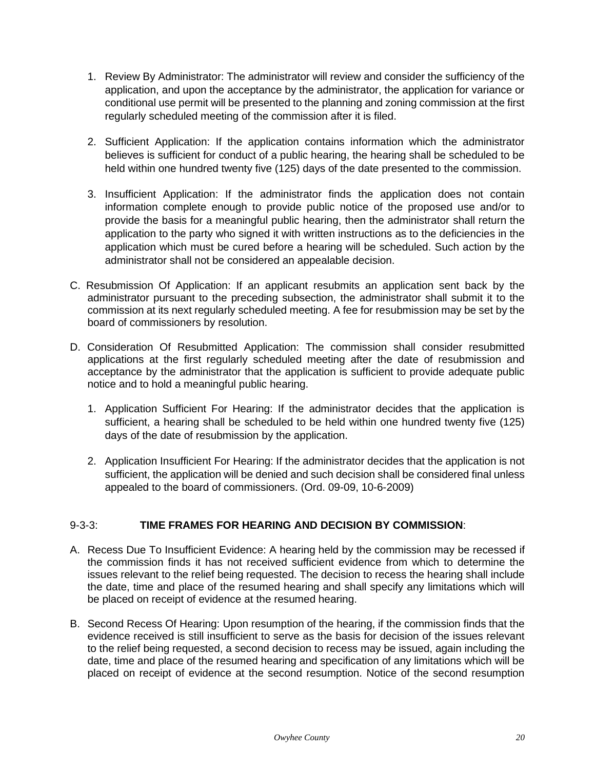1. Review By Administrator: The administrator will review and consider the sufficiency of the application, and upon the acceptance by the administrator, the application for variance or conditional use permit will be presented to the planning and zoning commission at the first regularly scheduled meeting of the commission after it is filed.

2. Sufficient Application: If the application contains information which the administrator believes is sufficient for conduct of a public hearing, the hearing shall be scheduled to be held within one hundred twenty five (125) days of the date presented to the commission.

3. Insufficient Application: If the administrator finds the application does not contain information complete enough to provide public notice of the proposed use and/or to provide the basis for a meaningful public hearing, then the administrator shall return the application to the party who signed it with written instructions as to the deficiencies in the application which must be cured before a hearing will be scheduled. Such action by the administrator shall not be considered an appealable decision.

C. Resubmission Of Application: If an applicant resubmits an application sent back by the administrator pursuant to the preceding subsection, the administrator shall submit it to the commission at its next regularly scheduled meeting. A fee for resubmission may be set by the board of commissioners by resolution.

D. Consideration Of Resubmitted Application: The commission shall consider resubmitted applications at the first regularly scheduled meeting after the date of resubmission and acceptance by the administrator that the application is sufficient to provide adequate public notice and to hold a meaningful public hearing.

1. Application Sufficient For Hearing: If the administrator decides that the application is sufficient, a hearing shall be scheduled to be held within one hundred twenty five (125) days of the date of resubmission by the application.

2. Application Insufficient For Hearing: If the administrator decides that the application is not sufficient, the application will be denied and such decision shall be considered final unless appealed to the board of commissioners. (Ord. 09-09, 10-6-2009)

## 9-3-3: **TIME FRAMES FOR HEARING AND DECISION BY COMMISSION**:

A. Recess Due To Insufficient Evidence: A hearing held by the commission may be recessed if the commission finds it has not received sufficient evidence from which to determine the issues relevant to the relief being requested. The decision to recess the hearing shall include the date, time and place of the resumed hearing and shall specify any limitations which will be placed on receipt of evidence at the resumed hearing.

B. Second Recess Of Hearing: Upon resumption of the hearing, if the commission finds that the evidence received is still insufficient to serve as the basis for decision of the issues relevant to the relief being requested, a second decision to recess may be issued, again including the date, time and place of the resumed hearing and specification of any limitations which will be placed on receipt of evidence at the second resumption. Notice of the second resumption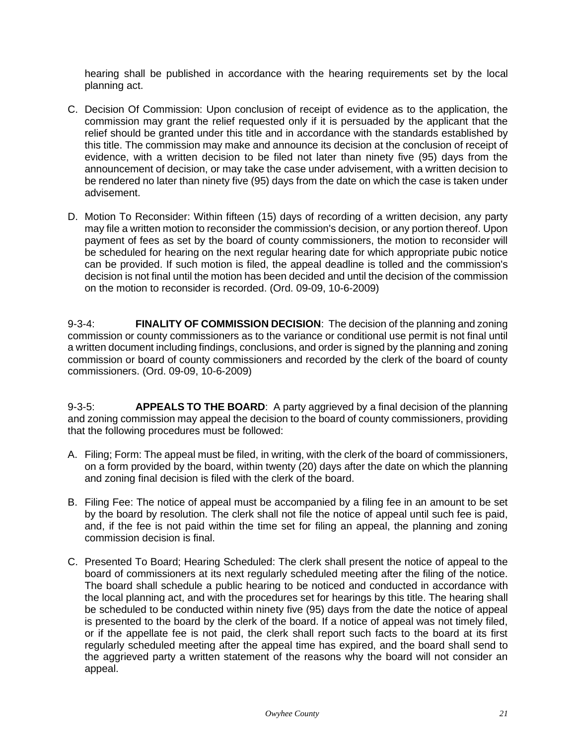hearing shall be published in accordance with the hearing requirements set by the local planning act.

C. Decision Of Commission: Upon conclusion of receipt of evidence as to the application, the commission may grant the relief requested only if it is persuaded by the applicant that the relief should be granted under this title and in accordance with the standards established by this title. The commission may make and announce its decision at the conclusion of receipt of evidence, with a written decision to be filed not later than ninety five (95) days from the announcement of decision, or may take the case under advisement, with a written decision to be rendered no later than ninety five (95) days from the date on which the case is taken under advisement.

D. Motion To Reconsider: Within fifteen (15) days of recording of a written decision, any party may file a written motion to reconsider the commission's decision, or any portion thereof. Upon payment of fees as set by the board of county commissioners, the motion to reconsider will be scheduled for hearing on the next regular hearing date for which appropriate pubic notice can be provided. If such motion is filed, the appeal deadline is tolled and the commission's decision is not final until the motion has been decided and until the decision of the commission on the motion to reconsider is recorded. (Ord. 09-09, 10-6-2009)

9-3-4: **FINALITY OF COMMISSION DECISION**: The decision of the planning and zoning commission or county commissioners as to the variance or conditional use permit is not final until a written document including findings, conclusions, and order is signed by the planning and zoning commission or board of county commissioners and recorded by the clerk of the board of county commissioners. (Ord. 09-09, 10-6-2009)

9-3-5: **APPEALS TO THE BOARD**: A party aggrieved by a final decision of the planning and zoning commission may appeal the decision to the board of county commissioners, providing that the following procedures must be followed:

A. Filing; Form: The appeal must be filed, in writing, with the clerk of the board of commissioners, on a form provided by the board, within twenty (20) days after the date on which the planning and zoning final decision is filed with the clerk of the board.

B. Filing Fee: The notice of appeal must be accompanied by a filing fee in an amount to be set by the board by resolution. The clerk shall not file the notice of appeal until such fee is paid, and, if the fee is not paid within the time set for filing an appeal, the planning and zoning commission decision is final.

C. Presented To Board; Hearing Scheduled: The clerk shall present the notice of appeal to the board of commissioners at its next regularly scheduled meeting after the filing of the notice. The board shall schedule a public hearing to be noticed and conducted in accordance with the local planning act, and with the procedures set for hearings by this title. The hearing shall be scheduled to be conducted within ninety five (95) days from the date the notice of appeal is presented to the board by the clerk of the board. If a notice of appeal was not timely filed, or if the appellate fee is not paid, the clerk shall report such facts to the board at its first regularly scheduled meeting after the appeal time has expired, and the board shall send to the aggrieved party a written statement of the reasons why the board will not consider an appeal.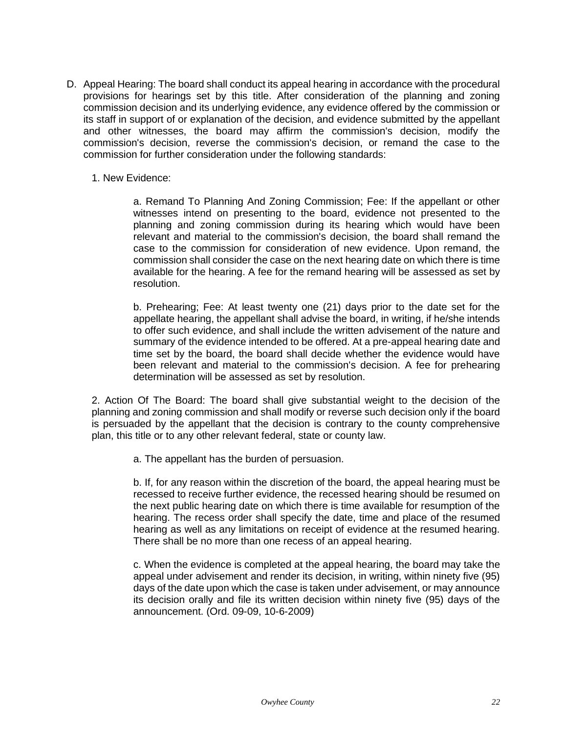D. Appeal Hearing: The board shall conduct its appeal hearing in accordance with the procedural provisions for hearings set by this title. After consideration of the planning and zoning commission decision and its underlying evidence, any evidence offered by the commission or its staff in support of or explanation of the decision, and evidence submitted by the appellant and other witnesses, the board may affirm the commission's decision, modify the commission's decision, reverse the commission's decision, or remand the case to the commission for further consideration under the following standards:

   1. New Evidence:

      a. Remand To Planning And Zoning Commission; Fee: If the appellant or other witnesses intend on presenting to the board, evidence not presented to the planning and zoning commission during its hearing which would have been relevant and material to the commission's decision, the board shall remand the case to the commission for consideration of new evidence. Upon remand, the commission shall consider the case on the next hearing date on which there is time available for the hearing. A fee for the remand hearing will be assessed as set by resolution.

      b. Prehearing; Fee: At least twenty one (21) days prior to the date set for the appellate hearing, the appellant shall advise the board, in writing, if he/she intends to offer such evidence, and shall include the written advisement of the nature and summary of the evidence intended to be offered. At a pre-appeal hearing date and time set by the board, the board shall decide whether the evidence would have been relevant and material to the commission's decision. A fee for prehearing determination will be assessed as set by resolution.

   2. Action Of The Board: The board shall give substantial weight to the decision of the planning and zoning commission and shall modify or reverse such decision only if the board is persuaded by the appellant that the decision is contrary to the county comprehensive plan, this title or to any other relevant federal, state or county law.

      a. The appellant has the burden of persuasion.

      b. If, for any reason within the discretion of the board, the appeal hearing must be recessed to receive further evidence, the recessed hearing should be resumed on the next public hearing date on which there is time available for resumption of the hearing. The recess order shall specify the date, time and place of the resumed hearing as well as any limitations on receipt of evidence at the resumed hearing. There shall be no more than one recess of an appeal hearing.

      c. When the evidence is completed at the appeal hearing, the board may take the appeal under advisement and render its decision, in writing, within ninety five (95) days of the date upon which the case is taken under advisement, or may announce its decision orally and file its written decision within ninety five (95) days of the announcement. (Ord. 09-09, 10-6-2009)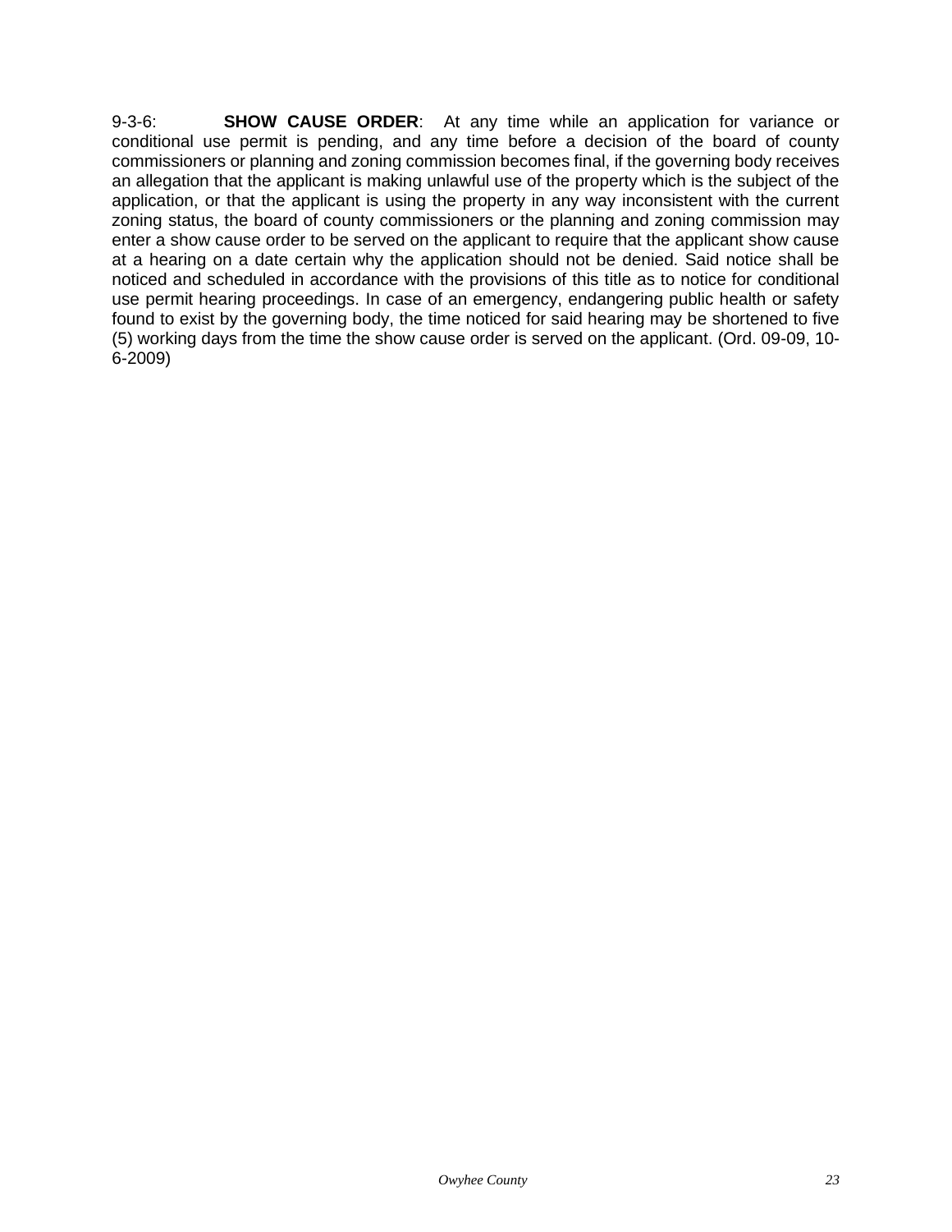9-3-6: **SHOW CAUSE ORDER**: At any time while an application for variance or conditional use permit is pending, and any time before a decision of the board of county commissioners or planning and zoning commission becomes final, if the governing body receives an allegation that the applicant is making unlawful use of the property which is the subject of the application, or that the applicant is using the property in any way inconsistent with the current zoning status, the board of county commissioners or the planning and zoning commission may enter a show cause order to be served on the applicant to require that the applicant show cause at a hearing on a date certain why the application should not be denied. Said notice shall be noticed and scheduled in accordance with the provisions of this title as to notice for conditional use permit hearing proceedings. In case of an emergency, endangering public health or safety found to exist by the governing body, the time noticed for said hearing may be shortened to five (5) working days from the time the show cause order is served on the applicant. (Ord. 09-09, 10-6-2009)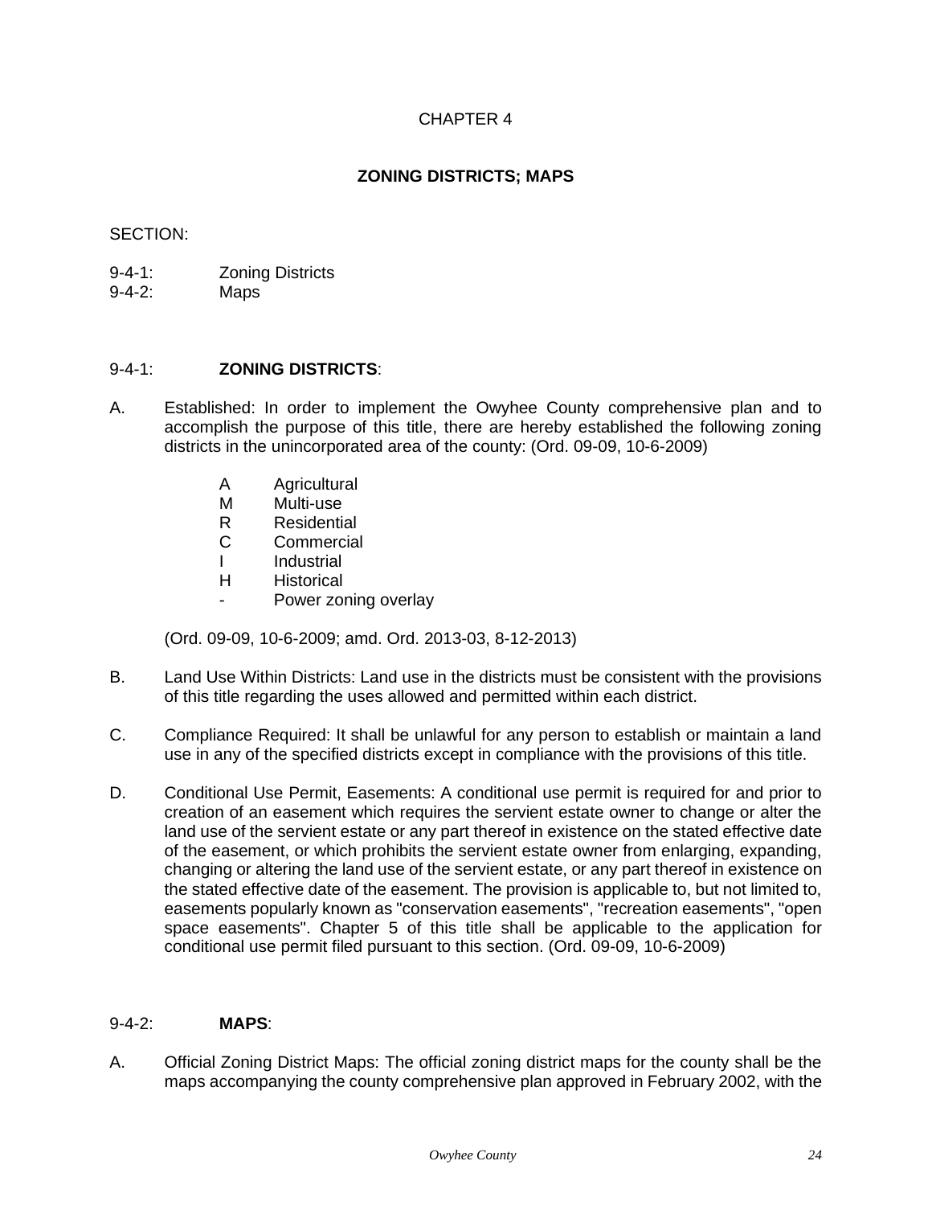# CHAPTER 4

## ZONING DISTRICTS; MAPS

SECTION:

9-4-1: Zoning Districts
9-4-2: Maps

### 9-4-1: **ZONING DISTRICTS**:

A. Established: In order to implement the Owyhee County comprehensive plan and to accomplish the purpose of this title, there are hereby established the following zoning districts in the unincorporated area of the county: (Ord. 09-09, 10-6-2009)

| | |
|---|---|
| A | Agricultural |
| M | Multi-use |
| R | Residential |
| C | Commercial |
| I | Industrial |
| H | Historical |
| - | Power zoning overlay |

(Ord. 09-09, 10-6-2009; amd. Ord. 2013-03, 8-12-2013)

B. Land Use Within Districts: Land use in the districts must be consistent with the provisions of this title regarding the uses allowed and permitted within each district.

C. Compliance Required: It shall be unlawful for any person to establish or maintain a land use in any of the specified districts except in compliance with the provisions of this title.

D. Conditional Use Permit, Easements: A conditional use permit is required for and prior to creation of an easement which requires the servient estate owner to change or alter the land use of the servient estate or any part thereof in existence on the stated effective date of the easement, or which prohibits the servient estate owner from enlarging, expanding, changing or altering the land use of the servient estate, or any part thereof in existence on the stated effective date of the easement. The provision is applicable to, but not limited to, easements popularly known as "conservation easements", "recreation easements", "open space easements". Chapter 5 of this title shall be applicable to the application for conditional use permit filed pursuant to this section. (Ord. 09-09, 10-6-2009)

### 9-4-2: **MAPS**:

A. Official Zoning District Maps: The official zoning district maps for the county shall be the maps accompanying the county comprehensive plan approved in February 2002, with the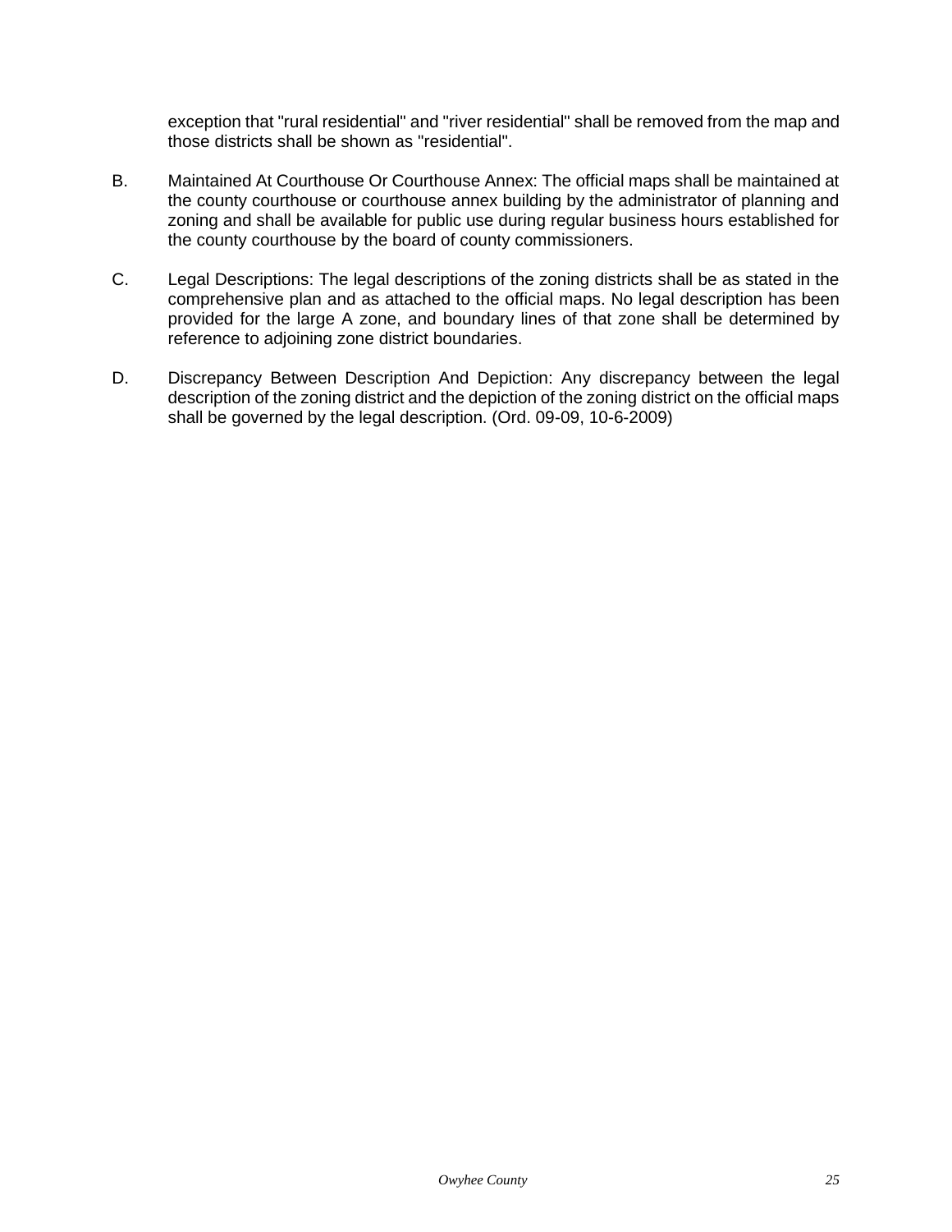exception that "rural residential" and "river residential" shall be removed from the map and those districts shall be shown as "residential".

B. Maintained At Courthouse Or Courthouse Annex: The official maps shall be maintained at the county courthouse or courthouse annex building by the administrator of planning and zoning and shall be available for public use during regular business hours established for the county courthouse by the board of county commissioners.

C. Legal Descriptions: The legal descriptions of the zoning districts shall be as stated in the comprehensive plan and as attached to the official maps. No legal description has been provided for the large A zone, and boundary lines of that zone shall be determined by reference to adjoining zone district boundaries.

D. Discrepancy Between Description And Depiction: Any discrepancy between the legal description of the zoning district and the depiction of the zoning district on the official maps shall be governed by the legal description. (Ord. 09-09, 10-6-2009)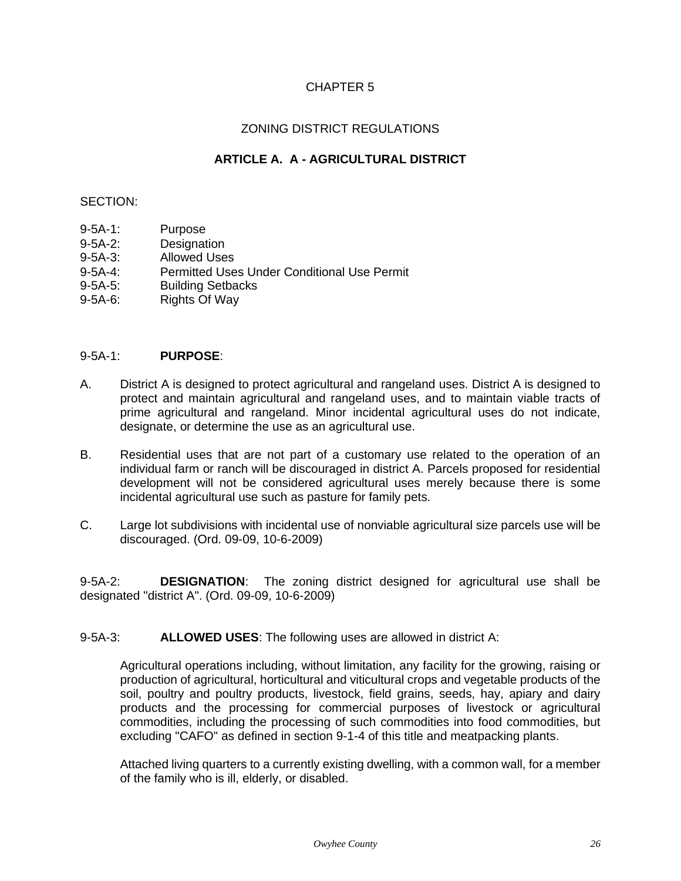# CHAPTER 5

## ZONING DISTRICT REGULATIONS

### ARTICLE A. A - AGRICULTURAL DISTRICT

SECTION:

- 9-5A-1: Purpose
- 9-5A-2: Designation
- 9-5A-3: Allowed Uses
- 9-5A-4: Permitted Uses Under Conditional Use Permit
- 9-5A-5: Building Setbacks
- 9-5A-6: Rights Of Way

9-5A-1: **PURPOSE**:

A. District A is designed to protect agricultural and rangeland uses. District A is designed to protect and maintain agricultural and rangeland uses, and to maintain viable tracts of prime agricultural and rangeland. Minor incidental agricultural uses do not indicate, designate, or determine the use as an agricultural use.

B. Residential uses that are not part of a customary use related to the operation of an individual farm or ranch will be discouraged in district A. Parcels proposed for residential development will not be considered agricultural uses merely because there is some incidental agricultural use such as pasture for family pets.

C. Large lot subdivisions with incidental use of nonviable agricultural size parcels use will be discouraged. (Ord. 09-09, 10-6-2009)

9-5A-2: **DESIGNATION**: The zoning district designed for agricultural use shall be designated "district A". (Ord. 09-09, 10-6-2009)

9-5A-3: **ALLOWED USES**: The following uses are allowed in district A:

Agricultural operations including, without limitation, any facility for the growing, raising or production of agricultural, horticultural and viticultural crops and vegetable products of the soil, poultry and poultry products, livestock, field grains, seeds, hay, apiary and dairy products and the processing for commercial purposes of livestock or agricultural commodities, including the processing of such commodities into food commodities, but excluding "CAFO" as defined in section 9-1-4 of this title and meatpacking plants.

Attached living quarters to a currently existing dwelling, with a common wall, for a member of the family who is ill, elderly, or disabled.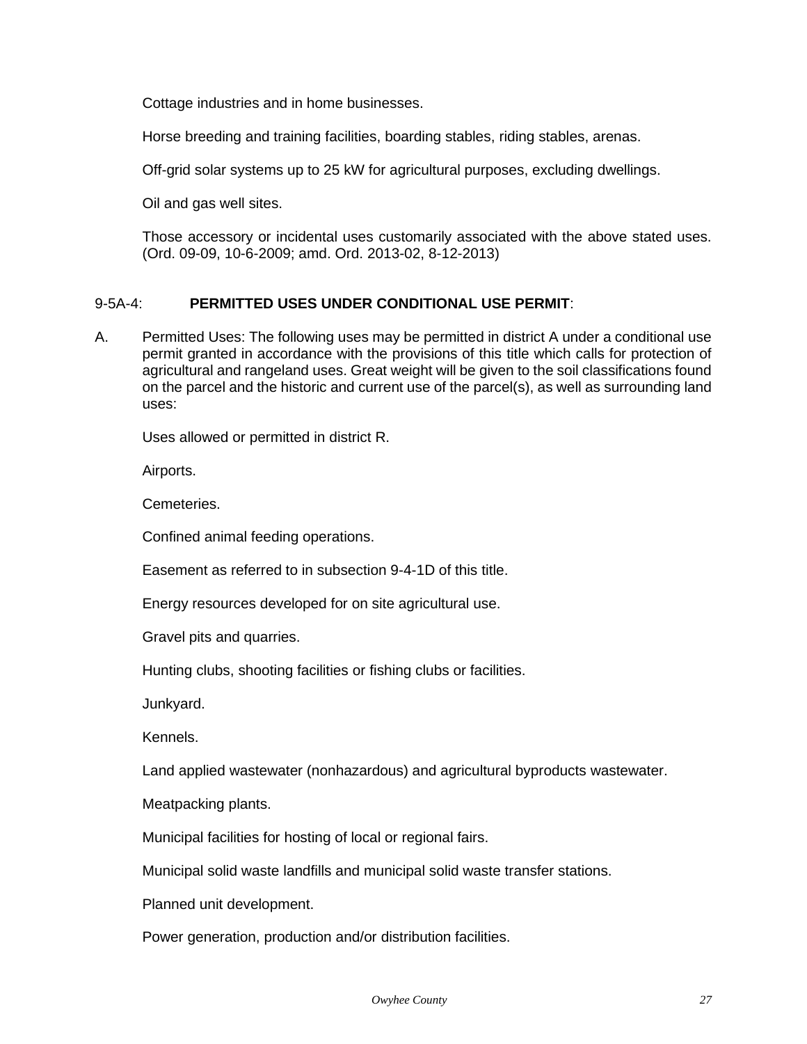Cottage industries and in home businesses.

Horse breeding and training facilities, boarding stables, riding stables, arenas.

Off-grid solar systems up to 25 kW for agricultural purposes, excluding dwellings.

Oil and gas well sites.

Those accessory or incidental uses customarily associated with the above stated uses. (Ord. 09-09, 10-6-2009; amd. Ord. 2013-02, 8-12-2013)

9-5A-4: **PERMITTED USES UNDER CONDITIONAL USE PERMIT**:

A. Permitted Uses: The following uses may be permitted in district A under a conditional use permit granted in accordance with the provisions of this title which calls for protection of agricultural and rangeland uses. Great weight will be given to the soil classifications found on the parcel and the historic and current use of the parcel(s), as well as surrounding land uses:

Uses allowed or permitted in district R.

Airports.

Cemeteries.

Confined animal feeding operations.

Easement as referred to in subsection 9-4-1D of this title.

Energy resources developed for on site agricultural use.

Gravel pits and quarries.

Hunting clubs, shooting facilities or fishing clubs or facilities.

Junkyard.

Kennels.

Land applied wastewater (nonhazardous) and agricultural byproducts wastewater.

Meatpacking plants.

Municipal facilities for hosting of local or regional fairs.

Municipal solid waste landfills and municipal solid waste transfer stations.

Planned unit development.

Power generation, production and/or distribution facilities.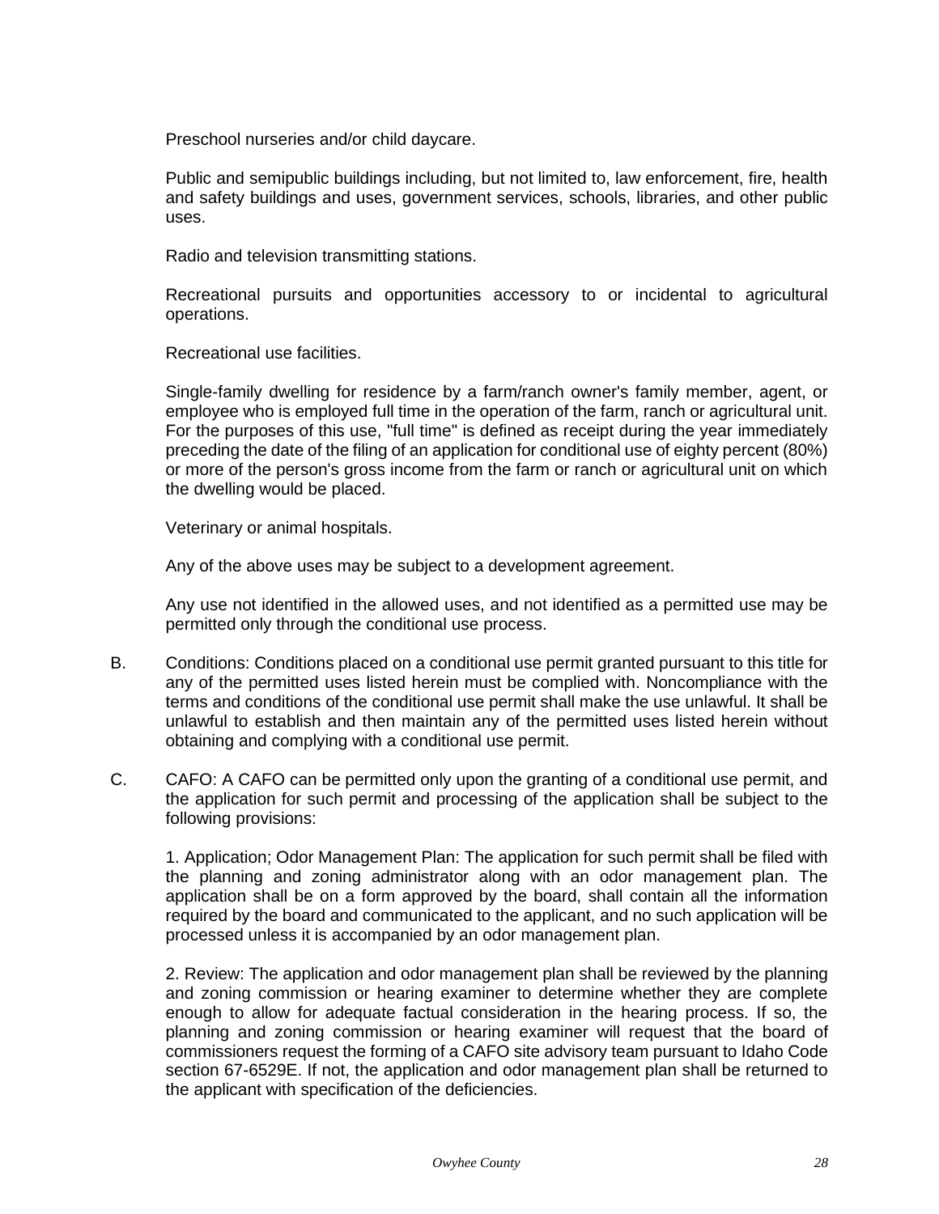Preschool nurseries and/or child daycare.

Public and semipublic buildings including, but not limited to, law enforcement, fire, health and safety buildings and uses, government services, schools, libraries, and other public uses.

Radio and television transmitting stations.

Recreational pursuits and opportunities accessory to or incidental to agricultural operations.

Recreational use facilities.

Single-family dwelling for residence by a farm/ranch owner's family member, agent, or employee who is employed full time in the operation of the farm, ranch or agricultural unit. For the purposes of this use, "full time" is defined as receipt during the year immediately preceding the date of the filing of an application for conditional use of eighty percent (80%) or more of the person's gross income from the farm or ranch or agricultural unit on which the dwelling would be placed.

Veterinary or animal hospitals.

Any of the above uses may be subject to a development agreement.

Any use not identified in the allowed uses, and not identified as a permitted use may be permitted only through the conditional use process.

B. Conditions: Conditions placed on a conditional use permit granted pursuant to this title for any of the permitted uses listed herein must be complied with. Noncompliance with the terms and conditions of the conditional use permit shall make the use unlawful. It shall be unlawful to establish and then maintain any of the permitted uses listed herein without obtaining and complying with a conditional use permit.

C. CAFO: A CAFO can be permitted only upon the granting of a conditional use permit, and the application for such permit and processing of the application shall be subject to the following provisions:

1. Application; Odor Management Plan: The application for such permit shall be filed with the planning and zoning administrator along with an odor management plan. The application shall be on a form approved by the board, shall contain all the information required by the board and communicated to the applicant, and no such application will be processed unless it is accompanied by an odor management plan.

2. Review: The application and odor management plan shall be reviewed by the planning and zoning commission or hearing examiner to determine whether they are complete enough to allow for adequate factual consideration in the hearing process. If so, the planning and zoning commission or hearing examiner will request that the board of commissioners request the forming of a CAFO site advisory team pursuant to Idaho Code section 67-6529E. If not, the application and odor management plan shall be returned to the applicant with specification of the deficiencies.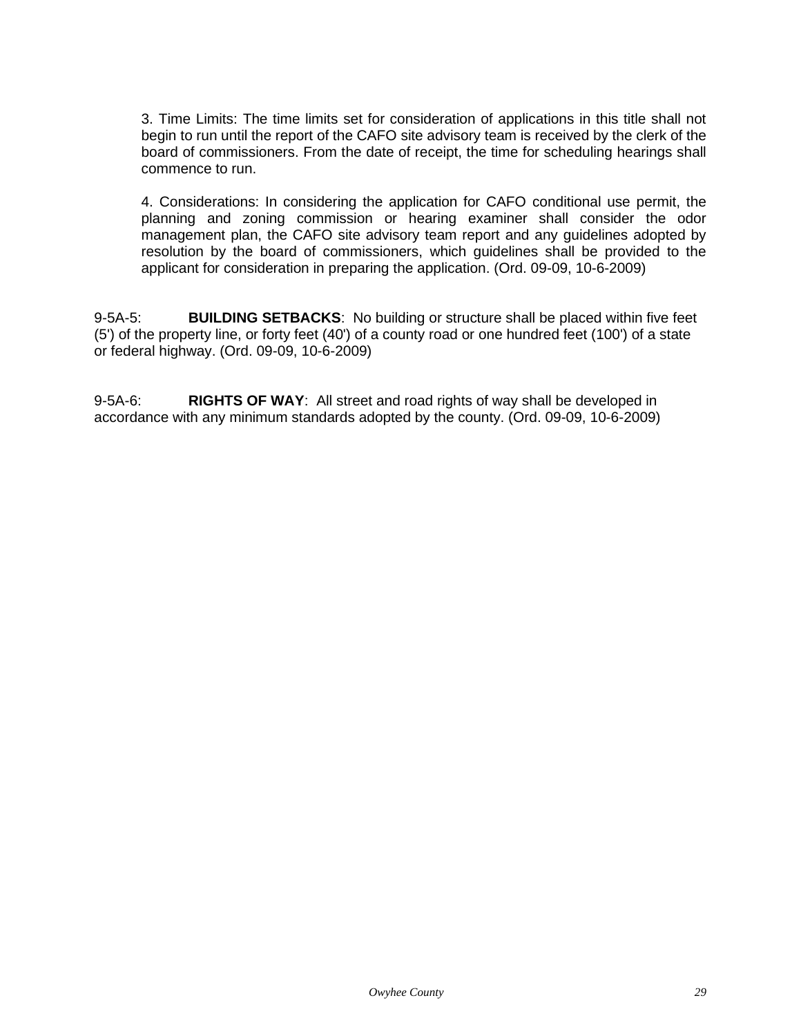3. Time Limits: The time limits set for consideration of applications in this title shall not begin to run until the report of the CAFO site advisory team is received by the clerk of the board of commissioners. From the date of receipt, the time for scheduling hearings shall commence to run.

4. Considerations: In considering the application for CAFO conditional use permit, the planning and zoning commission or hearing examiner shall consider the odor management plan, the CAFO site advisory team report and any guidelines adopted by resolution by the board of commissioners, which guidelines shall be provided to the applicant for consideration in preparing the application. (Ord. 09-09, 10-6-2009)

9-5A-5: **BUILDING SETBACKS**: No building or structure shall be placed within five feet (5') of the property line, or forty feet (40') of a county road or one hundred feet (100') of a state or federal highway. (Ord. 09-09, 10-6-2009)

9-5A-6: **RIGHTS OF WAY**: All street and road rights of way shall be developed in accordance with any minimum standards adopted by the county. (Ord. 09-09, 10-6-2009)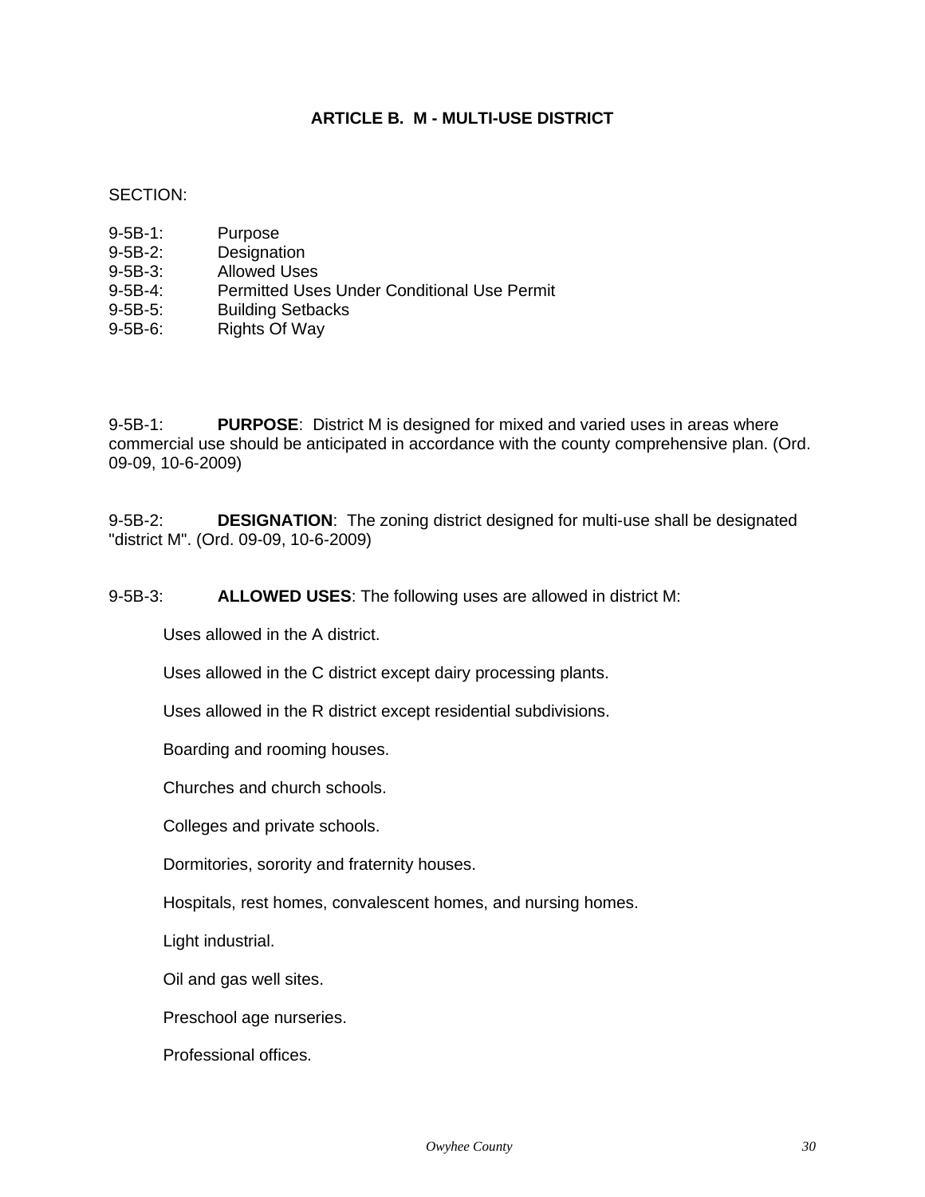## ARTICLE B. M - MULTI-USE DISTRICT

SECTION:

9-5B-1: Purpose
9-5B-2: Designation
9-5B-3: Allowed Uses
9-5B-4: Permitted Uses Under Conditional Use Permit
9-5B-5: Building Setbacks
9-5B-6: Rights Of Way

9-5B-1: **PURPOSE**: District M is designed for mixed and varied uses in areas where commercial use should be anticipated in accordance with the county comprehensive plan. (Ord. 09-09, 10-6-2009)

9-5B-2: **DESIGNATION**: The zoning district designed for multi-use shall be designated "district M". (Ord. 09-09, 10-6-2009)

9-5B-3: **ALLOWED USES**: The following uses are allowed in district M:

Uses allowed in the A district.

Uses allowed in the C district except dairy processing plants.

Uses allowed in the R district except residential subdivisions.

Boarding and rooming houses.

Churches and church schools.

Colleges and private schools.

Dormitories, sorority and fraternity houses.

Hospitals, rest homes, convalescent homes, and nursing homes.

Light industrial.

Oil and gas well sites.

Preschool age nurseries.

Professional offices.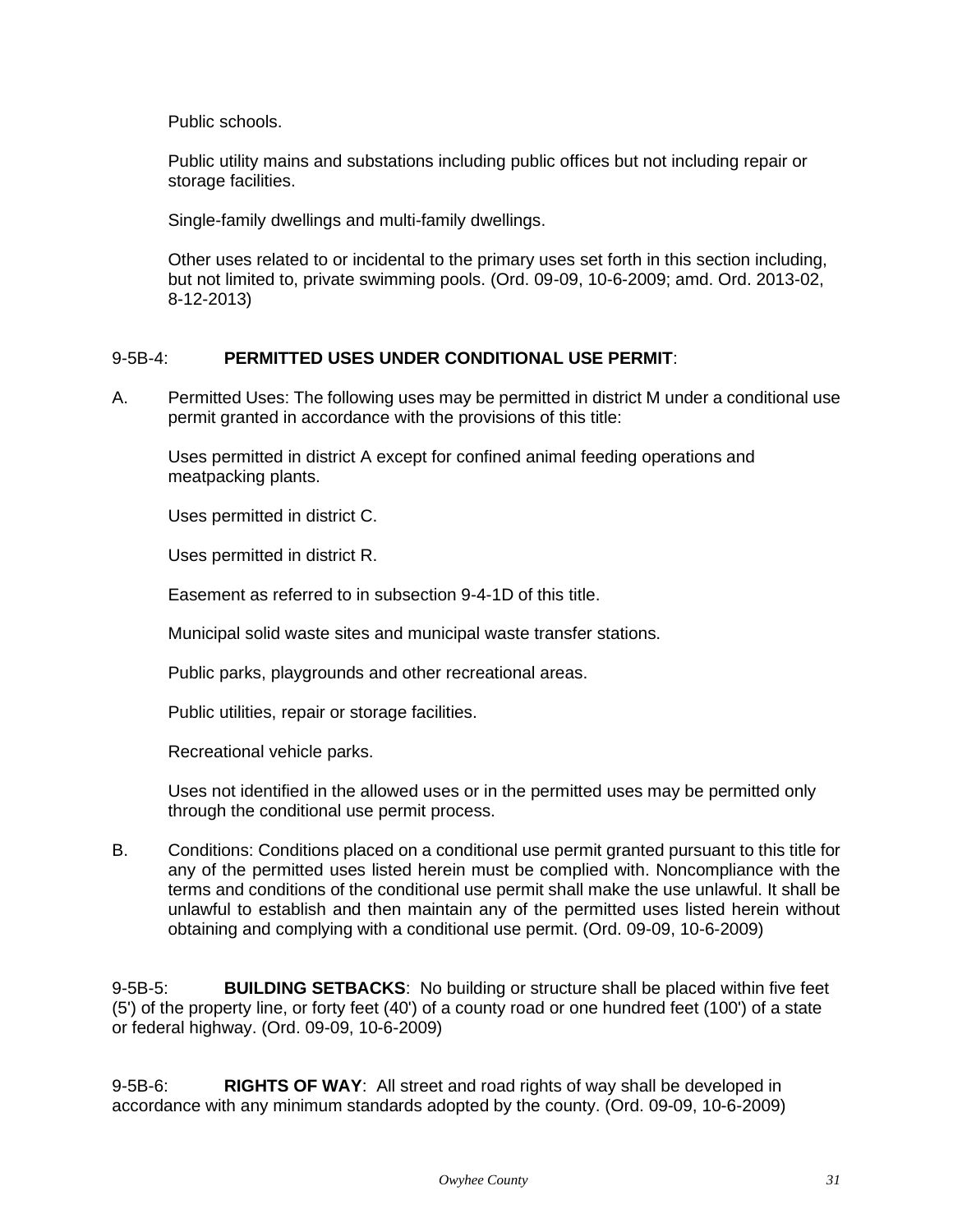Public schools.

Public utility mains and substations including public offices but not including repair or storage facilities.

Single-family dwellings and multi-family dwellings.

Other uses related to or incidental to the primary uses set forth in this section including, but not limited to, private swimming pools. (Ord. 09-09, 10-6-2009; amd. Ord. 2013-02, 8-12-2013)

9-5B-4: **PERMITTED USES UNDER CONDITIONAL USE PERMIT**:

A. Permitted Uses: The following uses may be permitted in district M under a conditional use permit granted in accordance with the provisions of this title:

Uses permitted in district A except for confined animal feeding operations and meatpacking plants.

Uses permitted in district C.

Uses permitted in district R.

Easement as referred to in subsection 9-4-1D of this title.

Municipal solid waste sites and municipal waste transfer stations.

Public parks, playgrounds and other recreational areas.

Public utilities, repair or storage facilities.

Recreational vehicle parks.

Uses not identified in the allowed uses or in the permitted uses may be permitted only through the conditional use permit process.

B. Conditions: Conditions placed on a conditional use permit granted pursuant to this title for any of the permitted uses listed herein must be complied with. Noncompliance with the terms and conditions of the conditional use permit shall make the use unlawful. It shall be unlawful to establish and then maintain any of the permitted uses listed herein without obtaining and complying with a conditional use permit. (Ord. 09-09, 10-6-2009)

9-5B-5: **BUILDING SETBACKS**: No building or structure shall be placed within five feet (5') of the property line, or forty feet (40') of a county road or one hundred feet (100') of a state or federal highway. (Ord. 09-09, 10-6-2009)

9-5B-6: **RIGHTS OF WAY**: All street and road rights of way shall be developed in accordance with any minimum standards adopted by the county. (Ord. 09-09, 10-6-2009)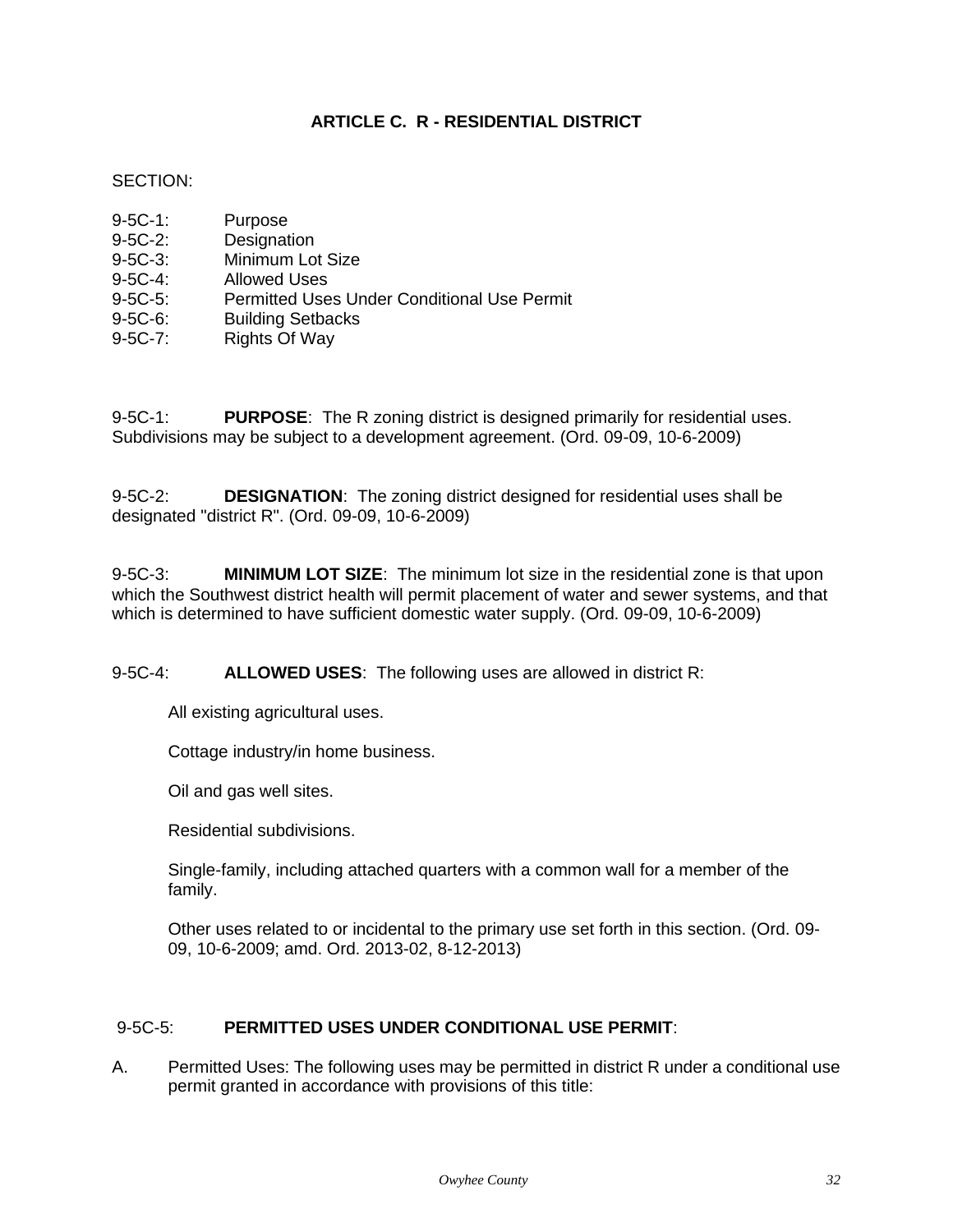## ARTICLE C. R - RESIDENTIAL DISTRICT

SECTION:

9-5C-1: Purpose
9-5C-2: Designation
9-5C-3: Minimum Lot Size
9-5C-4: Allowed Uses
9-5C-5: Permitted Uses Under Conditional Use Permit
9-5C-6: Building Setbacks
9-5C-7: Rights Of Way

9-5C-1: **PURPOSE**: The R zoning district is designed primarily for residential uses. Subdivisions may be subject to a development agreement. (Ord. 09-09, 10-6-2009)

9-5C-2: **DESIGNATION**: The zoning district designed for residential uses shall be designated "district R". (Ord. 09-09, 10-6-2009)

9-5C-3: **MINIMUM LOT SIZE**: The minimum lot size in the residential zone is that upon which the Southwest district health will permit placement of water and sewer systems, and that which is determined to have sufficient domestic water supply. (Ord. 09-09, 10-6-2009)

9-5C-4: **ALLOWED USES**: The following uses are allowed in district R:

All existing agricultural uses.

Cottage industry/in home business.

Oil and gas well sites.

Residential subdivisions.

Single-family, including attached quarters with a common wall for a member of the family.

Other uses related to or incidental to the primary use set forth in this section. (Ord. 09-09, 10-6-2009; amd. Ord. 2013-02, 8-12-2013)

9-5C-5: **PERMITTED USES UNDER CONDITIONAL USE PERMIT**:

A. Permitted Uses: The following uses may be permitted in district R under a conditional use permit granted in accordance with provisions of this title: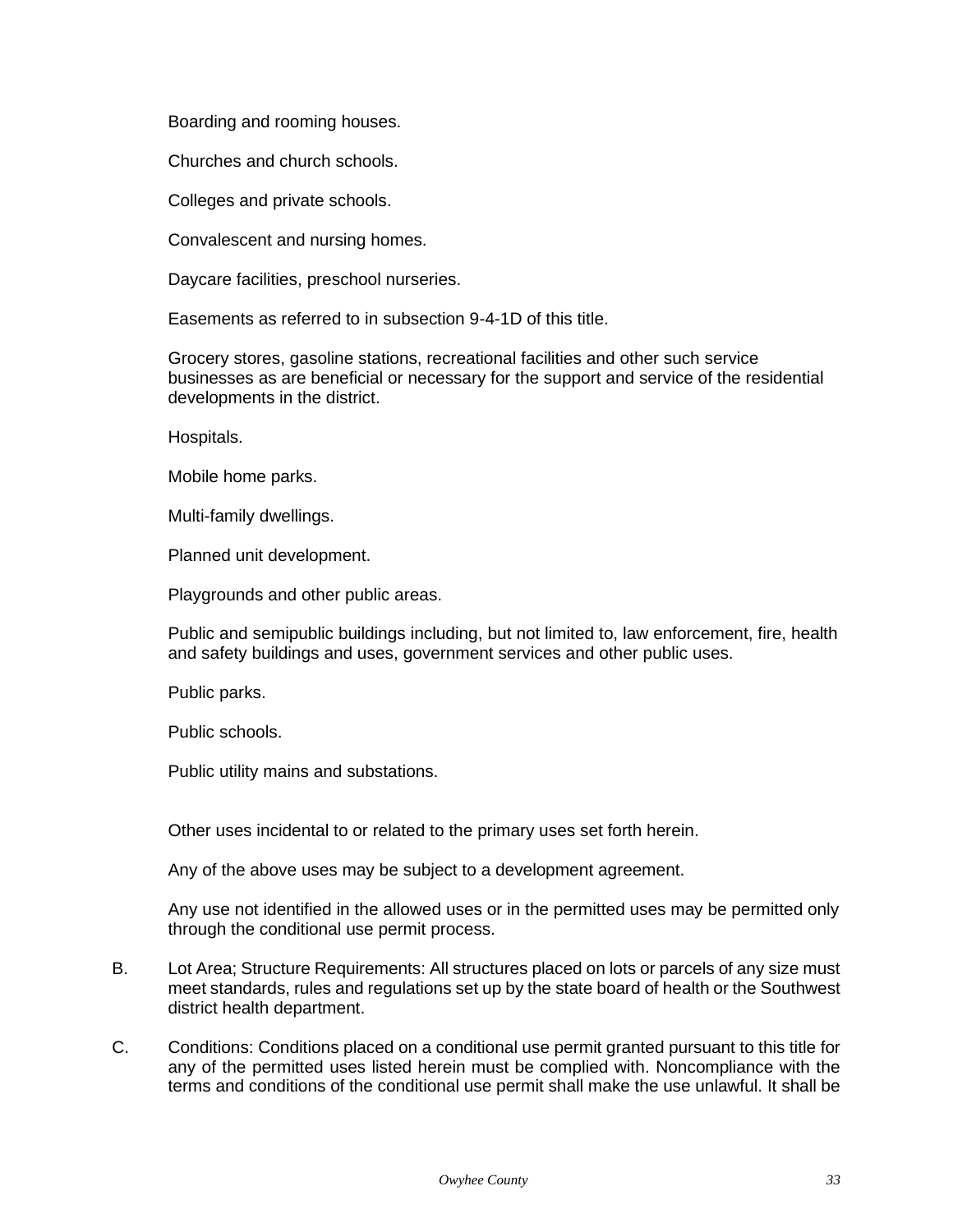Boarding and rooming houses.

Churches and church schools.

Colleges and private schools.

Convalescent and nursing homes.

Daycare facilities, preschool nurseries.

Easements as referred to in subsection 9-4-1D of this title.

Grocery stores, gasoline stations, recreational facilities and other such service businesses as are beneficial or necessary for the support and service of the residential developments in the district.

Hospitals.

Mobile home parks.

Multi-family dwellings.

Planned unit development.

Playgrounds and other public areas.

Public and semipublic buildings including, but not limited to, law enforcement, fire, health and safety buildings and uses, government services and other public uses.

Public parks.

Public schools.

Public utility mains and substations.

Other uses incidental to or related to the primary uses set forth herein.

Any of the above uses may be subject to a development agreement.

Any use not identified in the allowed uses or in the permitted uses may be permitted only through the conditional use permit process.

B. Lot Area; Structure Requirements: All structures placed on lots or parcels of any size must meet standards, rules and regulations set up by the state board of health or the Southwest district health department.

C. Conditions: Conditions placed on a conditional use permit granted pursuant to this title for any of the permitted uses listed herein must be complied with. Noncompliance with the terms and conditions of the conditional use permit shall make the use unlawful. It shall be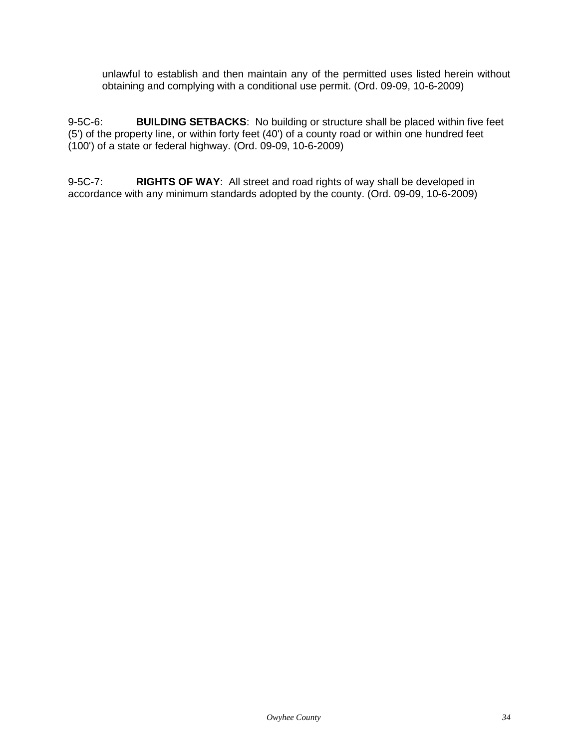unlawful to establish and then maintain any of the permitted uses listed herein without obtaining and complying with a conditional use permit. (Ord. 09-09, 10-6-2009)

9-5C-6: **BUILDING SETBACKS**: No building or structure shall be placed within five feet (5') of the property line, or within forty feet (40') of a county road or within one hundred feet (100') of a state or federal highway. (Ord. 09-09, 10-6-2009)

9-5C-7: **RIGHTS OF WAY**: All street and road rights of way shall be developed in accordance with any minimum standards adopted by the county. (Ord. 09-09, 10-6-2009)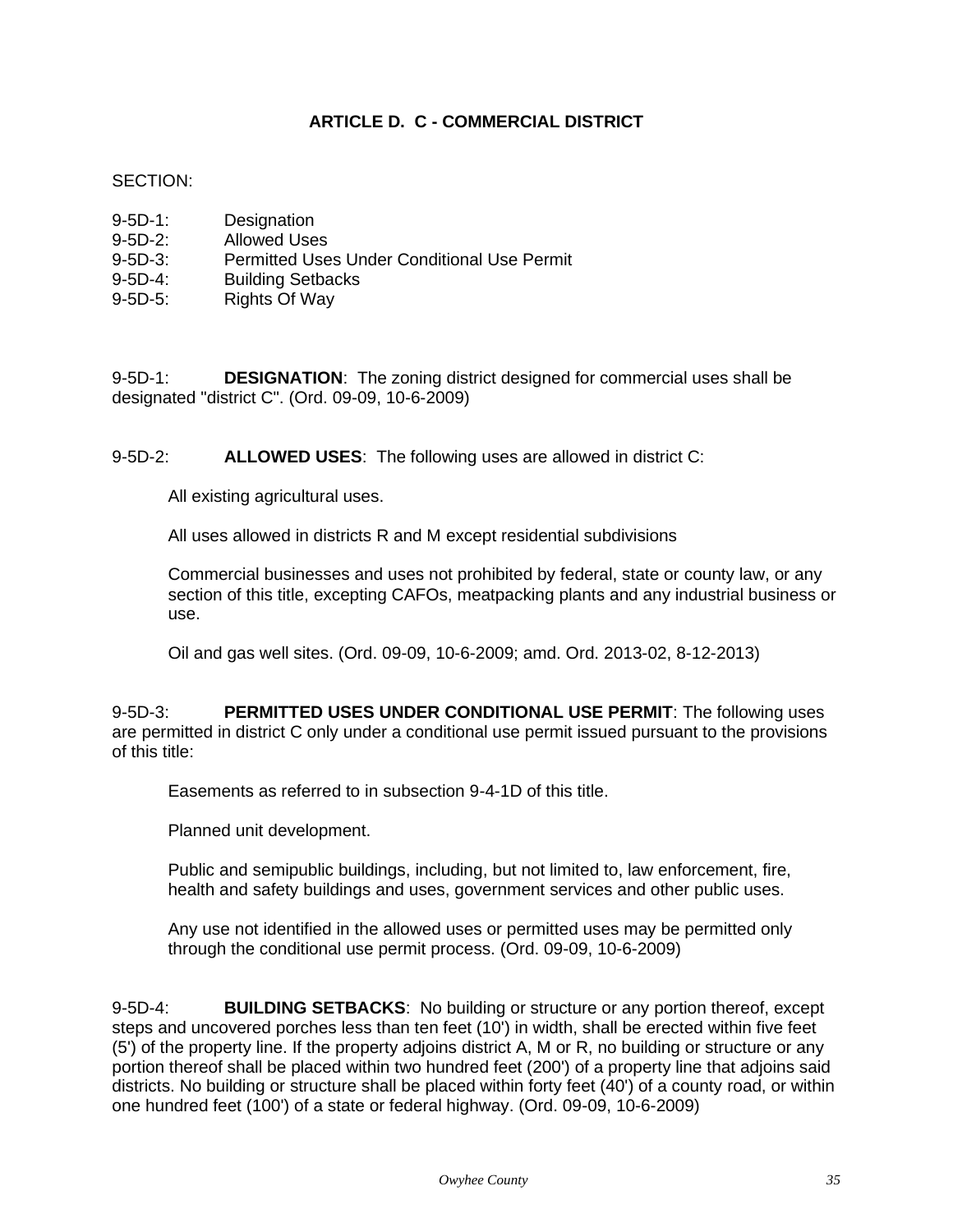## ARTICLE D. C - COMMERCIAL DISTRICT

SECTION:

9-5D-1: Designation
9-5D-2: Allowed Uses
9-5D-3: Permitted Uses Under Conditional Use Permit
9-5D-4: Building Setbacks
9-5D-5: Rights Of Way

9-5D-1: **DESIGNATION**: The zoning district designed for commercial uses shall be designated "district C". (Ord. 09-09, 10-6-2009)

9-5D-2: **ALLOWED USES**: The following uses are allowed in district C:

All existing agricultural uses.

All uses allowed in districts R and M except residential subdivisions

Commercial businesses and uses not prohibited by federal, state or county law, or any section of this title, excepting CAFOs, meatpacking plants and any industrial business or use.

Oil and gas well sites. (Ord. 09-09, 10-6-2009; amd. Ord. 2013-02, 8-12-2013)

9-5D-3: **PERMITTED USES UNDER CONDITIONAL USE PERMIT**: The following uses are permitted in district C only under a conditional use permit issued pursuant to the provisions of this title:

Easements as referred to in subsection 9-4-1D of this title.

Planned unit development.

Public and semipublic buildings, including, but not limited to, law enforcement, fire, health and safety buildings and uses, government services and other public uses.

Any use not identified in the allowed uses or permitted uses may be permitted only through the conditional use permit process. (Ord. 09-09, 10-6-2009)

9-5D-4: **BUILDING SETBACKS**: No building or structure or any portion thereof, except steps and uncovered porches less than ten feet (10') in width, shall be erected within five feet (5') of the property line. If the property adjoins district A, M or R, no building or structure or any portion thereof shall be placed within two hundred feet (200') of a property line that adjoins said districts. No building or structure shall be placed within forty feet (40') of a county road, or within one hundred feet (100') of a state or federal highway. (Ord. 09-09, 10-6-2009)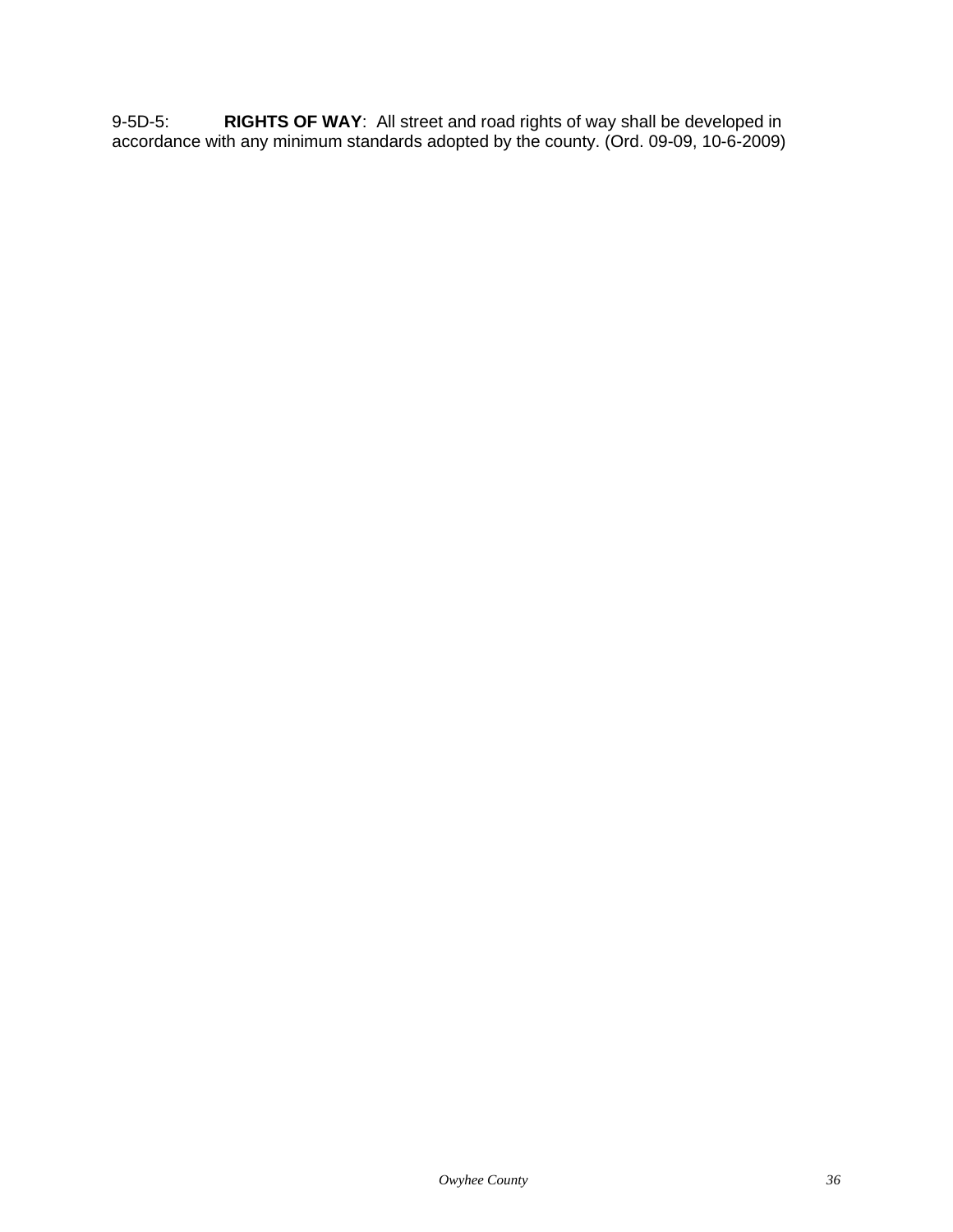9-5D-5: **RIGHTS OF WAY**: All street and road rights of way shall be developed in accordance with any minimum standards adopted by the county. (Ord. 09-09, 10-6-2009)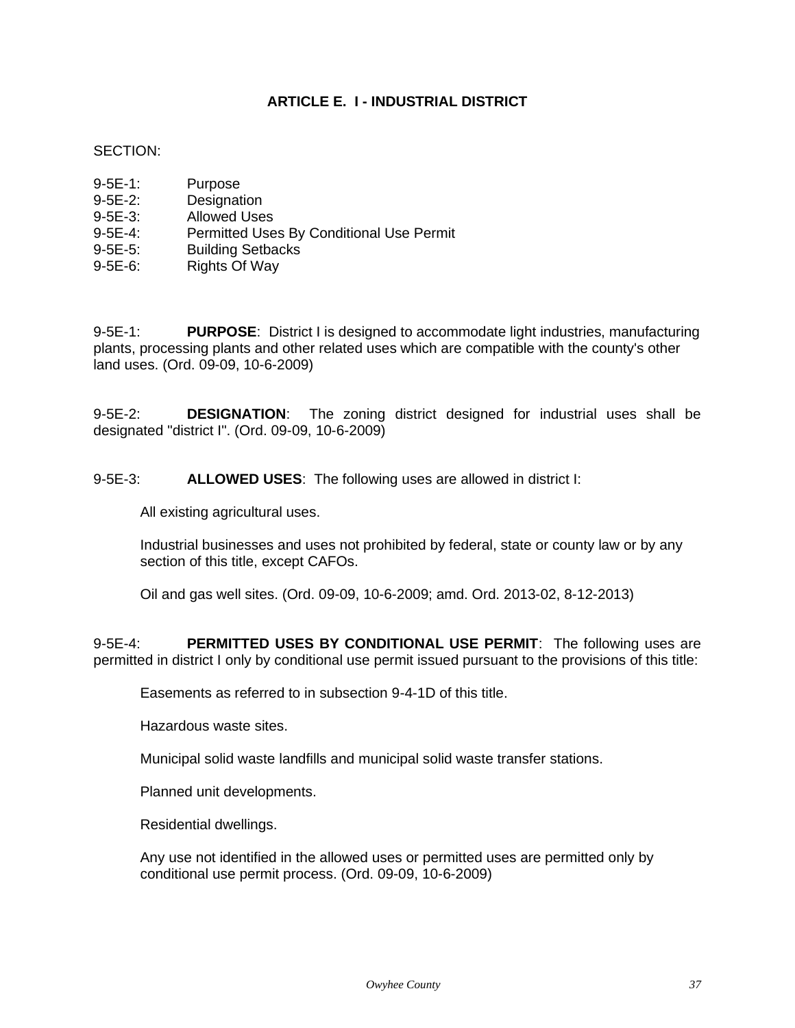## ARTICLE E. I - INDUSTRIAL DISTRICT

SECTION:

9-5E-1: Purpose
9-5E-2: Designation
9-5E-3: Allowed Uses
9-5E-4: Permitted Uses By Conditional Use Permit
9-5E-5: Building Setbacks
9-5E-6: Rights Of Way

9-5E-1: **PURPOSE**: District I is designed to accommodate light industries, manufacturing plants, processing plants and other related uses which are compatible with the county's other land uses. (Ord. 09-09, 10-6-2009)

9-5E-2: **DESIGNATION**: The zoning district designed for industrial uses shall be designated "district I". (Ord. 09-09, 10-6-2009)

9-5E-3: **ALLOWED USES**: The following uses are allowed in district I:

All existing agricultural uses.

Industrial businesses and uses not prohibited by federal, state or county law or by any section of this title, except CAFOs.

Oil and gas well sites. (Ord. 09-09, 10-6-2009; amd. Ord. 2013-02, 8-12-2013)

9-5E-4: **PERMITTED USES BY CONDITIONAL USE PERMIT**: The following uses are permitted in district I only by conditional use permit issued pursuant to the provisions of this title:

Easements as referred to in subsection 9-4-1D of this title.

Hazardous waste sites.

Municipal solid waste landfills and municipal solid waste transfer stations.

Planned unit developments.

Residential dwellings.

Any use not identified in the allowed uses or permitted uses are permitted only by conditional use permit process. (Ord. 09-09, 10-6-2009)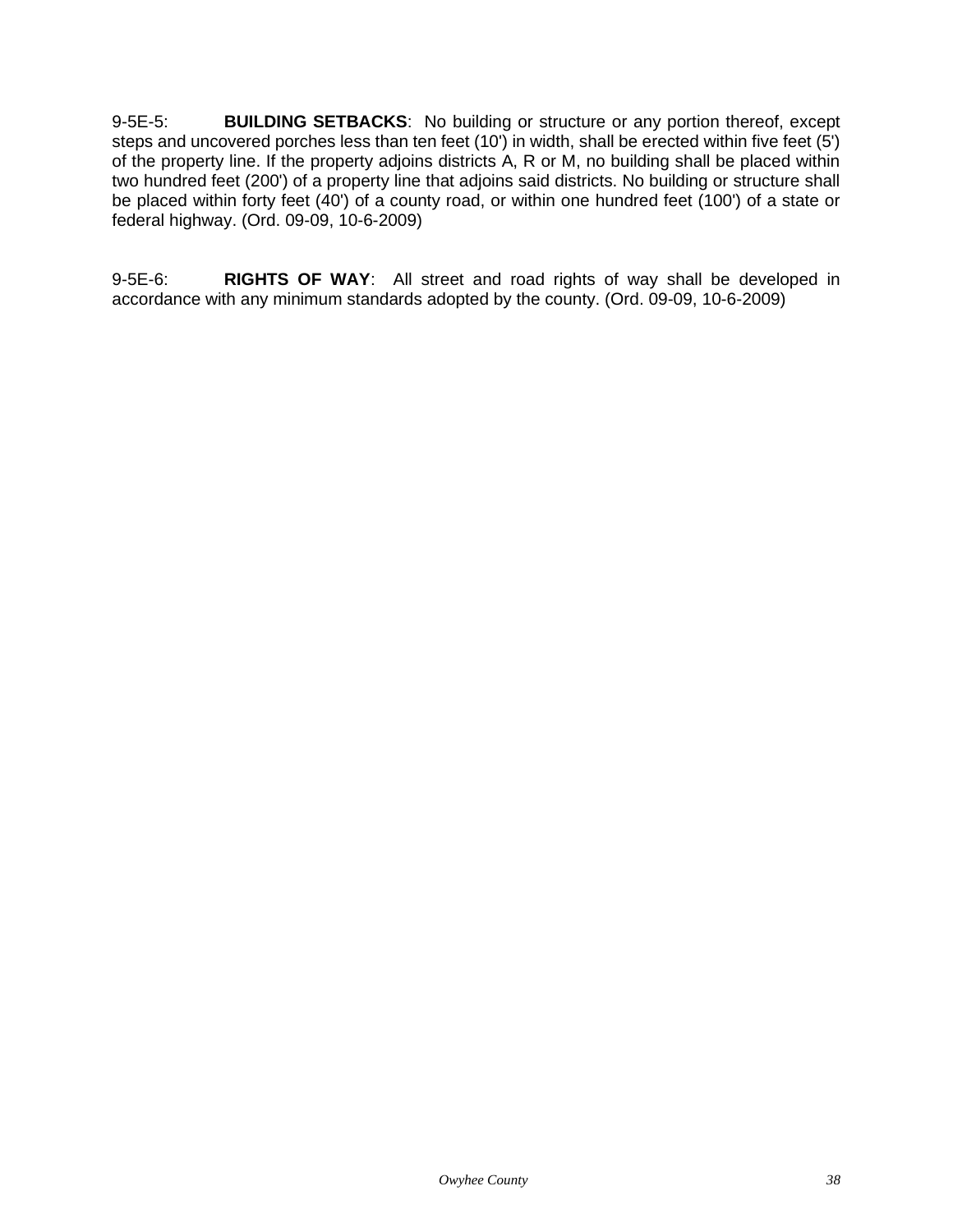9-5E-5: **BUILDING SETBACKS**: No building or structure or any portion thereof, except steps and uncovered porches less than ten feet (10') in width, shall be erected within five feet (5') of the property line. If the property adjoins districts A, R or M, no building shall be placed within two hundred feet (200') of a property line that adjoins said districts. No building or structure shall be placed within forty feet (40') of a county road, or within one hundred feet (100') of a state or federal highway. (Ord. 09-09, 10-6-2009)

9-5E-6: **RIGHTS OF WAY**: All street and road rights of way shall be developed in accordance with any minimum standards adopted by the county. (Ord. 09-09, 10-6-2009)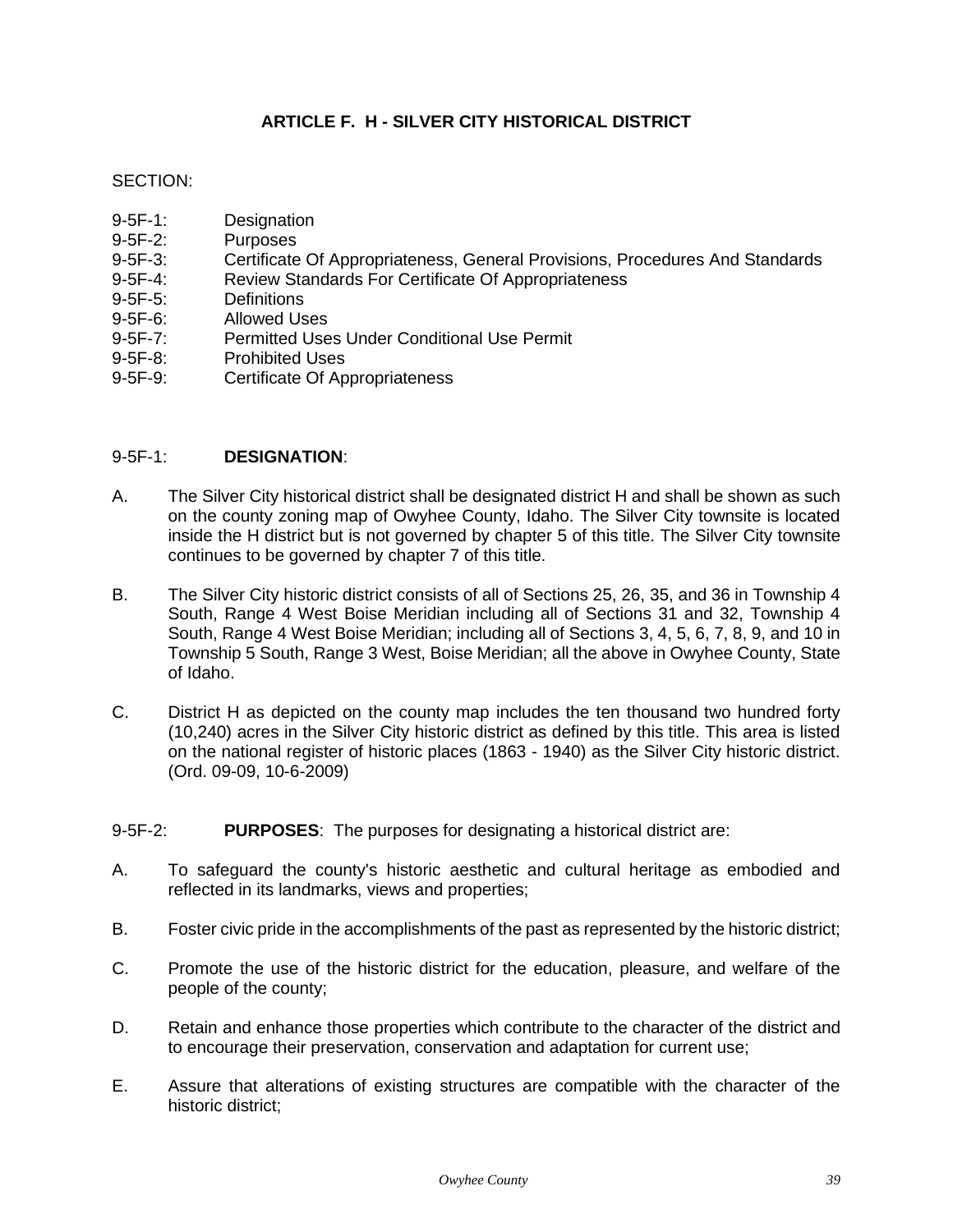## ARTICLE F. H - SILVER CITY HISTORICAL DISTRICT

SECTION:

- 9-5F-1: Designation
- 9-5F-2: Purposes
- 9-5F-3: Certificate Of Appropriateness, General Provisions, Procedures And Standards
- 9-5F-4: Review Standards For Certificate Of Appropriateness
- 9-5F-5: Definitions
- 9-5F-6: Allowed Uses
- 9-5F-7: Permitted Uses Under Conditional Use Permit
- 9-5F-8: Prohibited Uses
- 9-5F-9: Certificate Of Appropriateness

9-5F-1: **DESIGNATION**:

A. The Silver City historical district shall be designated district H and shall be shown as such on the county zoning map of Owyhee County, Idaho. The Silver City townsite is located inside the H district but is not governed by chapter 5 of this title. The Silver City townsite continues to be governed by chapter 7 of this title.

B. The Silver City historic district consists of all of Sections 25, 26, 35, and 36 in Township 4 South, Range 4 West Boise Meridian including all of Sections 31 and 32, Township 4 South, Range 4 West Boise Meridian; including all of Sections 3, 4, 5, 6, 7, 8, 9, and 10 in Township 5 South, Range 3 West, Boise Meridian; all the above in Owyhee County, State of Idaho.

C. District H as depicted on the county map includes the ten thousand two hundred forty (10,240) acres in the Silver City historic district as defined by this title. This area is listed on the national register of historic places (1863 - 1940) as the Silver City historic district. (Ord. 09-09, 10-6-2009)

9-5F-2: **PURPOSES**: The purposes for designating a historical district are:

A. To safeguard the county's historic aesthetic and cultural heritage as embodied and reflected in its landmarks, views and properties;

B. Foster civic pride in the accomplishments of the past as represented by the historic district;

C. Promote the use of the historic district for the education, pleasure, and welfare of the people of the county;

D. Retain and enhance those properties which contribute to the character of the district and to encourage their preservation, conservation and adaptation for current use;

E. Assure that alterations of existing structures are compatible with the character of the historic district;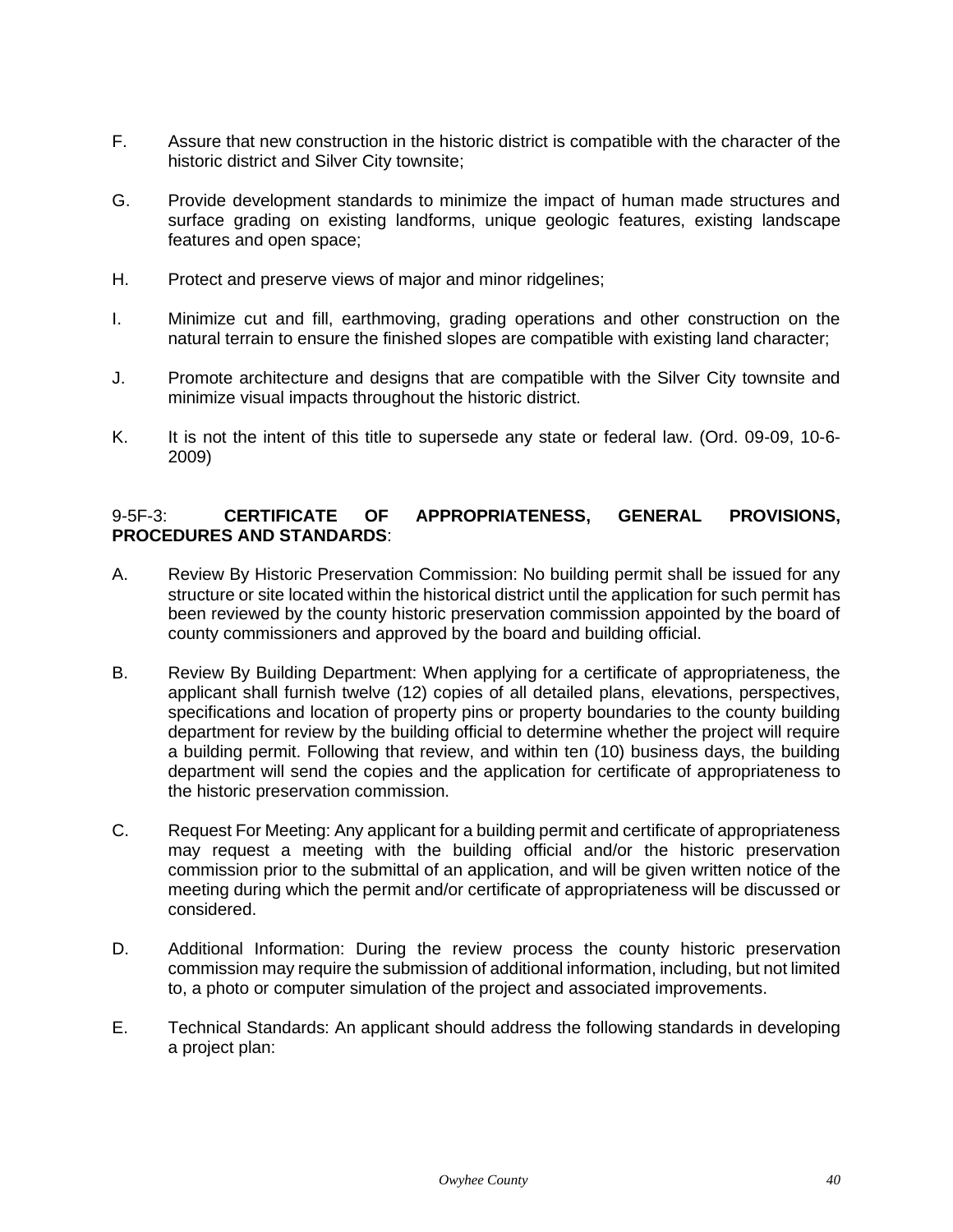F. Assure that new construction in the historic district is compatible with the character of the historic district and Silver City townsite;

G. Provide development standards to minimize the impact of human made structures and surface grading on existing landforms, unique geologic features, existing landscape features and open space;

H. Protect and preserve views of major and minor ridgelines;

I. Minimize cut and fill, earthmoving, grading operations and other construction on the natural terrain to ensure the finished slopes are compatible with existing land character;

J. Promote architecture and designs that are compatible with the Silver City townsite and minimize visual impacts throughout the historic district.

K. It is not the intent of this title to supersede any state or federal law. (Ord. 09-09, 10-6-2009)

9-5F-3: **CERTIFICATE OF APPROPRIATENESS, GENERAL PROVISIONS, PROCEDURES AND STANDARDS**:

A. Review By Historic Preservation Commission: No building permit shall be issued for any structure or site located within the historical district until the application for such permit has been reviewed by the county historic preservation commission appointed by the board of county commissioners and approved by the board and building official.

B. Review By Building Department: When applying for a certificate of appropriateness, the applicant shall furnish twelve (12) copies of all detailed plans, elevations, perspectives, specifications and location of property pins or property boundaries to the county building department for review by the building official to determine whether the project will require a building permit. Following that review, and within ten (10) business days, the building department will send the copies and the application for certificate of appropriateness to the historic preservation commission.

C. Request For Meeting: Any applicant for a building permit and certificate of appropriateness may request a meeting with the building official and/or the historic preservation commission prior to the submittal of an application, and will be given written notice of the meeting during which the permit and/or certificate of appropriateness will be discussed or considered.

D. Additional Information: During the review process the county historic preservation commission may require the submission of additional information, including, but not limited to, a photo or computer simulation of the project and associated improvements.

E. Technical Standards: An applicant should address the following standards in developing a project plan: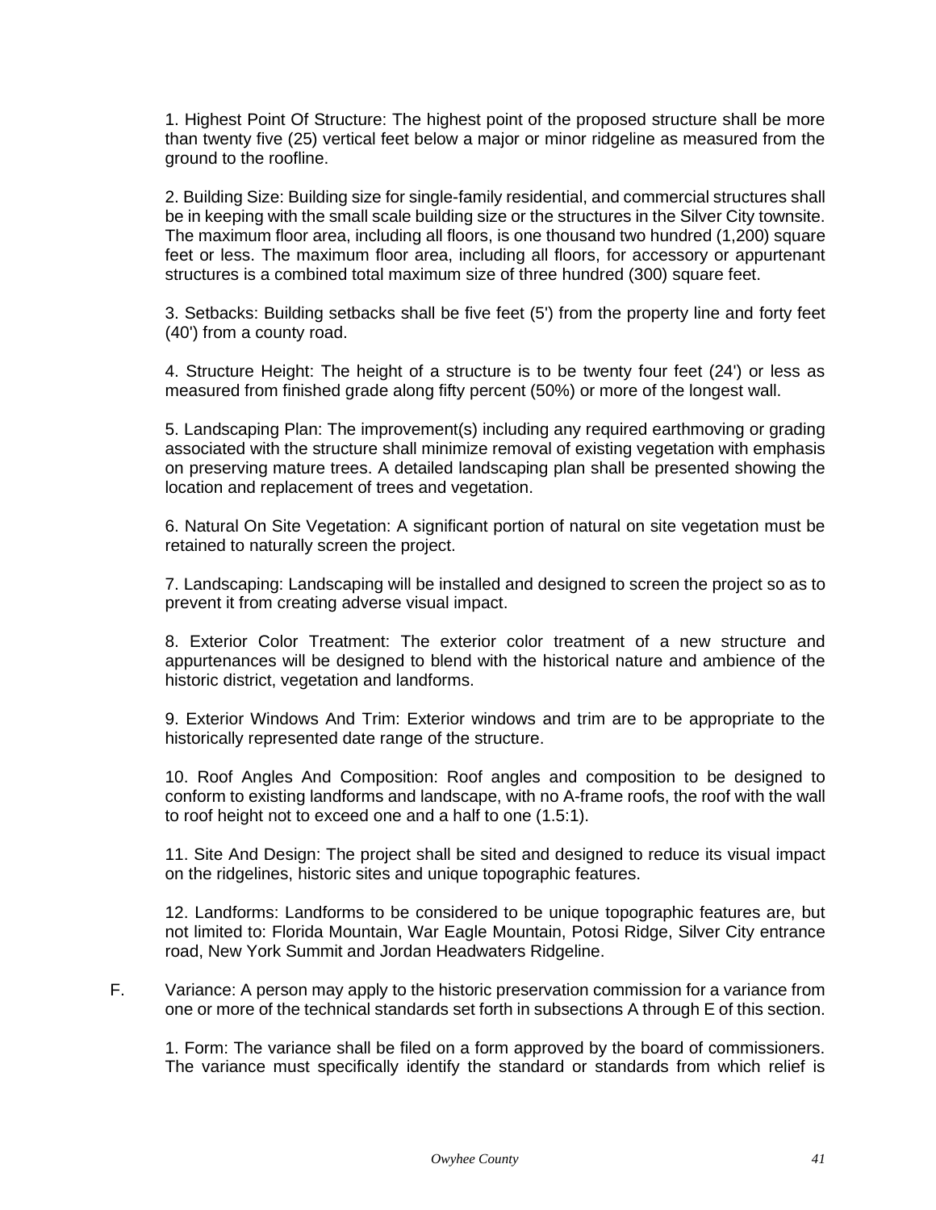1. Highest Point Of Structure: The highest point of the proposed structure shall be more than twenty five (25) vertical feet below a major or minor ridgeline as measured from the ground to the roofline.

2. Building Size: Building size for single-family residential, and commercial structures shall be in keeping with the small scale building size or the structures in the Silver City townsite. The maximum floor area, including all floors, is one thousand two hundred (1,200) square feet or less. The maximum floor area, including all floors, for accessory or appurtenant structures is a combined total maximum size of three hundred (300) square feet.

3. Setbacks: Building setbacks shall be five feet (5') from the property line and forty feet (40') from a county road.

4. Structure Height: The height of a structure is to be twenty four feet (24') or less as measured from finished grade along fifty percent (50%) or more of the longest wall.

5. Landscaping Plan: The improvement(s) including any required earthmoving or grading associated with the structure shall minimize removal of existing vegetation with emphasis on preserving mature trees. A detailed landscaping plan shall be presented showing the location and replacement of trees and vegetation.

6. Natural On Site Vegetation: A significant portion of natural on site vegetation must be retained to naturally screen the project.

7. Landscaping: Landscaping will be installed and designed to screen the project so as to prevent it from creating adverse visual impact.

8. Exterior Color Treatment: The exterior color treatment of a new structure and appurtenances will be designed to blend with the historical nature and ambience of the historic district, vegetation and landforms.

9. Exterior Windows And Trim: Exterior windows and trim are to be appropriate to the historically represented date range of the structure.

10. Roof Angles And Composition: Roof angles and composition to be designed to conform to existing landforms and landscape, with no A-frame roofs, the roof with the wall to roof height not to exceed one and a half to one (1.5:1).

11. Site And Design: The project shall be sited and designed to reduce its visual impact on the ridgelines, historic sites and unique topographic features.

12. Landforms: Landforms to be considered to be unique topographic features are, but not limited to: Florida Mountain, War Eagle Mountain, Potosi Ridge, Silver City entrance road, New York Summit and Jordan Headwaters Ridgeline.

F. Variance: A person may apply to the historic preservation commission for a variance from one or more of the technical standards set forth in subsections A through E of this section.

1. Form: The variance shall be filed on a form approved by the board of commissioners. The variance must specifically identify the standard or standards from which relief is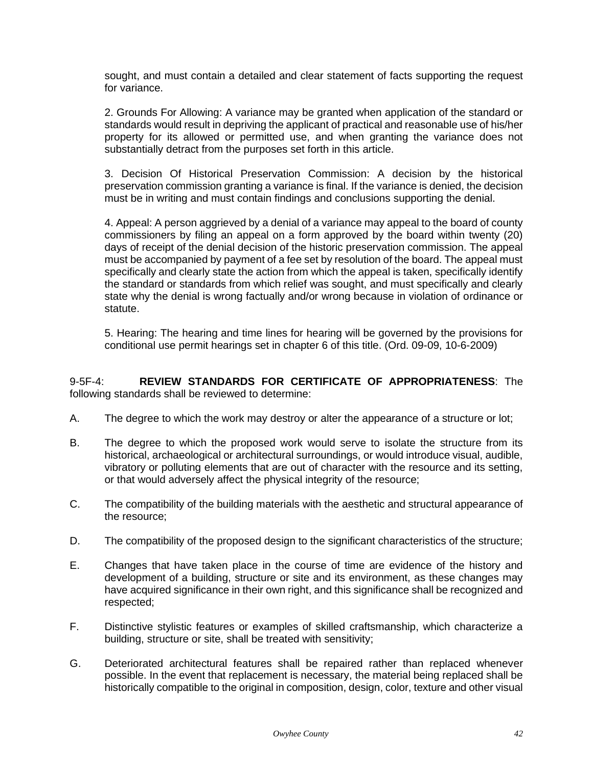sought, and must contain a detailed and clear statement of facts supporting the request for variance.

2. Grounds For Allowing: A variance may be granted when application of the standard or standards would result in depriving the applicant of practical and reasonable use of his/her property for its allowed or permitted use, and when granting the variance does not substantially detract from the purposes set forth in this article.

3. Decision Of Historical Preservation Commission: A decision by the historical preservation commission granting a variance is final. If the variance is denied, the decision must be in writing and must contain findings and conclusions supporting the denial.

4. Appeal: A person aggrieved by a denial of a variance may appeal to the board of county commissioners by filing an appeal on a form approved by the board within twenty (20) days of receipt of the denial decision of the historic preservation commission. The appeal must be accompanied by payment of a fee set by resolution of the board. The appeal must specifically and clearly state the action from which the appeal is taken, specifically identify the standard or standards from which relief was sought, and must specifically and clearly state why the denial is wrong factually and/or wrong because in violation of ordinance or statute.

5. Hearing: The hearing and time lines for hearing will be governed by the provisions for conditional use permit hearings set in chapter 6 of this title. (Ord. 09-09, 10-6-2009)

9-5F-4: **REVIEW STANDARDS FOR CERTIFICATE OF APPROPRIATENESS**: The following standards shall be reviewed to determine:

A. The degree to which the work may destroy or alter the appearance of a structure or lot;

B. The degree to which the proposed work would serve to isolate the structure from its historical, archaeological or architectural surroundings, or would introduce visual, audible, vibratory or polluting elements that are out of character with the resource and its setting, or that would adversely affect the physical integrity of the resource;

C. The compatibility of the building materials with the aesthetic and structural appearance of the resource;

D. The compatibility of the proposed design to the significant characteristics of the structure;

E. Changes that have taken place in the course of time are evidence of the history and development of a building, structure or site and its environment, as these changes may have acquired significance in their own right, and this significance shall be recognized and respected;

F. Distinctive stylistic features or examples of skilled craftsmanship, which characterize a building, structure or site, shall be treated with sensitivity;

G. Deteriorated architectural features shall be repaired rather than replaced whenever possible. In the event that replacement is necessary, the material being replaced shall be historically compatible to the original in composition, design, color, texture and other visual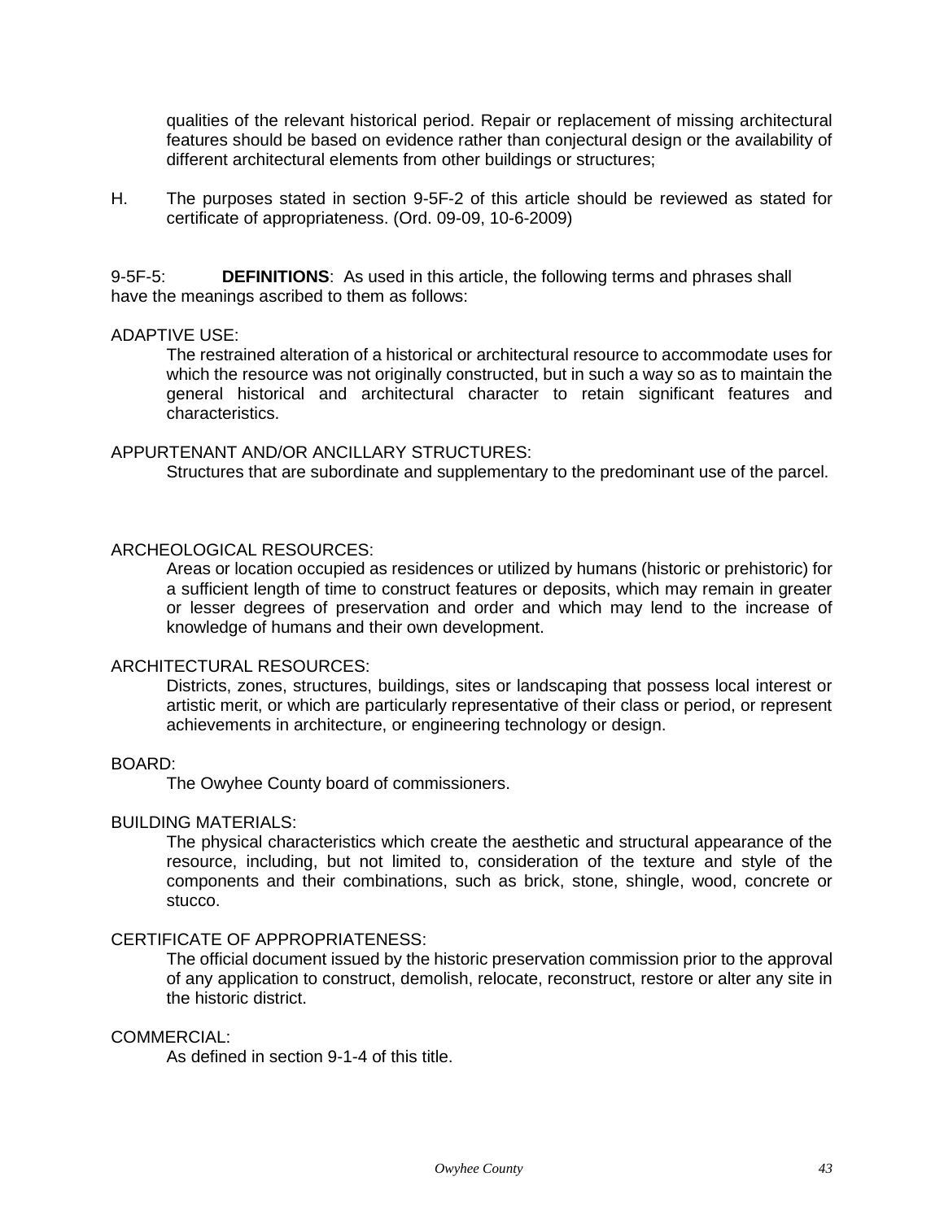qualities of the relevant historical period. Repair or replacement of missing architectural features should be based on evidence rather than conjectural design or the availability of different architectural elements from other buildings or structures;

H. The purposes stated in section 9-5F-2 of this article should be reviewed as stated for certificate of appropriateness. (Ord. 09-09, 10-6-2009)

9-5F-5: **DEFINITIONS**: As used in this article, the following terms and phrases shall have the meanings ascribed to them as follows:

ADAPTIVE USE:
The restrained alteration of a historical or architectural resource to accommodate uses for which the resource was not originally constructed, but in such a way so as to maintain the general historical and architectural character to retain significant features and characteristics.

APPURTENANT AND/OR ANCILLARY STRUCTURES:
Structures that are subordinate and supplementary to the predominant use of the parcel.

ARCHEOLOGICAL RESOURCES:
Areas or location occupied as residences or utilized by humans (historic or prehistoric) for a sufficient length of time to construct features or deposits, which may remain in greater or lesser degrees of preservation and order and which may lend to the increase of knowledge of humans and their own development.

ARCHITECTURAL RESOURCES:
Districts, zones, structures, buildings, sites or landscaping that possess local interest or artistic merit, or which are particularly representative of their class or period, or represent achievements in architecture, or engineering technology or design.

BOARD:
The Owyhee County board of commissioners.

BUILDING MATERIALS:
The physical characteristics which create the aesthetic and structural appearance of the resource, including, but not limited to, consideration of the texture and style of the components and their combinations, such as brick, stone, shingle, wood, concrete or stucco.

CERTIFICATE OF APPROPRIATENESS:
The official document issued by the historic preservation commission prior to the approval of any application to construct, demolish, relocate, reconstruct, restore or alter any site in the historic district.

COMMERCIAL:
As defined in section 9-1-4 of this title.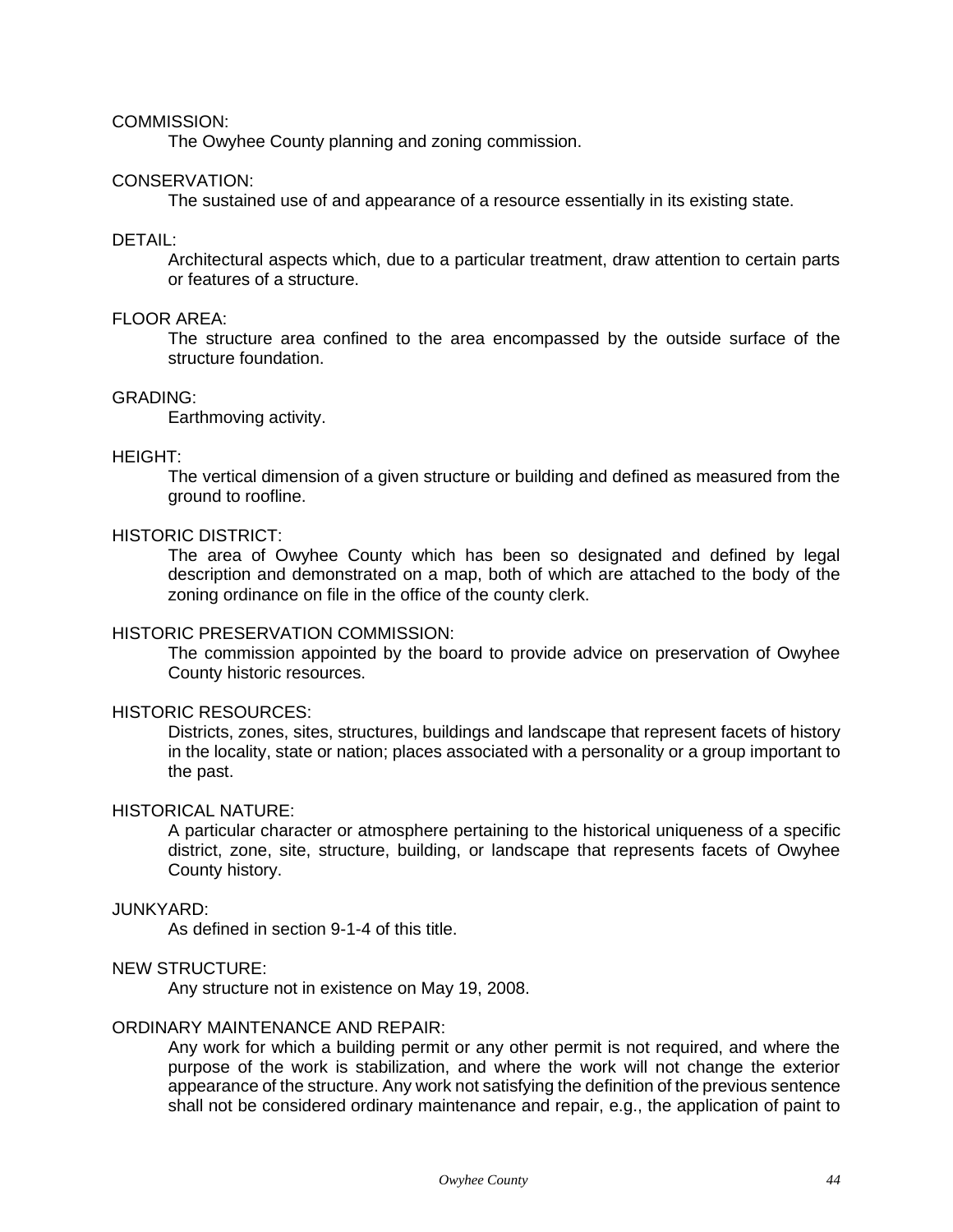COMMISSION:

The Owyhee County planning and zoning commission.

CONSERVATION:

The sustained use of and appearance of a resource essentially in its existing state.

DETAIL:

Architectural aspects which, due to a particular treatment, draw attention to certain parts or features of a structure.

FLOOR AREA:

The structure area confined to the area encompassed by the outside surface of the structure foundation.

GRADING:

Earthmoving activity.

HEIGHT:

The vertical dimension of a given structure or building and defined as measured from the ground to roofline.

HISTORIC DISTRICT:

The area of Owyhee County which has been so designated and defined by legal description and demonstrated on a map, both of which are attached to the body of the zoning ordinance on file in the office of the county clerk.

HISTORIC PRESERVATION COMMISSION:

The commission appointed by the board to provide advice on preservation of Owyhee County historic resources.

HISTORIC RESOURCES:

Districts, zones, sites, structures, buildings and landscape that represent facets of history in the locality, state or nation; places associated with a personality or a group important to the past.

HISTORICAL NATURE:

A particular character or atmosphere pertaining to the historical uniqueness of a specific district, zone, site, structure, building, or landscape that represents facets of Owyhee County history.

JUNKYARD:

As defined in section 9-1-4 of this title.

NEW STRUCTURE:

Any structure not in existence on May 19, 2008.

ORDINARY MAINTENANCE AND REPAIR:

Any work for which a building permit or any other permit is not required, and where the purpose of the work is stabilization, and where the work will not change the exterior appearance of the structure. Any work not satisfying the definition of the previous sentence shall not be considered ordinary maintenance and repair, e.g., the application of paint to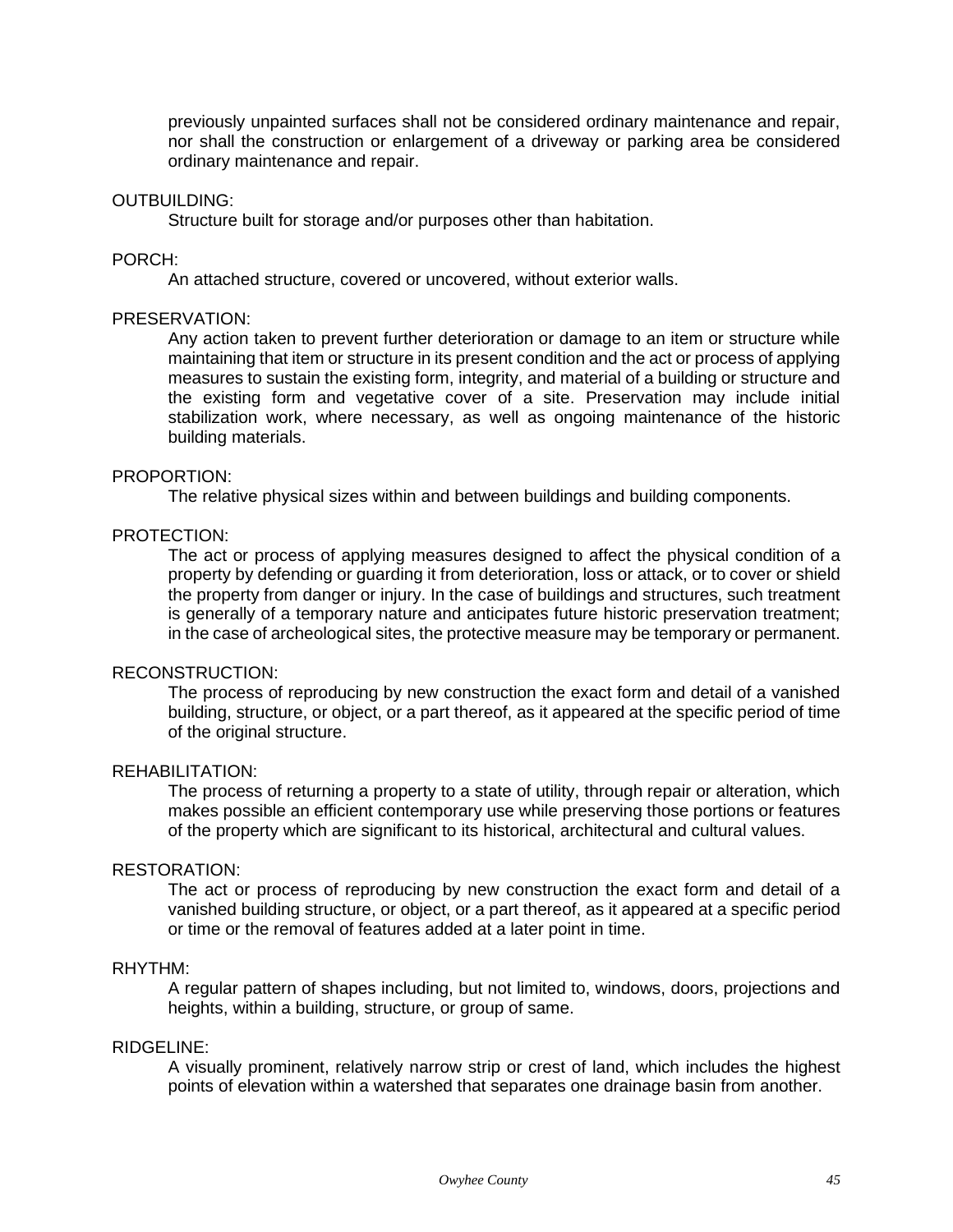previously unpainted surfaces shall not be considered ordinary maintenance and repair, nor shall the construction or enlargement of a driveway or parking area be considered ordinary maintenance and repair.

OUTBUILDING:

Structure built for storage and/or purposes other than habitation.

PORCH:

An attached structure, covered or uncovered, without exterior walls.

PRESERVATION:

Any action taken to prevent further deterioration or damage to an item or structure while maintaining that item or structure in its present condition and the act or process of applying measures to sustain the existing form, integrity, and material of a building or structure and the existing form and vegetative cover of a site. Preservation may include initial stabilization work, where necessary, as well as ongoing maintenance of the historic building materials.

PROPORTION:

The relative physical sizes within and between buildings and building components.

PROTECTION:

The act or process of applying measures designed to affect the physical condition of a property by defending or guarding it from deterioration, loss or attack, or to cover or shield the property from danger or injury. In the case of buildings and structures, such treatment is generally of a temporary nature and anticipates future historic preservation treatment; in the case of archeological sites, the protective measure may be temporary or permanent.

RECONSTRUCTION:

The process of reproducing by new construction the exact form and detail of a vanished building, structure, or object, or a part thereof, as it appeared at the specific period of time of the original structure.

REHABILITATION:

The process of returning a property to a state of utility, through repair or alteration, which makes possible an efficient contemporary use while preserving those portions or features of the property which are significant to its historical, architectural and cultural values.

RESTORATION:

The act or process of reproducing by new construction the exact form and detail of a vanished building structure, or object, or a part thereof, as it appeared at a specific period or time or the removal of features added at a later point in time.

RHYTHM:

A regular pattern of shapes including, but not limited to, windows, doors, projections and heights, within a building, structure, or group of same.

RIDGELINE:

A visually prominent, relatively narrow strip or crest of land, which includes the highest points of elevation within a watershed that separates one drainage basin from another.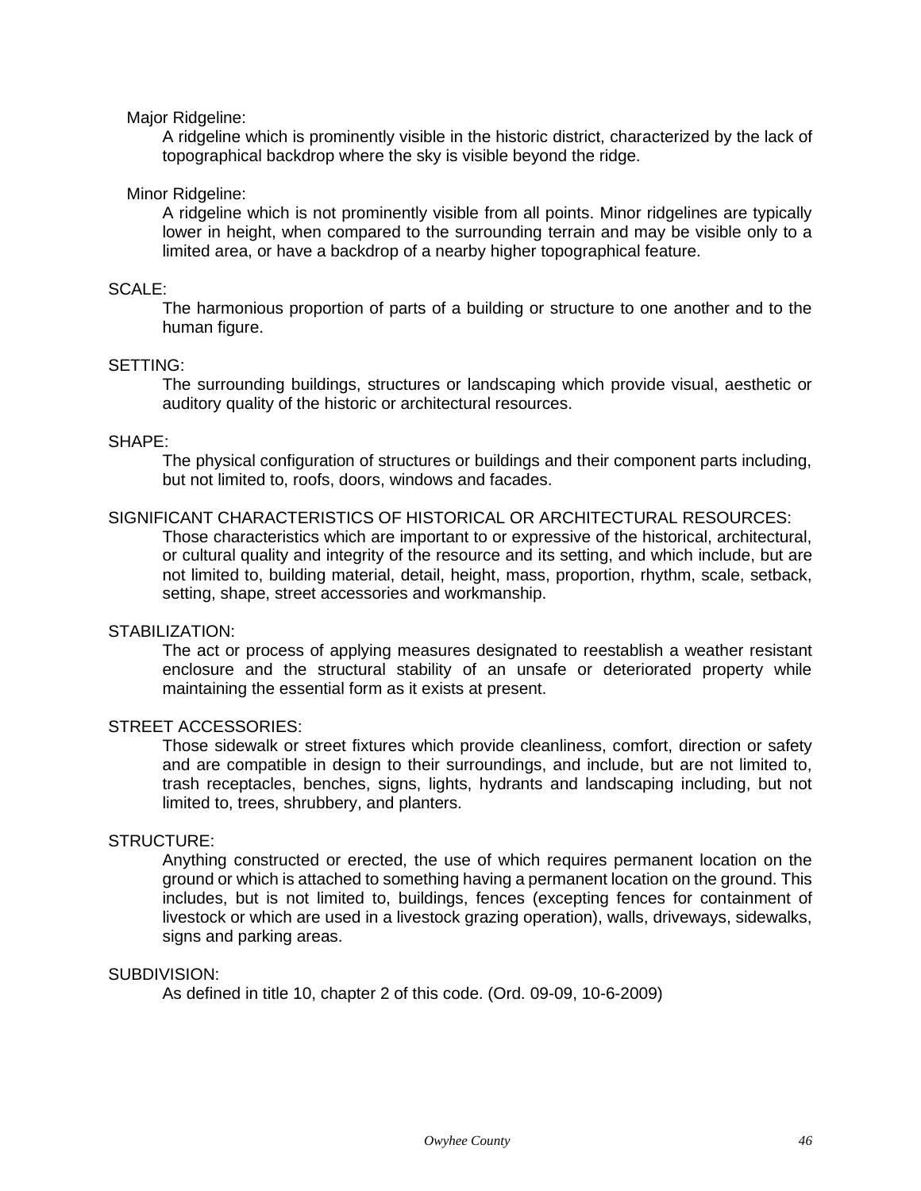Major Ridgeline:

A ridgeline which is prominently visible in the historic district, characterized by the lack of topographical backdrop where the sky is visible beyond the ridge.

Minor Ridgeline:

A ridgeline which is not prominently visible from all points. Minor ridgelines are typically lower in height, when compared to the surrounding terrain and may be visible only to a limited area, or have a backdrop of a nearby higher topographical feature.

SCALE:

The harmonious proportion of parts of a building or structure to one another and to the human figure.

SETTING:

The surrounding buildings, structures or landscaping which provide visual, aesthetic or auditory quality of the historic or architectural resources.

SHAPE:

The physical configuration of structures or buildings and their component parts including, but not limited to, roofs, doors, windows and facades.

SIGNIFICANT CHARACTERISTICS OF HISTORICAL OR ARCHITECTURAL RESOURCES:

Those characteristics which are important to or expressive of the historical, architectural, or cultural quality and integrity of the resource and its setting, and which include, but are not limited to, building material, detail, height, mass, proportion, rhythm, scale, setback, setting, shape, street accessories and workmanship.

STABILIZATION:

The act or process of applying measures designated to reestablish a weather resistant enclosure and the structural stability of an unsafe or deteriorated property while maintaining the essential form as it exists at present.

STREET ACCESSORIES:

Those sidewalk or street fixtures which provide cleanliness, comfort, direction or safety and are compatible in design to their surroundings, and include, but are not limited to, trash receptacles, benches, signs, lights, hydrants and landscaping including, but not limited to, trees, shrubbery, and planters.

STRUCTURE:

Anything constructed or erected, the use of which requires permanent location on the ground or which is attached to something having a permanent location on the ground. This includes, but is not limited to, buildings, fences (excepting fences for containment of livestock or which are used in a livestock grazing operation), walls, driveways, sidewalks, signs and parking areas.

SUBDIVISION:

As defined in title 10, chapter 2 of this code. (Ord. 09-09, 10-6-2009)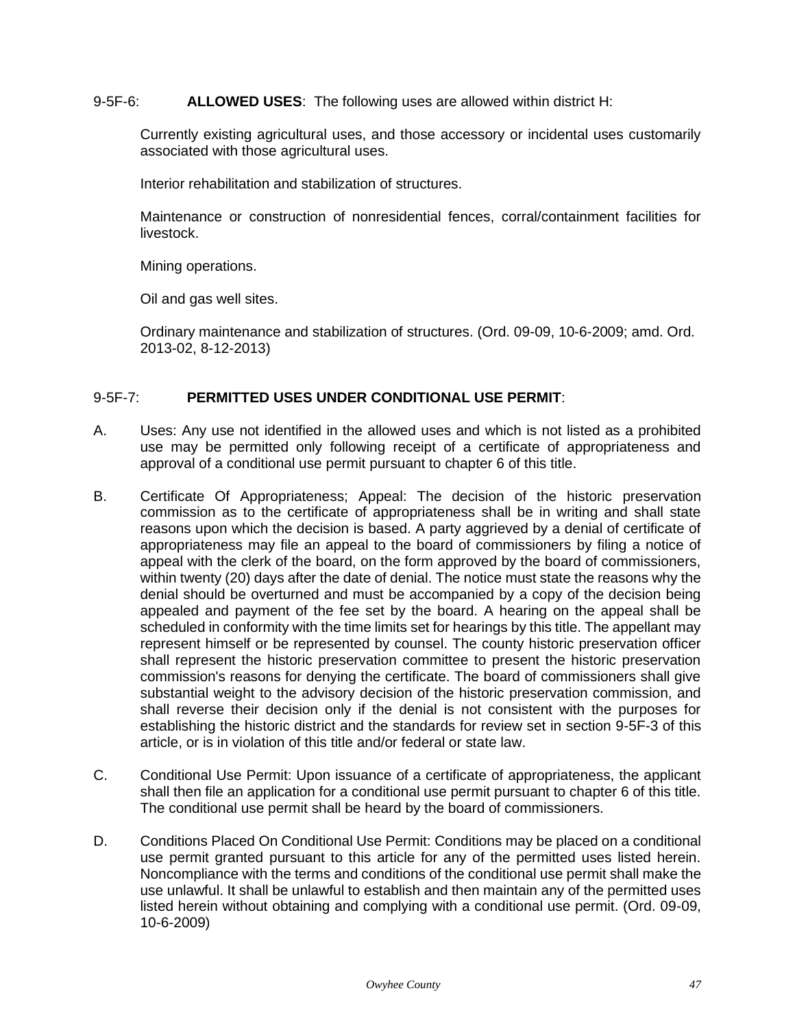9-5F-6: **ALLOWED USES**: The following uses are allowed within district H:

Currently existing agricultural uses, and those accessory or incidental uses customarily associated with those agricultural uses.

Interior rehabilitation and stabilization of structures.

Maintenance or construction of nonresidential fences, corral/containment facilities for livestock.

Mining operations.

Oil and gas well sites.

Ordinary maintenance and stabilization of structures. (Ord. 09-09, 10-6-2009; amd. Ord. 2013-02, 8-12-2013)

9-5F-7: **PERMITTED USES UNDER CONDITIONAL USE PERMIT**:

A. Uses: Any use not identified in the allowed uses and which is not listed as a prohibited use may be permitted only following receipt of a certificate of appropriateness and approval of a conditional use permit pursuant to chapter 6 of this title.

B. Certificate Of Appropriateness; Appeal: The decision of the historic preservation commission as to the certificate of appropriateness shall be in writing and shall state reasons upon which the decision is based. A party aggrieved by a denial of certificate of appropriateness may file an appeal to the board of commissioners by filing a notice of appeal with the clerk of the board, on the form approved by the board of commissioners, within twenty (20) days after the date of denial. The notice must state the reasons why the denial should be overturned and must be accompanied by a copy of the decision being appealed and payment of the fee set by the board. A hearing on the appeal shall be scheduled in conformity with the time limits set for hearings by this title. The appellant may represent himself or be represented by counsel. The county historic preservation officer shall represent the historic preservation committee to present the historic preservation commission's reasons for denying the certificate. The board of commissioners shall give substantial weight to the advisory decision of the historic preservation commission, and shall reverse their decision only if the denial is not consistent with the purposes for establishing the historic district and the standards for review set in section 9-5F-3 of this article, or is in violation of this title and/or federal or state law.

C. Conditional Use Permit: Upon issuance of a certificate of appropriateness, the applicant shall then file an application for a conditional use permit pursuant to chapter 6 of this title. The conditional use permit shall be heard by the board of commissioners.

D. Conditions Placed On Conditional Use Permit: Conditions may be placed on a conditional use permit granted pursuant to this article for any of the permitted uses listed herein. Noncompliance with the terms and conditions of the conditional use permit shall make the use unlawful. It shall be unlawful to establish and then maintain any of the permitted uses listed herein without obtaining and complying with a conditional use permit. (Ord. 09-09, 10-6-2009)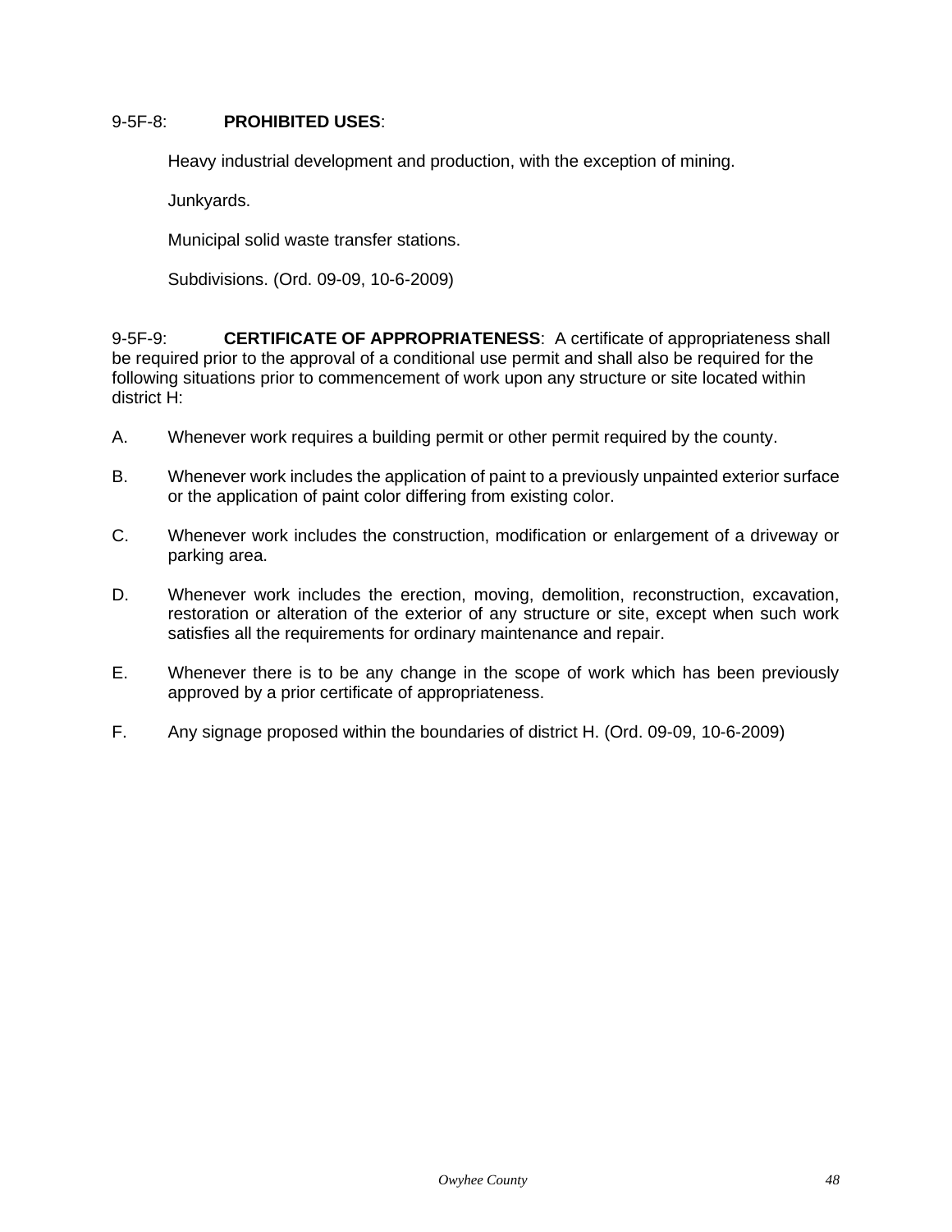9-5F-8: **PROHIBITED USES**:

Heavy industrial development and production, with the exception of mining.

Junkyards.

Municipal solid waste transfer stations.

Subdivisions. (Ord. 09-09, 10-6-2009)

9-5F-9: **CERTIFICATE OF APPROPRIATENESS**: A certificate of appropriateness shall be required prior to the approval of a conditional use permit and shall also be required for the following situations prior to commencement of work upon any structure or site located within district H:

A. Whenever work requires a building permit or other permit required by the county.

B. Whenever work includes the application of paint to a previously unpainted exterior surface or the application of paint color differing from existing color.

C. Whenever work includes the construction, modification or enlargement of a driveway or parking area.

D. Whenever work includes the erection, moving, demolition, reconstruction, excavation, restoration or alteration of the exterior of any structure or site, except when such work satisfies all the requirements for ordinary maintenance and repair.

E. Whenever there is to be any change in the scope of work which has been previously approved by a prior certificate of appropriateness.

F. Any signage proposed within the boundaries of district H. (Ord. 09-09, 10-6-2009)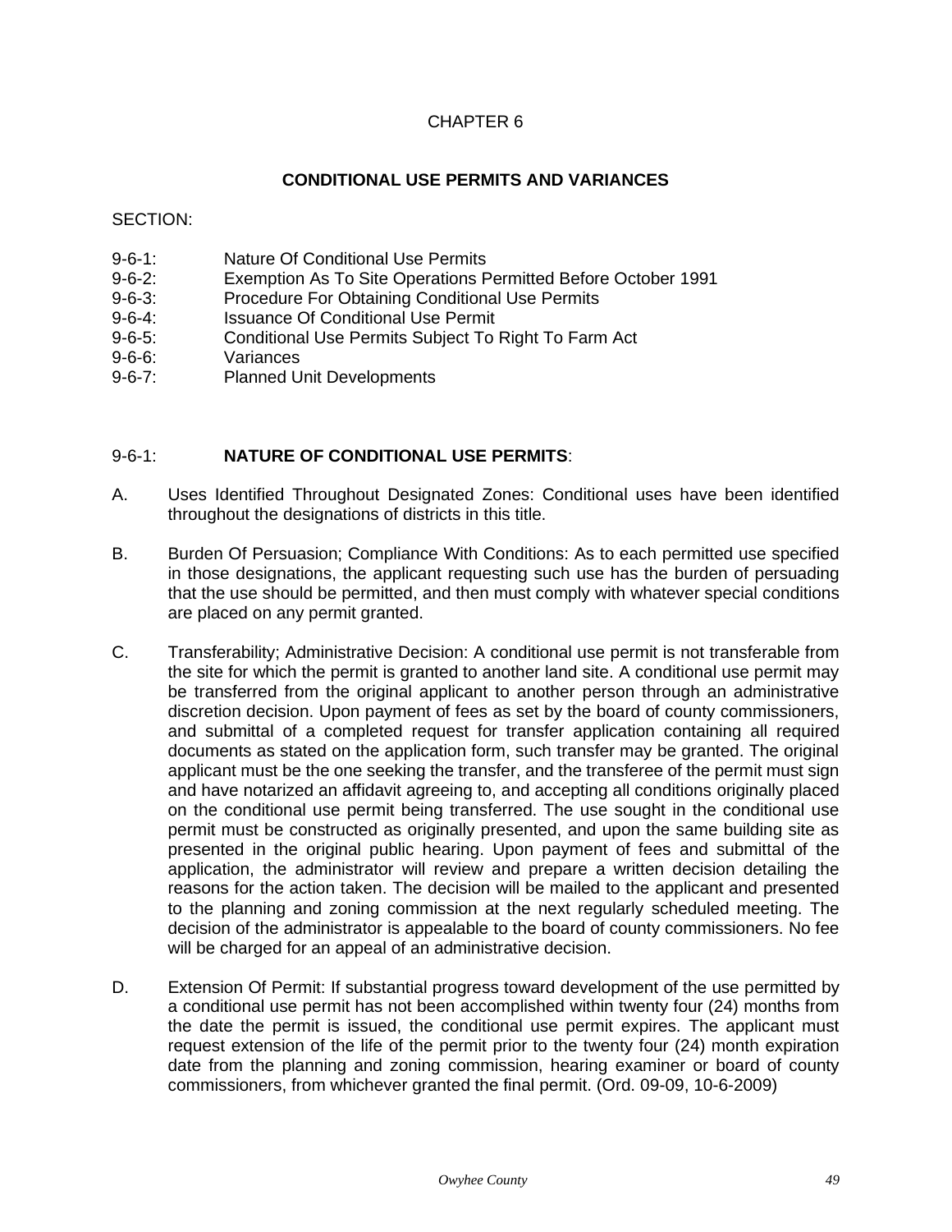# CHAPTER 6

## CONDITIONAL USE PERMITS AND VARIANCES

SECTION:

9-6-1: Nature Of Conditional Use Permits
9-6-2: Exemption As To Site Operations Permitted Before October 1991
9-6-3: Procedure For Obtaining Conditional Use Permits
9-6-4: Issuance Of Conditional Use Permit
9-6-5: Conditional Use Permits Subject To Right To Farm Act
9-6-6: Variances
9-6-7: Planned Unit Developments

### 9-6-1: **NATURE OF CONDITIONAL USE PERMITS**:

A. Uses Identified Throughout Designated Zones: Conditional uses have been identified throughout the designations of districts in this title.

B. Burden Of Persuasion; Compliance With Conditions: As to each permitted use specified in those designations, the applicant requesting such use has the burden of persuading that the use should be permitted, and then must comply with whatever special conditions are placed on any permit granted.

C. Transferability; Administrative Decision: A conditional use permit is not transferable from the site for which the permit is granted to another land site. A conditional use permit may be transferred from the original applicant to another person through an administrative discretion decision. Upon payment of fees as set by the board of county commissioners, and submittal of a completed request for transfer application containing all required documents as stated on the application form, such transfer may be granted. The original applicant must be the one seeking the transfer, and the transferee of the permit must sign and have notarized an affidavit agreeing to, and accepting all conditions originally placed on the conditional use permit being transferred. The use sought in the conditional use permit must be constructed as originally presented, and upon the same building site as presented in the original public hearing. Upon payment of fees and submittal of the application, the administrator will review and prepare a written decision detailing the reasons for the action taken. The decision will be mailed to the applicant and presented to the planning and zoning commission at the next regularly scheduled meeting. The decision of the administrator is appealable to the board of county commissioners. No fee will be charged for an appeal of an administrative decision.

D. Extension Of Permit: If substantial progress toward development of the use permitted by a conditional use permit has not been accomplished within twenty four (24) months from the date the permit is issued, the conditional use permit expires. The applicant must request extension of the life of the permit prior to the twenty four (24) month expiration date from the planning and zoning commission, hearing examiner or board of county commissioners, from whichever granted the final permit. (Ord. 09-09, 10-6-2009)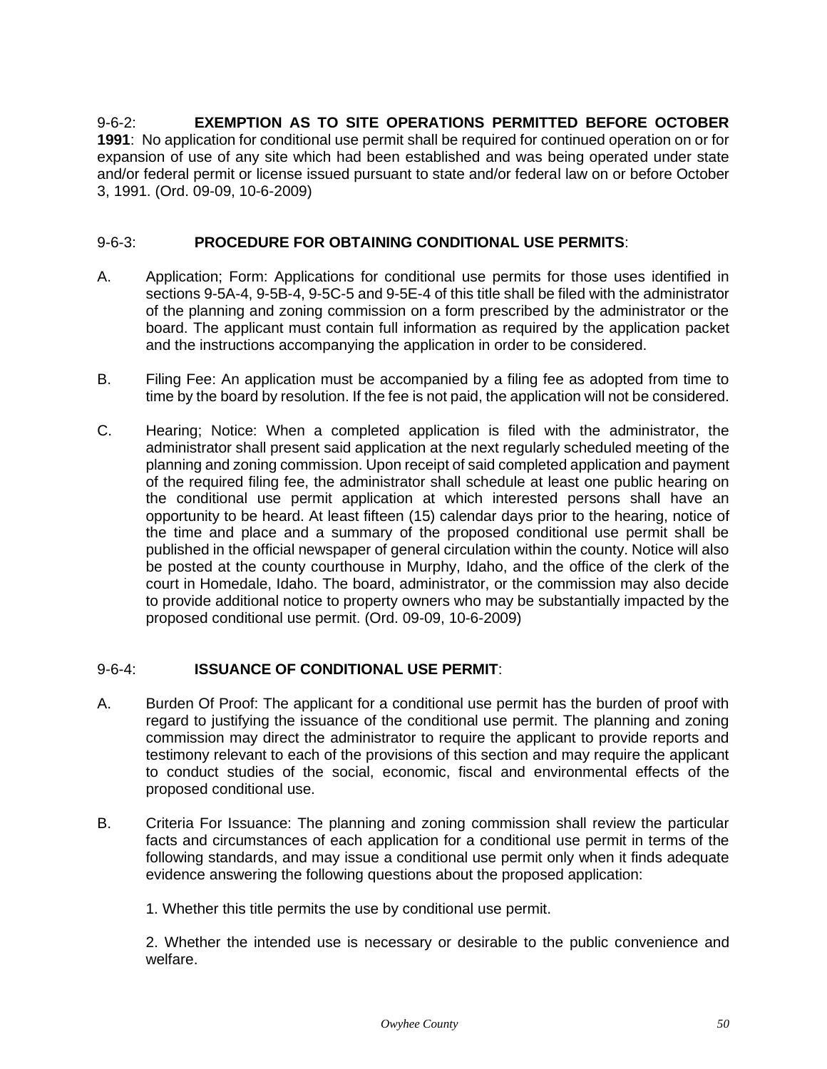9-6-2: **EXEMPTION AS TO SITE OPERATIONS PERMITTED BEFORE OCTOBER 1991**: No application for conditional use permit shall be required for continued operation on or for expansion of use of any site which had been established and was being operated under state and/or federal permit or license issued pursuant to state and/or federal law on or before October 3, 1991. (Ord. 09-09, 10-6-2009)

9-6-3: **PROCEDURE FOR OBTAINING CONDITIONAL USE PERMITS**:

A. Application; Form: Applications for conditional use permits for those uses identified in sections 9-5A-4, 9-5B-4, 9-5C-5 and 9-5E-4 of this title shall be filed with the administrator of the planning and zoning commission on a form prescribed by the administrator or the board. The applicant must contain full information as required by the application packet and the instructions accompanying the application in order to be considered.

B. Filing Fee: An application must be accompanied by a filing fee as adopted from time to time by the board by resolution. If the fee is not paid, the application will not be considered.

C. Hearing; Notice: When a completed application is filed with the administrator, the administrator shall present said application at the next regularly scheduled meeting of the planning and zoning commission. Upon receipt of said completed application and payment of the required filing fee, the administrator shall schedule at least one public hearing on the conditional use permit application at which interested persons shall have an opportunity to be heard. At least fifteen (15) calendar days prior to the hearing, notice of the time and place and a summary of the proposed conditional use permit shall be published in the official newspaper of general circulation within the county. Notice will also be posted at the county courthouse in Murphy, Idaho, and the office of the clerk of the court in Homedale, Idaho. The board, administrator, or the commission may also decide to provide additional notice to property owners who may be substantially impacted by the proposed conditional use permit. (Ord. 09-09, 10-6-2009)

9-6-4: **ISSUANCE OF CONDITIONAL USE PERMIT**:

A. Burden Of Proof: The applicant for a conditional use permit has the burden of proof with regard to justifying the issuance of the conditional use permit. The planning and zoning commission may direct the administrator to require the applicant to provide reports and testimony relevant to each of the provisions of this section and may require the applicant to conduct studies of the social, economic, fiscal and environmental effects of the proposed conditional use.

B. Criteria For Issuance: The planning and zoning commission shall review the particular facts and circumstances of each application for a conditional use permit in terms of the following standards, and may issue a conditional use permit only when it finds adequate evidence answering the following questions about the proposed application:

1. Whether this title permits the use by conditional use permit.

2. Whether the intended use is necessary or desirable to the public convenience and welfare.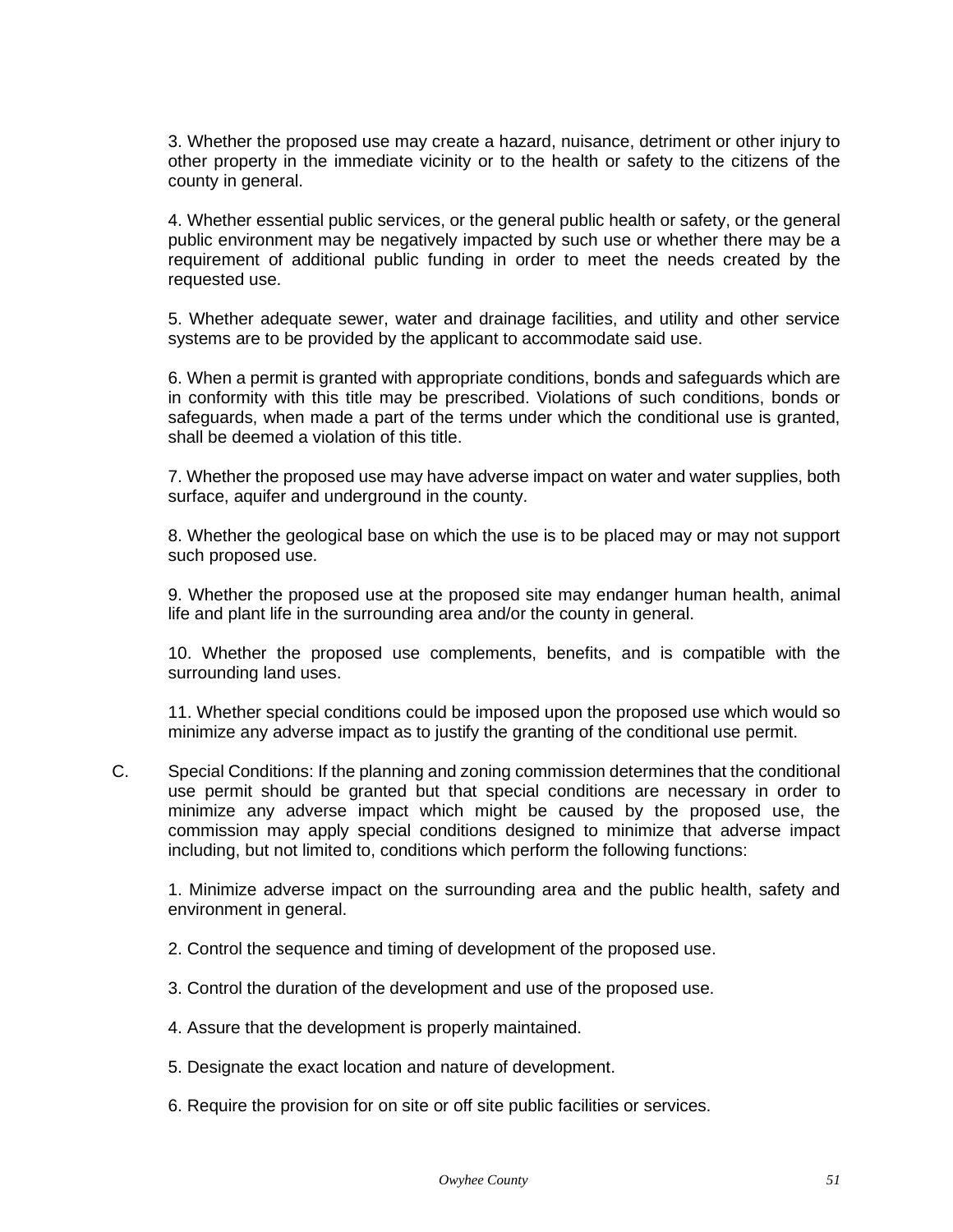3. Whether the proposed use may create a hazard, nuisance, detriment or other injury to other property in the immediate vicinity or to the health or safety to the citizens of the county in general.

4. Whether essential public services, or the general public health or safety, or the general public environment may be negatively impacted by such use or whether there may be a requirement of additional public funding in order to meet the needs created by the requested use.

5. Whether adequate sewer, water and drainage facilities, and utility and other service systems are to be provided by the applicant to accommodate said use.

6. When a permit is granted with appropriate conditions, bonds and safeguards which are in conformity with this title may be prescribed. Violations of such conditions, bonds or safeguards, when made a part of the terms under which the conditional use is granted, shall be deemed a violation of this title.

7. Whether the proposed use may have adverse impact on water and water supplies, both surface, aquifer and underground in the county.

8. Whether the geological base on which the use is to be placed may or may not support such proposed use.

9. Whether the proposed use at the proposed site may endanger human health, animal life and plant life in the surrounding area and/or the county in general.

10. Whether the proposed use complements, benefits, and is compatible with the surrounding land uses.

11. Whether special conditions could be imposed upon the proposed use which would so minimize any adverse impact as to justify the granting of the conditional use permit.

C. Special Conditions: If the planning and zoning commission determines that the conditional use permit should be granted but that special conditions are necessary in order to minimize any adverse impact which might be caused by the proposed use, the commission may apply special conditions designed to minimize that adverse impact including, but not limited to, conditions which perform the following functions:

1. Minimize adverse impact on the surrounding area and the public health, safety and environment in general.

2. Control the sequence and timing of development of the proposed use.

3. Control the duration of the development and use of the proposed use.

4. Assure that the development is properly maintained.

5. Designate the exact location and nature of development.

6. Require the provision for on site or off site public facilities or services.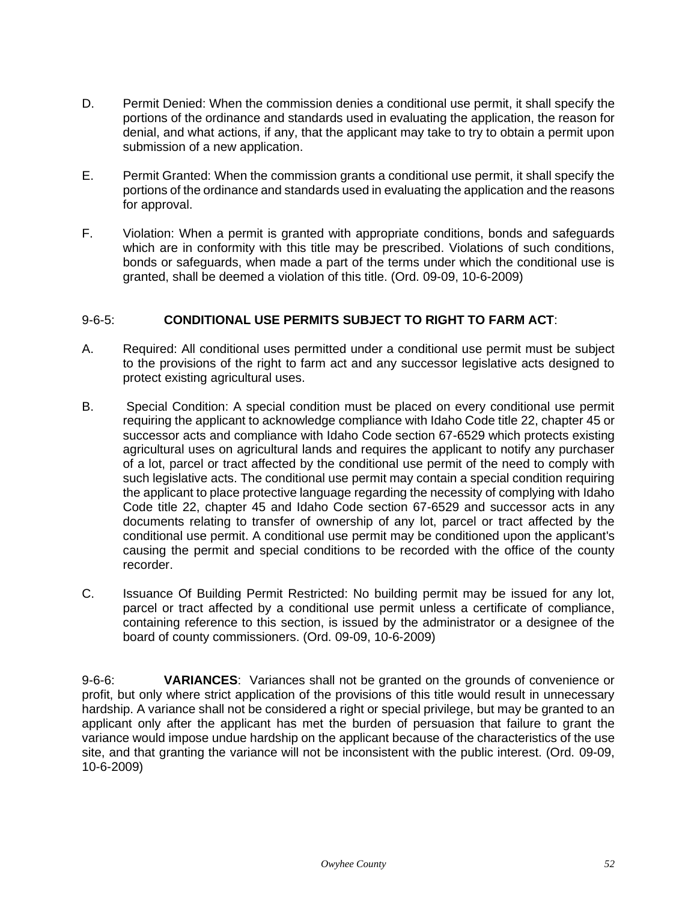D. Permit Denied: When the commission denies a conditional use permit, it shall specify the portions of the ordinance and standards used in evaluating the application, the reason for denial, and what actions, if any, that the applicant may take to try to obtain a permit upon submission of a new application.

E. Permit Granted: When the commission grants a conditional use permit, it shall specify the portions of the ordinance and standards used in evaluating the application and the reasons for approval.

F. Violation: When a permit is granted with appropriate conditions, bonds and safeguards which are in conformity with this title may be prescribed. Violations of such conditions, bonds or safeguards, when made a part of the terms under which the conditional use is granted, shall be deemed a violation of this title. (Ord. 09-09, 10-6-2009)

9-6-5: **CONDITIONAL USE PERMITS SUBJECT TO RIGHT TO FARM ACT**:

A. Required: All conditional uses permitted under a conditional use permit must be subject to the provisions of the right to farm act and any successor legislative acts designed to protect existing agricultural uses.

B. Special Condition: A special condition must be placed on every conditional use permit requiring the applicant to acknowledge compliance with Idaho Code title 22, chapter 45 or successor acts and compliance with Idaho Code section 67-6529 which protects existing agricultural uses on agricultural lands and requires the applicant to notify any purchaser of a lot, parcel or tract affected by the conditional use permit of the need to comply with such legislative acts. The conditional use permit may contain a special condition requiring the applicant to place protective language regarding the necessity of complying with Idaho Code title 22, chapter 45 and Idaho Code section 67-6529 and successor acts in any documents relating to transfer of ownership of any lot, parcel or tract affected by the conditional use permit. A conditional use permit may be conditioned upon the applicant's causing the permit and special conditions to be recorded with the office of the county recorder.

C. Issuance Of Building Permit Restricted: No building permit may be issued for any lot, parcel or tract affected by a conditional use permit unless a certificate of compliance, containing reference to this section, is issued by the administrator or a designee of the board of county commissioners. (Ord. 09-09, 10-6-2009)

9-6-6: **VARIANCES**: Variances shall not be granted on the grounds of convenience or profit, but only where strict application of the provisions of this title would result in unnecessary hardship. A variance shall not be considered a right or special privilege, but may be granted to an applicant only after the applicant has met the burden of persuasion that failure to grant the variance would impose undue hardship on the applicant because of the characteristics of the use site, and that granting the variance will not be inconsistent with the public interest. (Ord. 09-09, 10-6-2009)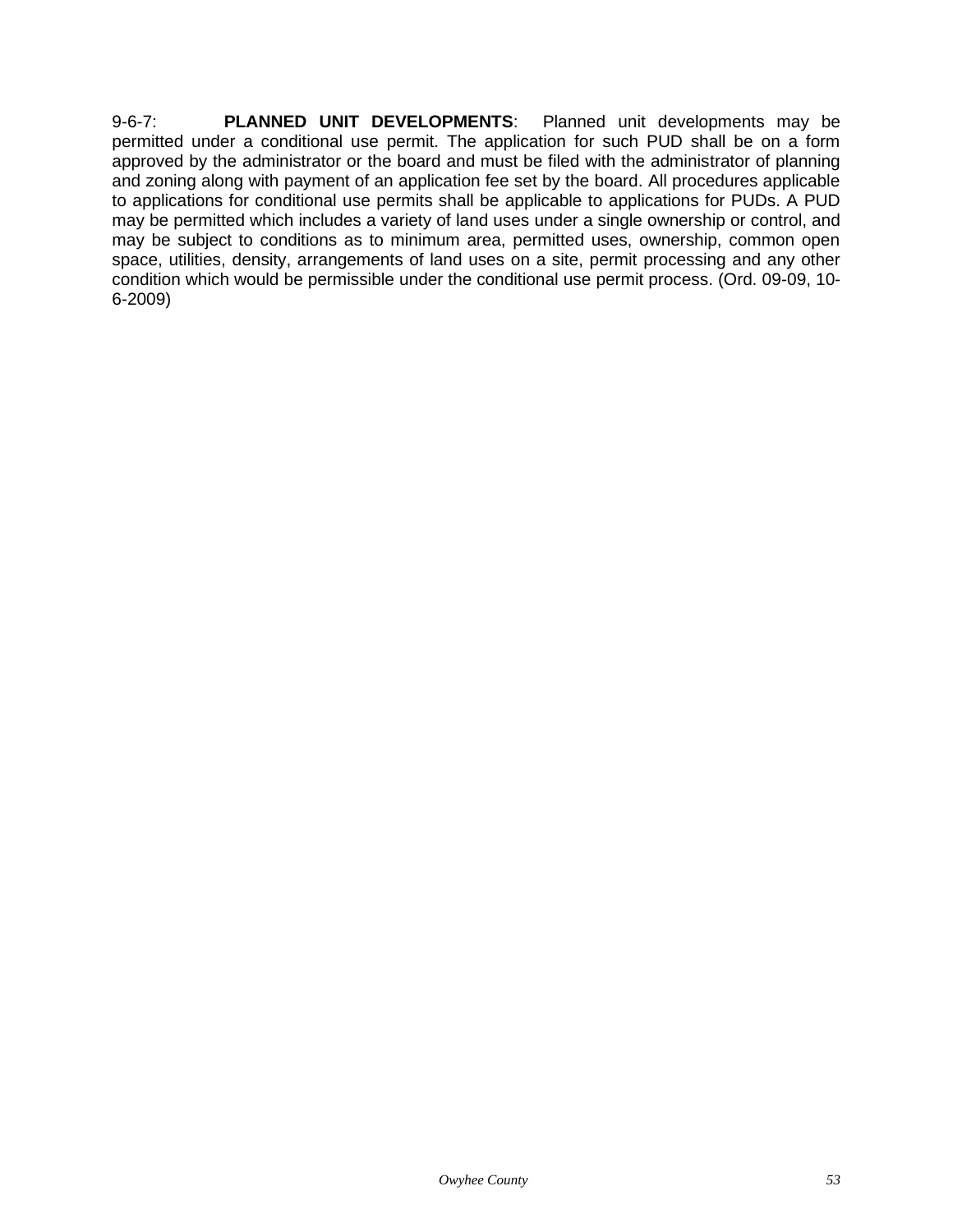9-6-7: **PLANNED UNIT DEVELOPMENTS**: Planned unit developments may be permitted under a conditional use permit. The application for such PUD shall be on a form approved by the administrator or the board and must be filed with the administrator of planning and zoning along with payment of an application fee set by the board. All procedures applicable to applications for conditional use permits shall be applicable to applications for PUDs. A PUD may be permitted which includes a variety of land uses under a single ownership or control, and may be subject to conditions as to minimum area, permitted uses, ownership, common open space, utilities, density, arrangements of land uses on a site, permit processing and any other condition which would be permissible under the conditional use permit process. (Ord. 09-09, 10-6-2009)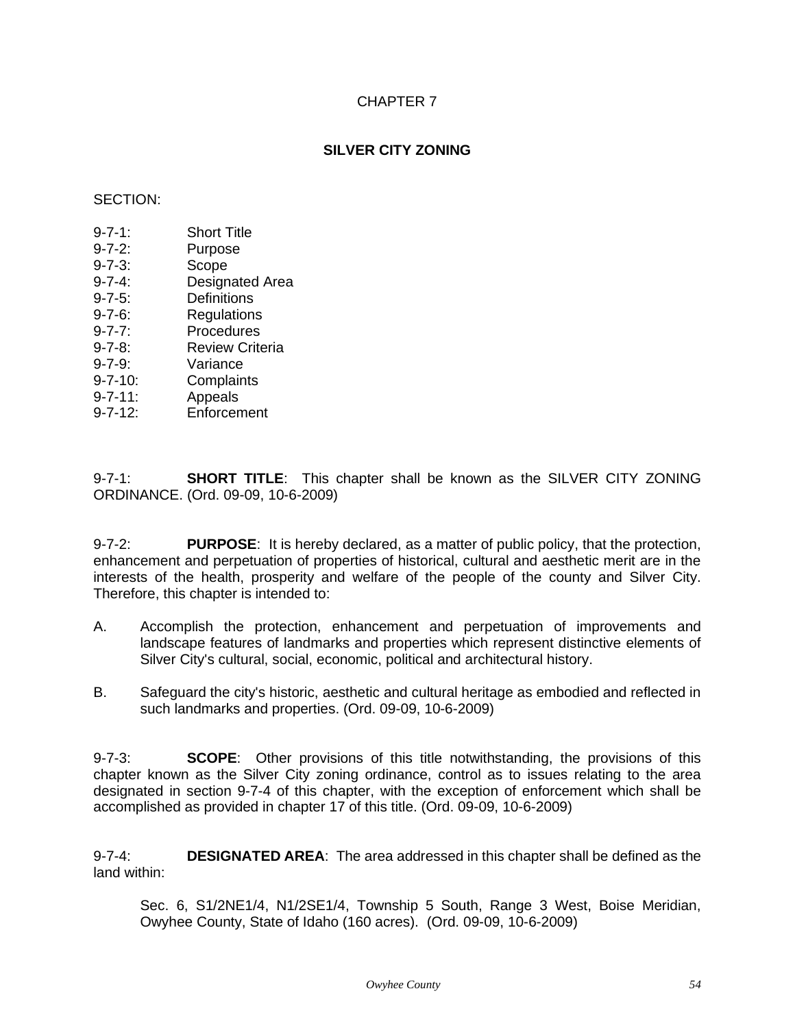# CHAPTER 7

## SILVER CITY ZONING

SECTION:

9-7-1: Short Title
9-7-2: Purpose
9-7-3: Scope
9-7-4: Designated Area
9-7-5: Definitions
9-7-6: Regulations
9-7-7: Procedures
9-7-8: Review Criteria
9-7-9: Variance
9-7-10: Complaints
9-7-11: Appeals
9-7-12: Enforcement

9-7-1: **SHORT TITLE**: This chapter shall be known as the SILVER CITY ZONING ORDINANCE. (Ord. 09-09, 10-6-2009)

9-7-2: **PURPOSE**: It is hereby declared, as a matter of public policy, that the protection, enhancement and perpetuation of properties of historical, cultural and aesthetic merit are in the interests of the health, prosperity and welfare of the people of the county and Silver City. Therefore, this chapter is intended to:

A. Accomplish the protection, enhancement and perpetuation of improvements and landscape features of landmarks and properties which represent distinctive elements of Silver City's cultural, social, economic, political and architectural history.

B. Safeguard the city's historic, aesthetic and cultural heritage as embodied and reflected in such landmarks and properties. (Ord. 09-09, 10-6-2009)

9-7-3: **SCOPE**: Other provisions of this title notwithstanding, the provisions of this chapter known as the Silver City zoning ordinance, control as to issues relating to the area designated in section 9-7-4 of this chapter, with the exception of enforcement which shall be accomplished as provided in chapter 17 of this title. (Ord. 09-09, 10-6-2009)

9-7-4: **DESIGNATED AREA**: The area addressed in this chapter shall be defined as the land within:

Sec. 6, S1/2NE1/4, N1/2SE1/4, Township 5 South, Range 3 West, Boise Meridian, Owyhee County, State of Idaho (160 acres). (Ord. 09-09, 10-6-2009)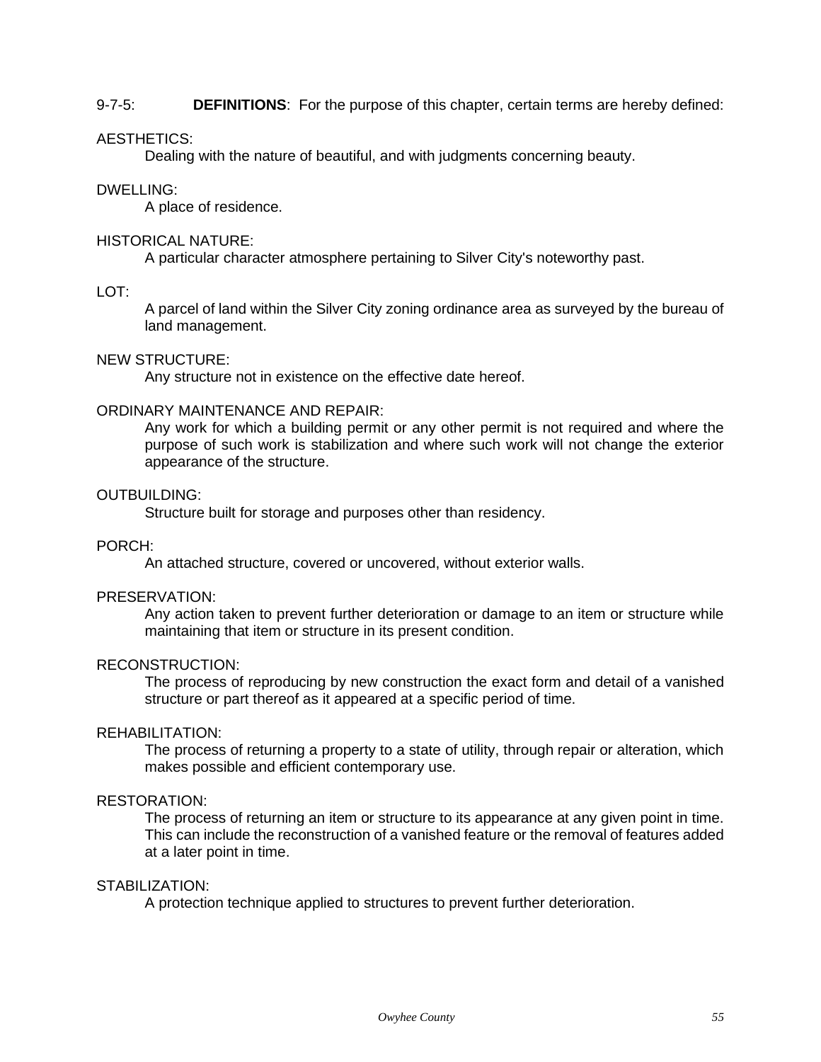9-7-5: **DEFINITIONS**: For the purpose of this chapter, certain terms are hereby defined:

AESTHETICS:
Dealing with the nature of beautiful, and with judgments concerning beauty.

DWELLING:
A place of residence.

HISTORICAL NATURE:
A particular character atmosphere pertaining to Silver City's noteworthy past.

LOT:
A parcel of land within the Silver City zoning ordinance area as surveyed by the bureau of land management.

NEW STRUCTURE:
Any structure not in existence on the effective date hereof.

ORDINARY MAINTENANCE AND REPAIR:
Any work for which a building permit or any other permit is not required and where the purpose of such work is stabilization and where such work will not change the exterior appearance of the structure.

OUTBUILDING:
Structure built for storage and purposes other than residency.

PORCH:
An attached structure, covered or uncovered, without exterior walls.

PRESERVATION:
Any action taken to prevent further deterioration or damage to an item or structure while maintaining that item or structure in its present condition.

RECONSTRUCTION:
The process of reproducing by new construction the exact form and detail of a vanished structure or part thereof as it appeared at a specific period of time.

REHABILITATION:
The process of returning a property to a state of utility, through repair or alteration, which makes possible and efficient contemporary use.

RESTORATION:
The process of returning an item or structure to its appearance at any given point in time. This can include the reconstruction of a vanished feature or the removal of features added at a later point in time.

STABILIZATION:
A protection technique applied to structures to prevent further deterioration.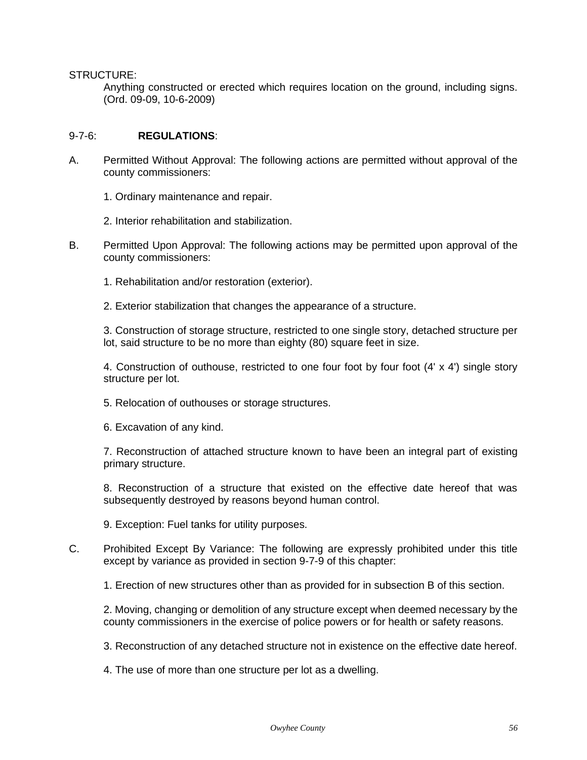STRUCTURE:

Anything constructed or erected which requires location on the ground, including signs. (Ord. 09-09, 10-6-2009)

9-7-6: **REGULATIONS**:

A. Permitted Without Approval: The following actions are permitted without approval of the county commissioners:

1. Ordinary maintenance and repair.

2. Interior rehabilitation and stabilization.

B. Permitted Upon Approval: The following actions may be permitted upon approval of the county commissioners:

1. Rehabilitation and/or restoration (exterior).

2. Exterior stabilization that changes the appearance of a structure.

3. Construction of storage structure, restricted to one single story, detached structure per lot, said structure to be no more than eighty (80) square feet in size.

4. Construction of outhouse, restricted to one four foot by four foot (4' x 4') single story structure per lot.

5. Relocation of outhouses or storage structures.

6. Excavation of any kind.

7. Reconstruction of attached structure known to have been an integral part of existing primary structure.

8. Reconstruction of a structure that existed on the effective date hereof that was subsequently destroyed by reasons beyond human control.

9. Exception: Fuel tanks for utility purposes.

C. Prohibited Except By Variance: The following are expressly prohibited under this title except by variance as provided in section 9-7-9 of this chapter:

1. Erection of new structures other than as provided for in subsection B of this section.

2. Moving, changing or demolition of any structure except when deemed necessary by the county commissioners in the exercise of police powers or for health or safety reasons.

3. Reconstruction of any detached structure not in existence on the effective date hereof.

4. The use of more than one structure per lot as a dwelling.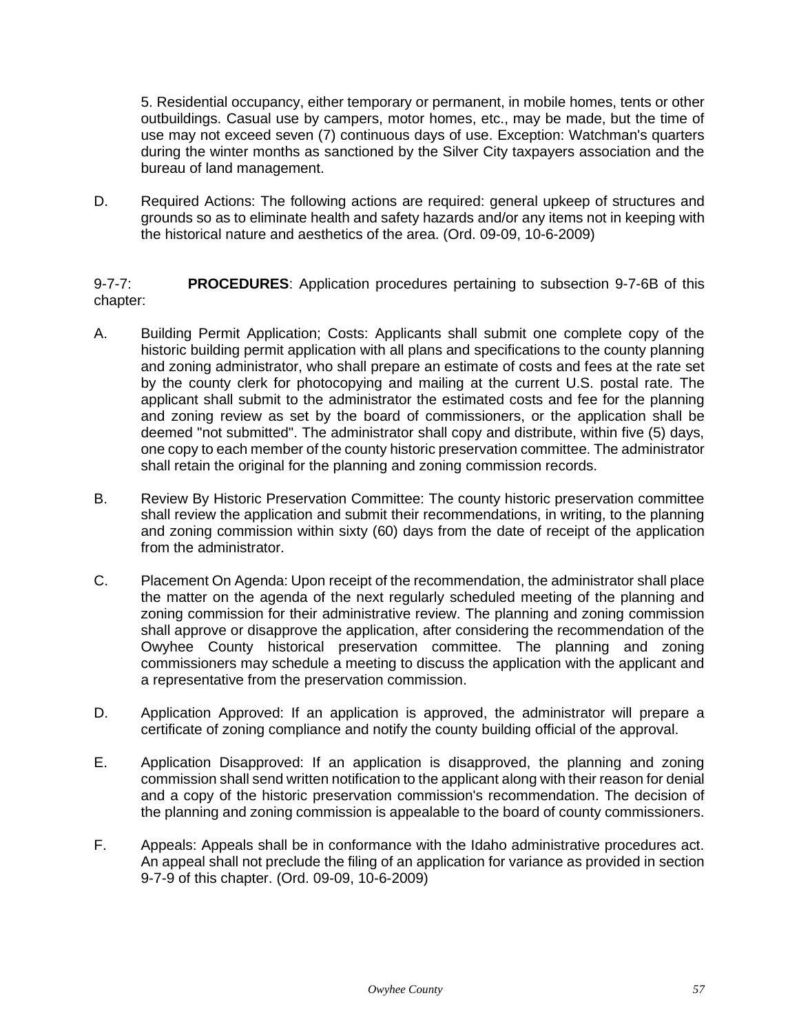5. Residential occupancy, either temporary or permanent, in mobile homes, tents or other outbuildings. Casual use by campers, motor homes, etc., may be made, but the time of use may not exceed seven (7) continuous days of use. Exception: Watchman's quarters during the winter months as sanctioned by the Silver City taxpayers association and the bureau of land management.

D. Required Actions: The following actions are required: general upkeep of structures and grounds so as to eliminate health and safety hazards and/or any items not in keeping with the historical nature and aesthetics of the area. (Ord. 09-09, 10-6-2009)

9-7-7: **PROCEDURES**: Application procedures pertaining to subsection 9-7-6B of this chapter:

A. Building Permit Application; Costs: Applicants shall submit one complete copy of the historic building permit application with all plans and specifications to the county planning and zoning administrator, who shall prepare an estimate of costs and fees at the rate set by the county clerk for photocopying and mailing at the current U.S. postal rate. The applicant shall submit to the administrator the estimated costs and fee for the planning and zoning review as set by the board of commissioners, or the application shall be deemed "not submitted". The administrator shall copy and distribute, within five (5) days, one copy to each member of the county historic preservation committee. The administrator shall retain the original for the planning and zoning commission records.

B. Review By Historic Preservation Committee: The county historic preservation committee shall review the application and submit their recommendations, in writing, to the planning and zoning commission within sixty (60) days from the date of receipt of the application from the administrator.

C. Placement On Agenda: Upon receipt of the recommendation, the administrator shall place the matter on the agenda of the next regularly scheduled meeting of the planning and zoning commission for their administrative review. The planning and zoning commission shall approve or disapprove the application, after considering the recommendation of the Owyhee County historical preservation committee. The planning and zoning commissioners may schedule a meeting to discuss the application with the applicant and a representative from the preservation commission.

D. Application Approved: If an application is approved, the administrator will prepare a certificate of zoning compliance and notify the county building official of the approval.

E. Application Disapproved: If an application is disapproved, the planning and zoning commission shall send written notification to the applicant along with their reason for denial and a copy of the historic preservation commission's recommendation. The decision of the planning and zoning commission is appealable to the board of county commissioners.

F. Appeals: Appeals shall be in conformance with the Idaho administrative procedures act. An appeal shall not preclude the filing of an application for variance as provided in section 9-7-9 of this chapter. (Ord. 09-09, 10-6-2009)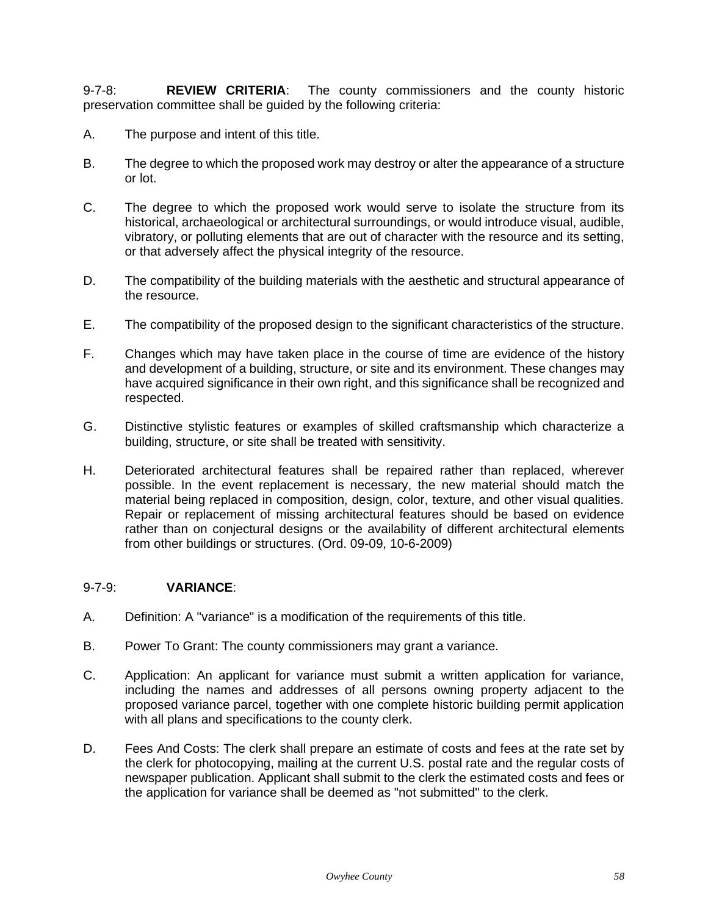9-7-8: **REVIEW CRITERIA**: The county commissioners and the county historic preservation committee shall be guided by the following criteria:

A. The purpose and intent of this title.

B. The degree to which the proposed work may destroy or alter the appearance of a structure or lot.

C. The degree to which the proposed work would serve to isolate the structure from its historical, archaeological or architectural surroundings, or would introduce visual, audible, vibratory, or polluting elements that are out of character with the resource and its setting, or that adversely affect the physical integrity of the resource.

D. The compatibility of the building materials with the aesthetic and structural appearance of the resource.

E. The compatibility of the proposed design to the significant characteristics of the structure.

F. Changes which may have taken place in the course of time are evidence of the history and development of a building, structure, or site and its environment. These changes may have acquired significance in their own right, and this significance shall be recognized and respected.

G. Distinctive stylistic features or examples of skilled craftsmanship which characterize a building, structure, or site shall be treated with sensitivity.

H. Deteriorated architectural features shall be repaired rather than replaced, wherever possible. In the event replacement is necessary, the new material should match the material being replaced in composition, design, color, texture, and other visual qualities. Repair or replacement of missing architectural features should be based on evidence rather than on conjectural designs or the availability of different architectural elements from other buildings or structures. (Ord. 09-09, 10-6-2009)

9-7-9: **VARIANCE**:

A. Definition: A "variance" is a modification of the requirements of this title.

B. Power To Grant: The county commissioners may grant a variance.

C. Application: An applicant for variance must submit a written application for variance, including the names and addresses of all persons owning property adjacent to the proposed variance parcel, together with one complete historic building permit application with all plans and specifications to the county clerk.

D. Fees And Costs: The clerk shall prepare an estimate of costs and fees at the rate set by the clerk for photocopying, mailing at the current U.S. postal rate and the regular costs of newspaper publication. Applicant shall submit to the clerk the estimated costs and fees or the application for variance shall be deemed as "not submitted" to the clerk.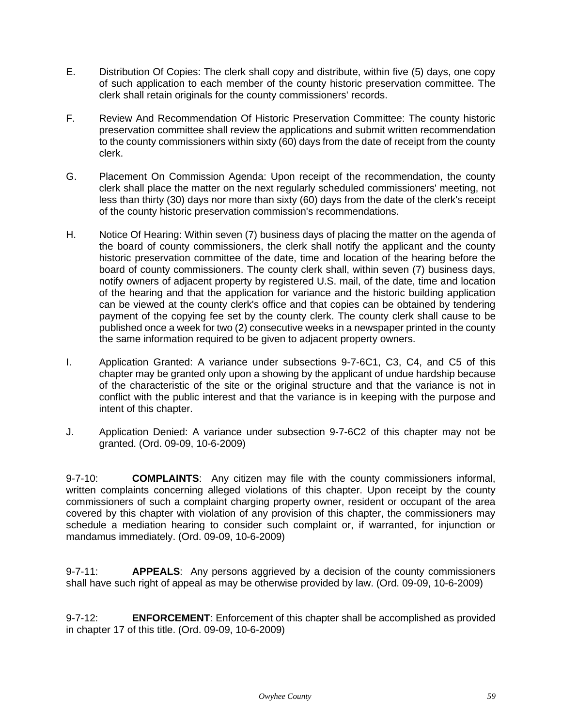E. Distribution Of Copies: The clerk shall copy and distribute, within five (5) days, one copy of such application to each member of the county historic preservation committee. The clerk shall retain originals for the county commissioners' records.

F. Review And Recommendation Of Historic Preservation Committee: The county historic preservation committee shall review the applications and submit written recommendation to the county commissioners within sixty (60) days from the date of receipt from the county clerk.

G. Placement On Commission Agenda: Upon receipt of the recommendation, the county clerk shall place the matter on the next regularly scheduled commissioners' meeting, not less than thirty (30) days nor more than sixty (60) days from the date of the clerk's receipt of the county historic preservation commission's recommendations.

H. Notice Of Hearing: Within seven (7) business days of placing the matter on the agenda of the board of county commissioners, the clerk shall notify the applicant and the county historic preservation committee of the date, time and location of the hearing before the board of county commissioners. The county clerk shall, within seven (7) business days, notify owners of adjacent property by registered U.S. mail, of the date, time and location of the hearing and that the application for variance and the historic building application can be viewed at the county clerk's office and that copies can be obtained by tendering payment of the copying fee set by the county clerk. The county clerk shall cause to be published once a week for two (2) consecutive weeks in a newspaper printed in the county the same information required to be given to adjacent property owners.

I. Application Granted: A variance under subsections 9-7-6C1, C3, C4, and C5 of this chapter may be granted only upon a showing by the applicant of undue hardship because of the characteristic of the site or the original structure and that the variance is not in conflict with the public interest and that the variance is in keeping with the purpose and intent of this chapter.

J. Application Denied: A variance under subsection 9-7-6C2 of this chapter may not be granted. (Ord. 09-09, 10-6-2009)

9-7-10: **COMPLAINTS**: Any citizen may file with the county commissioners informal, written complaints concerning alleged violations of this chapter. Upon receipt by the county commissioners of such a complaint charging property owner, resident or occupant of the area covered by this chapter with violation of any provision of this chapter, the commissioners may schedule a mediation hearing to consider such complaint or, if warranted, for injunction or mandamus immediately. (Ord. 09-09, 10-6-2009)

9-7-11: **APPEALS**: Any persons aggrieved by a decision of the county commissioners shall have such right of appeal as may be otherwise provided by law. (Ord. 09-09, 10-6-2009)

9-7-12: **ENFORCEMENT**: Enforcement of this chapter shall be accomplished as provided in chapter 17 of this title. (Ord. 09-09, 10-6-2009)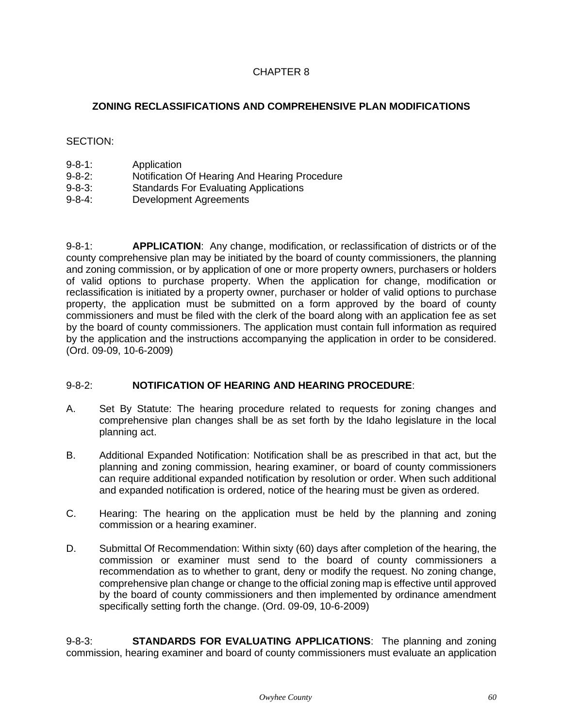# CHAPTER 8

## ZONING RECLASSIFICATIONS AND COMPREHENSIVE PLAN MODIFICATIONS

SECTION:

9-8-1: Application
9-8-2: Notification Of Hearing And Hearing Procedure
9-8-3: Standards For Evaluating Applications
9-8-4: Development Agreements

9-8-1: **APPLICATION**: Any change, modification, or reclassification of districts or of the county comprehensive plan may be initiated by the board of county commissioners, the planning and zoning commission, or by application of one or more property owners, purchasers or holders of valid options to purchase property. When the application for change, modification or reclassification is initiated by a property owner, purchaser or holder of valid options to purchase property, the application must be submitted on a form approved by the board of county commissioners and must be filed with the clerk of the board along with an application fee as set by the board of county commissioners. The application must contain full information as required by the application and the instructions accompanying the application in order to be considered. (Ord. 09-09, 10-6-2009)

9-8-2: **NOTIFICATION OF HEARING AND HEARING PROCEDURE**:

A. Set By Statute: The hearing procedure related to requests for zoning changes and comprehensive plan changes shall be as set forth by the Idaho legislature in the local planning act.

B. Additional Expanded Notification: Notification shall be as prescribed in that act, but the planning and zoning commission, hearing examiner, or board of county commissioners can require additional expanded notification by resolution or order. When such additional and expanded notification is ordered, notice of the hearing must be given as ordered.

C. Hearing: The hearing on the application must be held by the planning and zoning commission or a hearing examiner.

D. Submittal Of Recommendation: Within sixty (60) days after completion of the hearing, the commission or examiner must send to the board of county commissioners a recommendation as to whether to grant, deny or modify the request. No zoning change, comprehensive plan change or change to the official zoning map is effective until approved by the board of county commissioners and then implemented by ordinance amendment specifically setting forth the change. (Ord. 09-09, 10-6-2009)

9-8-3: **STANDARDS FOR EVALUATING APPLICATIONS**: The planning and zoning commission, hearing examiner and board of county commissioners must evaluate an application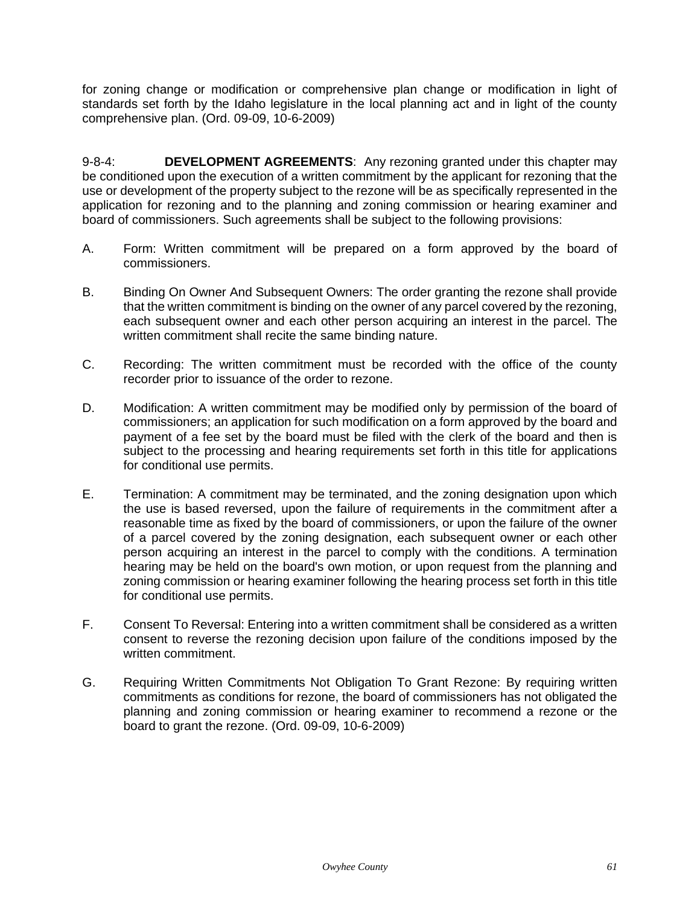for zoning change or modification or comprehensive plan change or modification in light of standards set forth by the Idaho legislature in the local planning act and in light of the county comprehensive plan. (Ord. 09-09, 10-6-2009)

9-8-4: **DEVELOPMENT AGREEMENTS**: Any rezoning granted under this chapter may be conditioned upon the execution of a written commitment by the applicant for rezoning that the use or development of the property subject to the rezone will be as specifically represented in the application for rezoning and to the planning and zoning commission or hearing examiner and board of commissioners. Such agreements shall be subject to the following provisions:

A. Form: Written commitment will be prepared on a form approved by the board of commissioners.

B. Binding On Owner And Subsequent Owners: The order granting the rezone shall provide that the written commitment is binding on the owner of any parcel covered by the rezoning, each subsequent owner and each other person acquiring an interest in the parcel. The written commitment shall recite the same binding nature.

C. Recording: The written commitment must be recorded with the office of the county recorder prior to issuance of the order to rezone.

D. Modification: A written commitment may be modified only by permission of the board of commissioners; an application for such modification on a form approved by the board and payment of a fee set by the board must be filed with the clerk of the board and then is subject to the processing and hearing requirements set forth in this title for applications for conditional use permits.

E. Termination: A commitment may be terminated, and the zoning designation upon which the use is based reversed, upon the failure of requirements in the commitment after a reasonable time as fixed by the board of commissioners, or upon the failure of the owner of a parcel covered by the zoning designation, each subsequent owner or each other person acquiring an interest in the parcel to comply with the conditions. A termination hearing may be held on the board's own motion, or upon request from the planning and zoning commission or hearing examiner following the hearing process set forth in this title for conditional use permits.

F. Consent To Reversal: Entering into a written commitment shall be considered as a written consent to reverse the rezoning decision upon failure of the conditions imposed by the written commitment.

G. Requiring Written Commitments Not Obligation To Grant Rezone: By requiring written commitments as conditions for rezone, the board of commissioners has not obligated the planning and zoning commission or hearing examiner to recommend a rezone or the board to grant the rezone. (Ord. 09-09, 10-6-2009)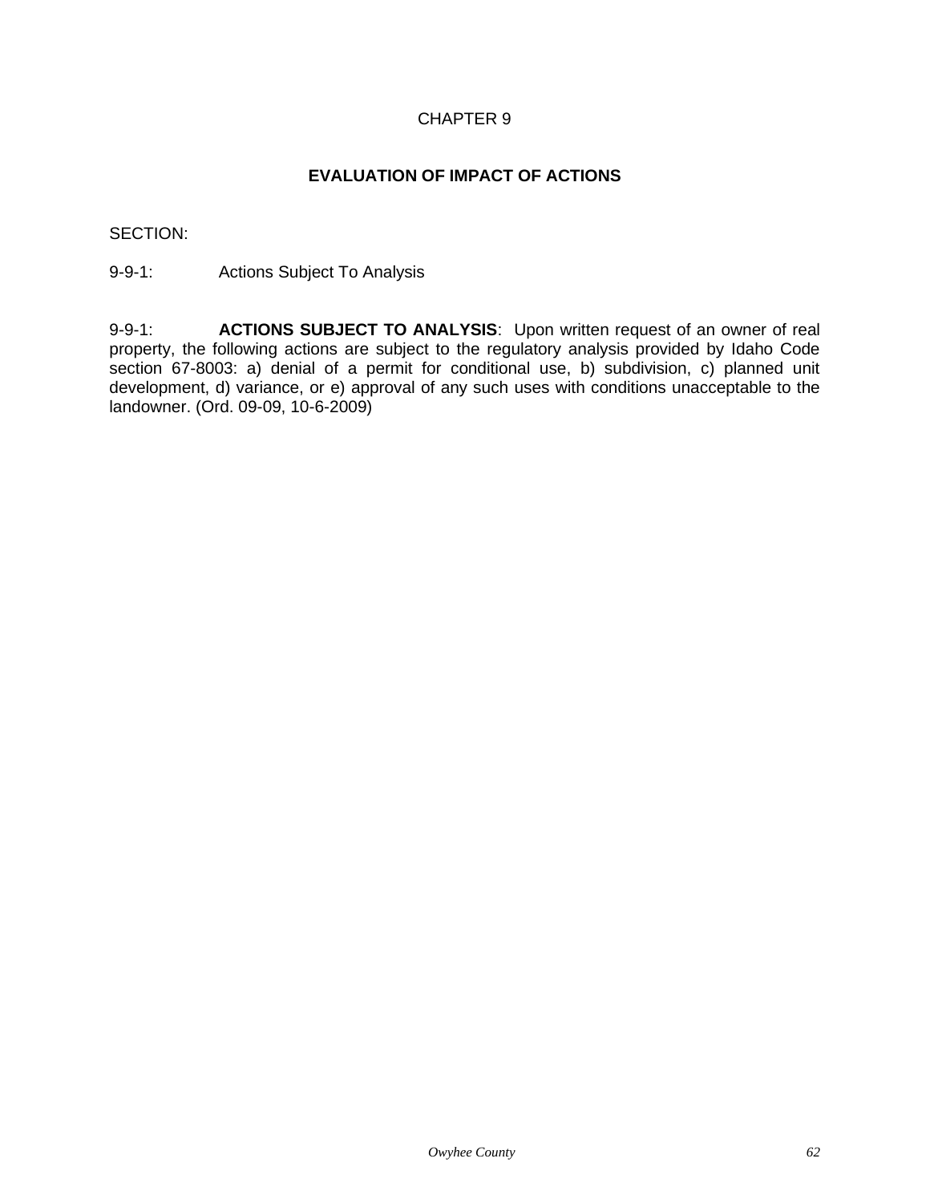# CHAPTER 9

## EVALUATION OF IMPACT OF ACTIONS

SECTION:

9-9-1: Actions Subject To Analysis

9-9-1: **ACTIONS SUBJECT TO ANALYSIS**: Upon written request of an owner of real property, the following actions are subject to the regulatory analysis provided by Idaho Code section 67-8003: a) denial of a permit for conditional use, b) subdivision, c) planned unit development, d) variance, or e) approval of any such uses with conditions unacceptable to the landowner. (Ord. 09-09, 10-6-2009)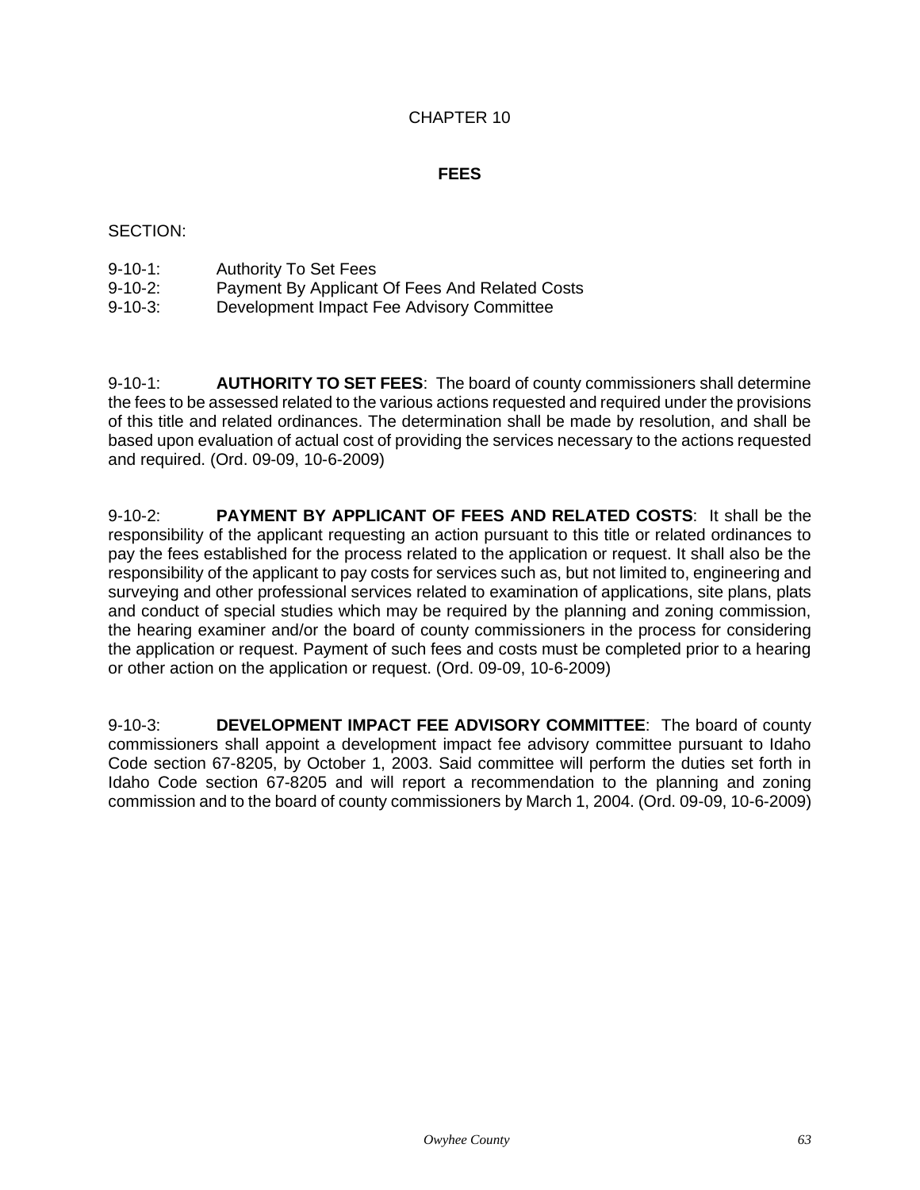# CHAPTER 10

## FEES

SECTION:

9-10-1: Authority To Set Fees
9-10-2: Payment By Applicant Of Fees And Related Costs
9-10-3: Development Impact Fee Advisory Committee

9-10-1: **AUTHORITY TO SET FEES**: The board of county commissioners shall determine the fees to be assessed related to the various actions requested and required under the provisions of this title and related ordinances. The determination shall be made by resolution, and shall be based upon evaluation of actual cost of providing the services necessary to the actions requested and required. (Ord. 09-09, 10-6-2009)

9-10-2: **PAYMENT BY APPLICANT OF FEES AND RELATED COSTS**: It shall be the responsibility of the applicant requesting an action pursuant to this title or related ordinances to pay the fees established for the process related to the application or request. It shall also be the responsibility of the applicant to pay costs for services such as, but not limited to, engineering and surveying and other professional services related to examination of applications, site plans, plats and conduct of special studies which may be required by the planning and zoning commission, the hearing examiner and/or the board of county commissioners in the process for considering the application or request. Payment of such fees and costs must be completed prior to a hearing or other action on the application or request. (Ord. 09-09, 10-6-2009)

9-10-3: **DEVELOPMENT IMPACT FEE ADVISORY COMMITTEE**: The board of county commissioners shall appoint a development impact fee advisory committee pursuant to Idaho Code section 67-8205, by October 1, 2003. Said committee will perform the duties set forth in Idaho Code section 67-8205 and will report a recommendation to the planning and zoning commission and to the board of county commissioners by March 1, 2004. (Ord. 09-09, 10-6-2009)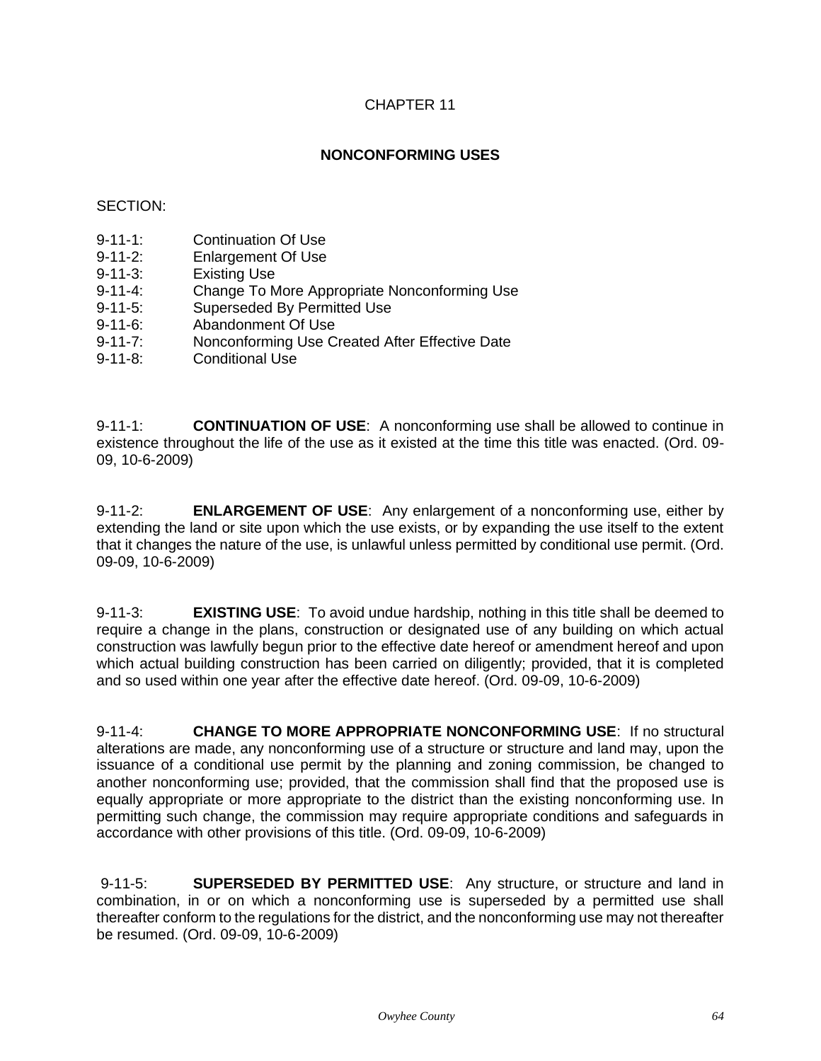# CHAPTER 11

## NONCONFORMING USES

SECTION:

9-11-1: Continuation Of Use
9-11-2: Enlargement Of Use
9-11-3: Existing Use
9-11-4: Change To More Appropriate Nonconforming Use
9-11-5: Superseded By Permitted Use
9-11-6: Abandonment Of Use
9-11-7: Nonconforming Use Created After Effective Date
9-11-8: Conditional Use

9-11-1: **CONTINUATION OF USE**: A nonconforming use shall be allowed to continue in existence throughout the life of the use as it existed at the time this title was enacted. (Ord. 09-09, 10-6-2009)

9-11-2: **ENLARGEMENT OF USE**: Any enlargement of a nonconforming use, either by extending the land or site upon which the use exists, or by expanding the use itself to the extent that it changes the nature of the use, is unlawful unless permitted by conditional use permit. (Ord. 09-09, 10-6-2009)

9-11-3: **EXISTING USE**: To avoid undue hardship, nothing in this title shall be deemed to require a change in the plans, construction or designated use of any building on which actual construction was lawfully begun prior to the effective date hereof or amendment hereof and upon which actual building construction has been carried on diligently; provided, that it is completed and so used within one year after the effective date hereof. (Ord. 09-09, 10-6-2009)

9-11-4: **CHANGE TO MORE APPROPRIATE NONCONFORMING USE**: If no structural alterations are made, any nonconforming use of a structure or structure and land may, upon the issuance of a conditional use permit by the planning and zoning commission, be changed to another nonconforming use; provided, that the commission shall find that the proposed use is equally appropriate or more appropriate to the district than the existing nonconforming use. In permitting such change, the commission may require appropriate conditions and safeguards in accordance with other provisions of this title. (Ord. 09-09, 10-6-2009)

9-11-5: **SUPERSEDED BY PERMITTED USE**: Any structure, or structure and land in combination, in or on which a nonconforming use is superseded by a permitted use shall thereafter conform to the regulations for the district, and the nonconforming use may not thereafter be resumed. (Ord. 09-09, 10-6-2009)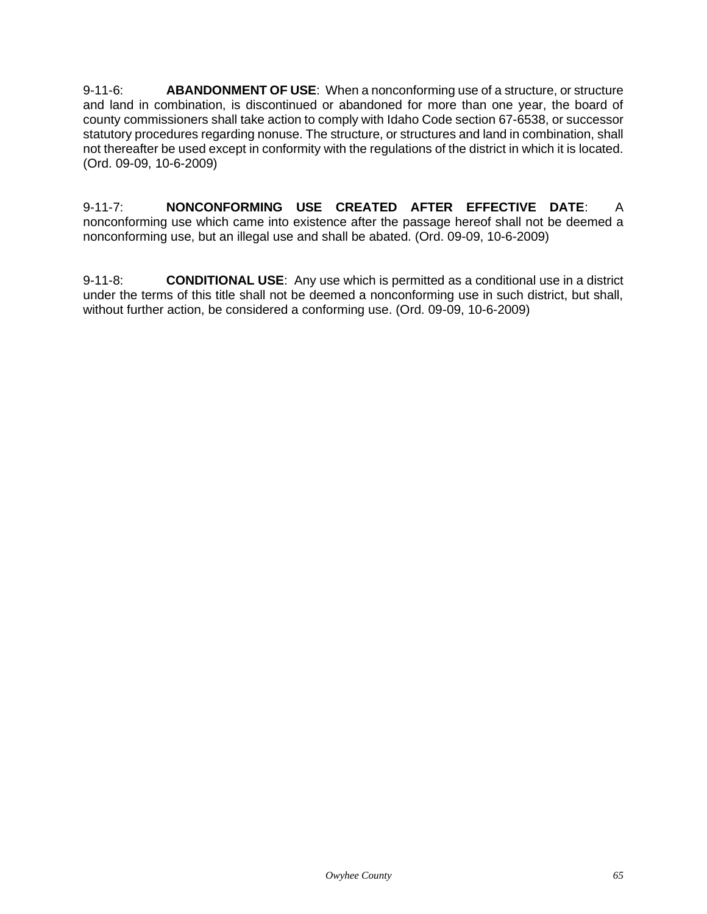9-11-6: **ABANDONMENT OF USE**: When a nonconforming use of a structure, or structure and land in combination, is discontinued or abandoned for more than one year, the board of county commissioners shall take action to comply with Idaho Code section 67-6538, or successor statutory procedures regarding nonuse. The structure, or structures and land in combination, shall not thereafter be used except in conformity with the regulations of the district in which it is located. (Ord. 09-09, 10-6-2009)

9-11-7: **NONCONFORMING USE CREATED AFTER EFFECTIVE DATE**: A nonconforming use which came into existence after the passage hereof shall not be deemed a nonconforming use, but an illegal use and shall be abated. (Ord. 09-09, 10-6-2009)

9-11-8: **CONDITIONAL USE**: Any use which is permitted as a conditional use in a district under the terms of this title shall not be deemed a nonconforming use in such district, but shall, without further action, be considered a conforming use. (Ord. 09-09, 10-6-2009)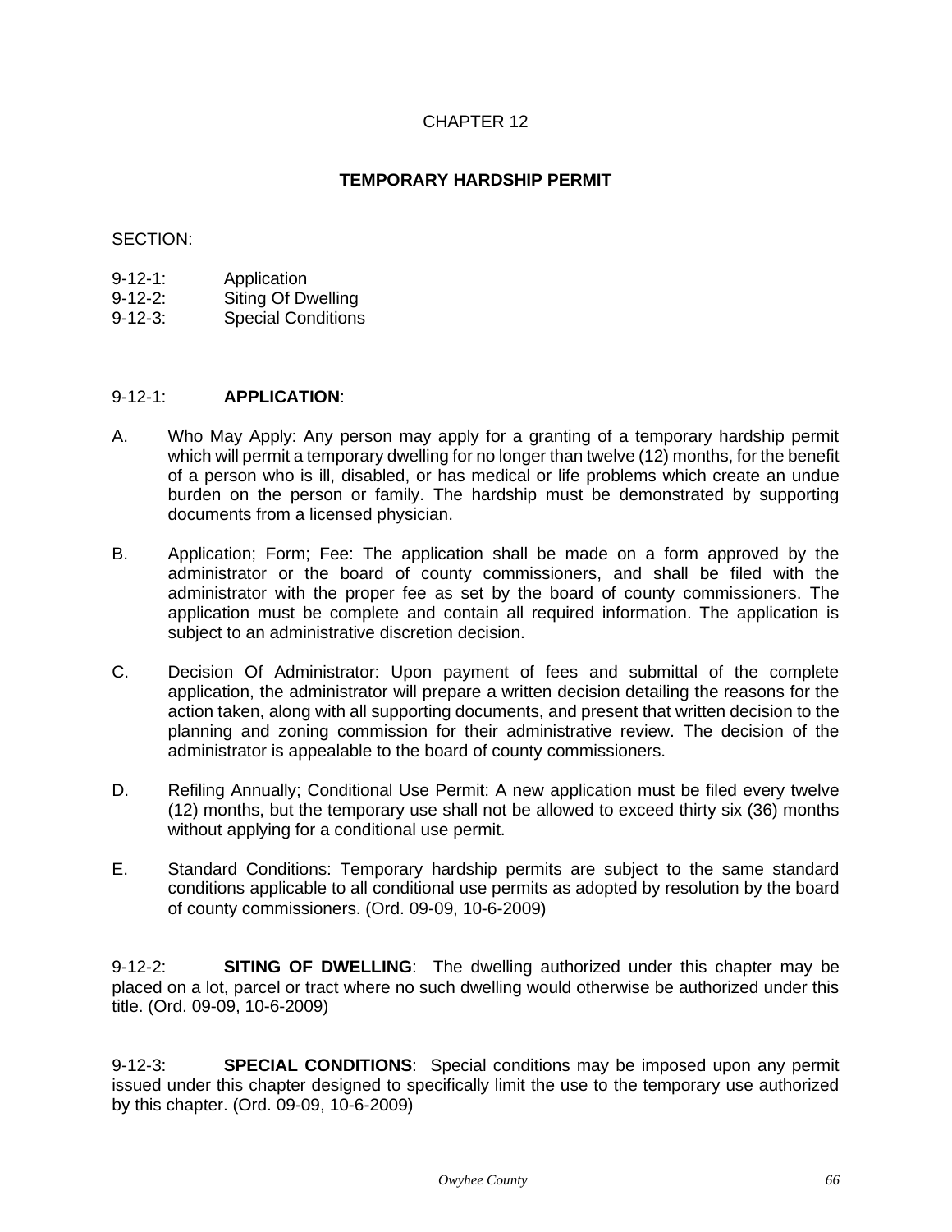# CHAPTER 12

## TEMPORARY HARDSHIP PERMIT

SECTION:

9-12-1: Application
9-12-2: Siting Of Dwelling
9-12-3: Special Conditions

9-12-1: **APPLICATION**:

A. Who May Apply: Any person may apply for a granting of a temporary hardship permit which will permit a temporary dwelling for no longer than twelve (12) months, for the benefit of a person who is ill, disabled, or has medical or life problems which create an undue burden on the person or family. The hardship must be demonstrated by supporting documents from a licensed physician.

B. Application; Form; Fee: The application shall be made on a form approved by the administrator or the board of county commissioners, and shall be filed with the administrator with the proper fee as set by the board of county commissioners. The application must be complete and contain all required information. The application is subject to an administrative discretion decision.

C. Decision Of Administrator: Upon payment of fees and submittal of the complete application, the administrator will prepare a written decision detailing the reasons for the action taken, along with all supporting documents, and present that written decision to the planning and zoning commission for their administrative review. The decision of the administrator is appealable to the board of county commissioners.

D. Refiling Annually; Conditional Use Permit: A new application must be filed every twelve (12) months, but the temporary use shall not be allowed to exceed thirty six (36) months without applying for a conditional use permit.

E. Standard Conditions: Temporary hardship permits are subject to the same standard conditions applicable to all conditional use permits as adopted by resolution by the board of county commissioners. (Ord. 09-09, 10-6-2009)

9-12-2: **SITING OF DWELLING**: The dwelling authorized under this chapter may be placed on a lot, parcel or tract where no such dwelling would otherwise be authorized under this title. (Ord. 09-09, 10-6-2009)

9-12-3: **SPECIAL CONDITIONS**: Special conditions may be imposed upon any permit issued under this chapter designed to specifically limit the use to the temporary use authorized by this chapter. (Ord. 09-09, 10-6-2009)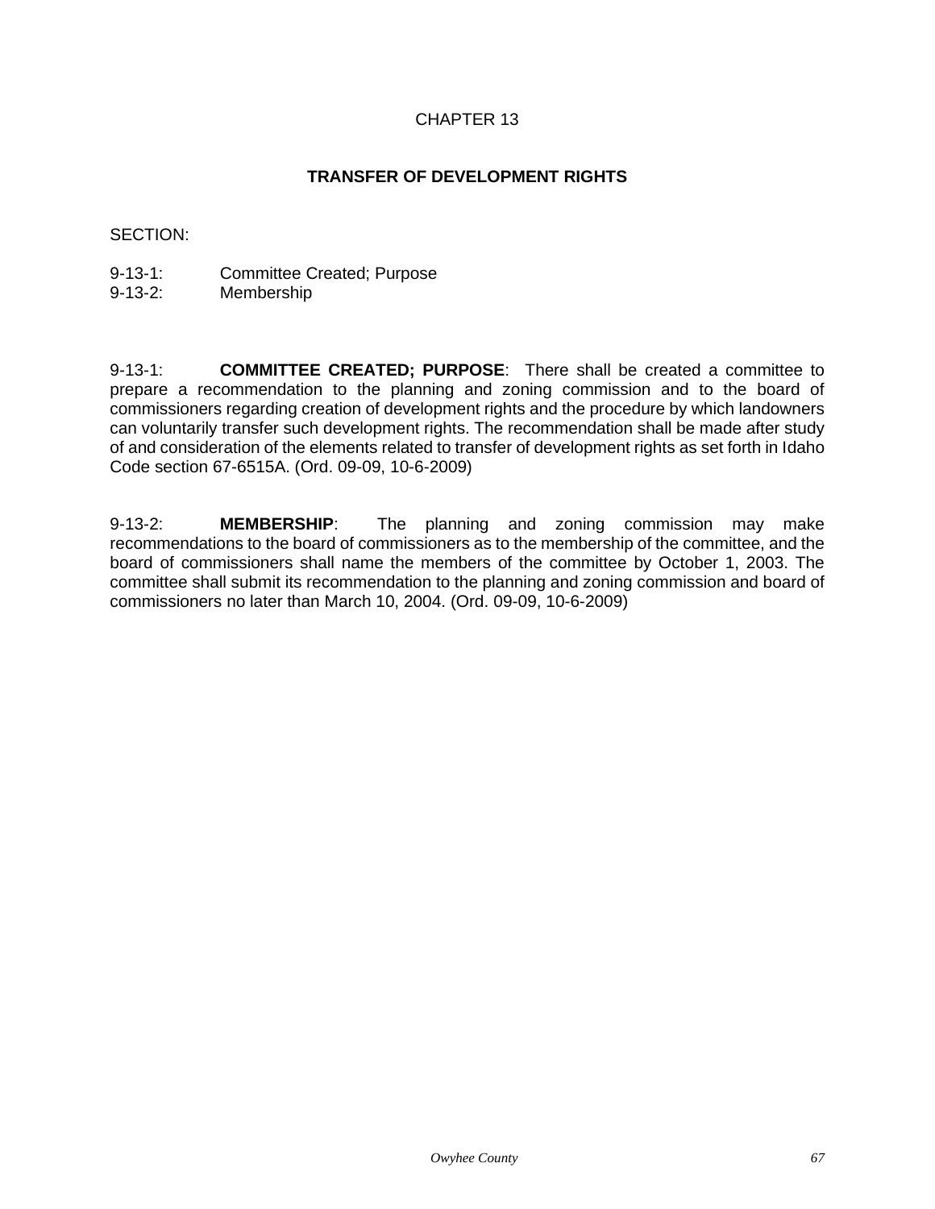# CHAPTER 13

## TRANSFER OF DEVELOPMENT RIGHTS

SECTION:

9-13-1: Committee Created; Purpose
9-13-2: Membership

9-13-1: **COMMITTEE CREATED; PURPOSE**: There shall be created a committee to prepare a recommendation to the planning and zoning commission and to the board of commissioners regarding creation of development rights and the procedure by which landowners can voluntarily transfer such development rights. The recommendation shall be made after study of and consideration of the elements related to transfer of development rights as set forth in Idaho Code section 67-6515A. (Ord. 09-09, 10-6-2009)

9-13-2: **MEMBERSHIP**: The planning and zoning commission may make recommendations to the board of commissioners as to the membership of the committee, and the board of commissioners shall name the members of the committee by October 1, 2003. The committee shall submit its recommendation to the planning and zoning commission and board of commissioners no later than March 10, 2004. (Ord. 09-09, 10-6-2009)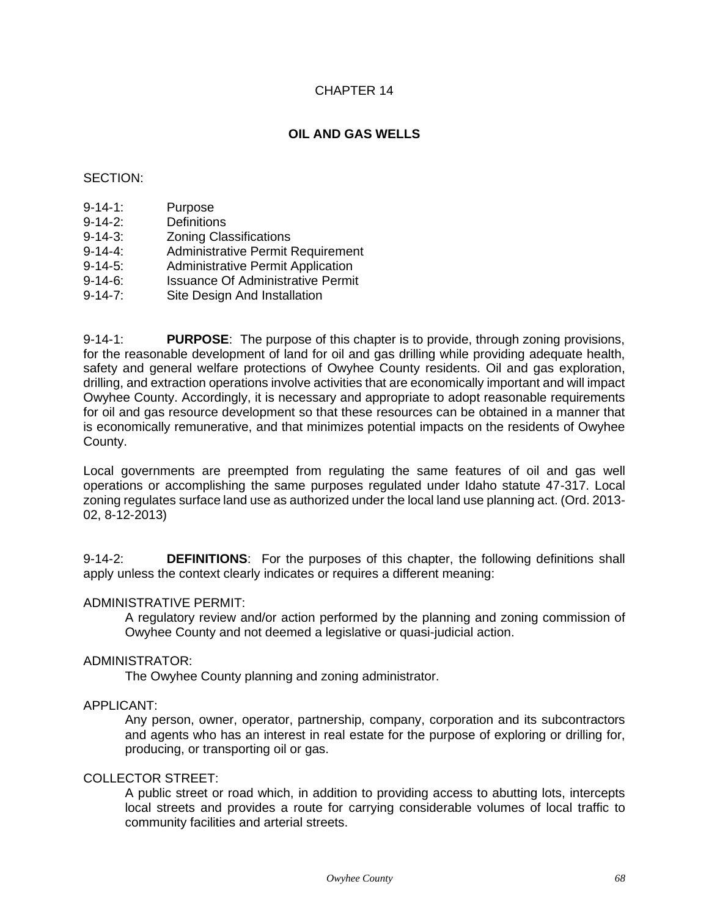# CHAPTER 14

## OIL AND GAS WELLS

SECTION:

- 9-14-1: Purpose
- 9-14-2: Definitions
- 9-14-3: Zoning Classifications
- 9-14-4: Administrative Permit Requirement
- 9-14-5: Administrative Permit Application
- 9-14-6: Issuance Of Administrative Permit
- 9-14-7: Site Design And Installation

9-14-1: **PURPOSE**: The purpose of this chapter is to provide, through zoning provisions, for the reasonable development of land for oil and gas drilling while providing adequate health, safety and general welfare protections of Owyhee County residents. Oil and gas exploration, drilling, and extraction operations involve activities that are economically important and will impact Owyhee County. Accordingly, it is necessary and appropriate to adopt reasonable requirements for oil and gas resource development so that these resources can be obtained in a manner that is economically remunerative, and that minimizes potential impacts on the residents of Owyhee County.

Local governments are preempted from regulating the same features of oil and gas well operations or accomplishing the same purposes regulated under Idaho statute 47-317. Local zoning regulates surface land use as authorized under the local land use planning act. (Ord. 2013-02, 8-12-2013)

9-14-2: **DEFINITIONS**: For the purposes of this chapter, the following definitions shall apply unless the context clearly indicates or requires a different meaning:

ADMINISTRATIVE PERMIT:

A regulatory review and/or action performed by the planning and zoning commission of Owyhee County and not deemed a legislative or quasi-judicial action.

ADMINISTRATOR:

The Owyhee County planning and zoning administrator.

APPLICANT:

Any person, owner, operator, partnership, company, corporation and its subcontractors and agents who has an interest in real estate for the purpose of exploring or drilling for, producing, or transporting oil or gas.

COLLECTOR STREET:

A public street or road which, in addition to providing access to abutting lots, intercepts local streets and provides a route for carrying considerable volumes of local traffic to community facilities and arterial streets.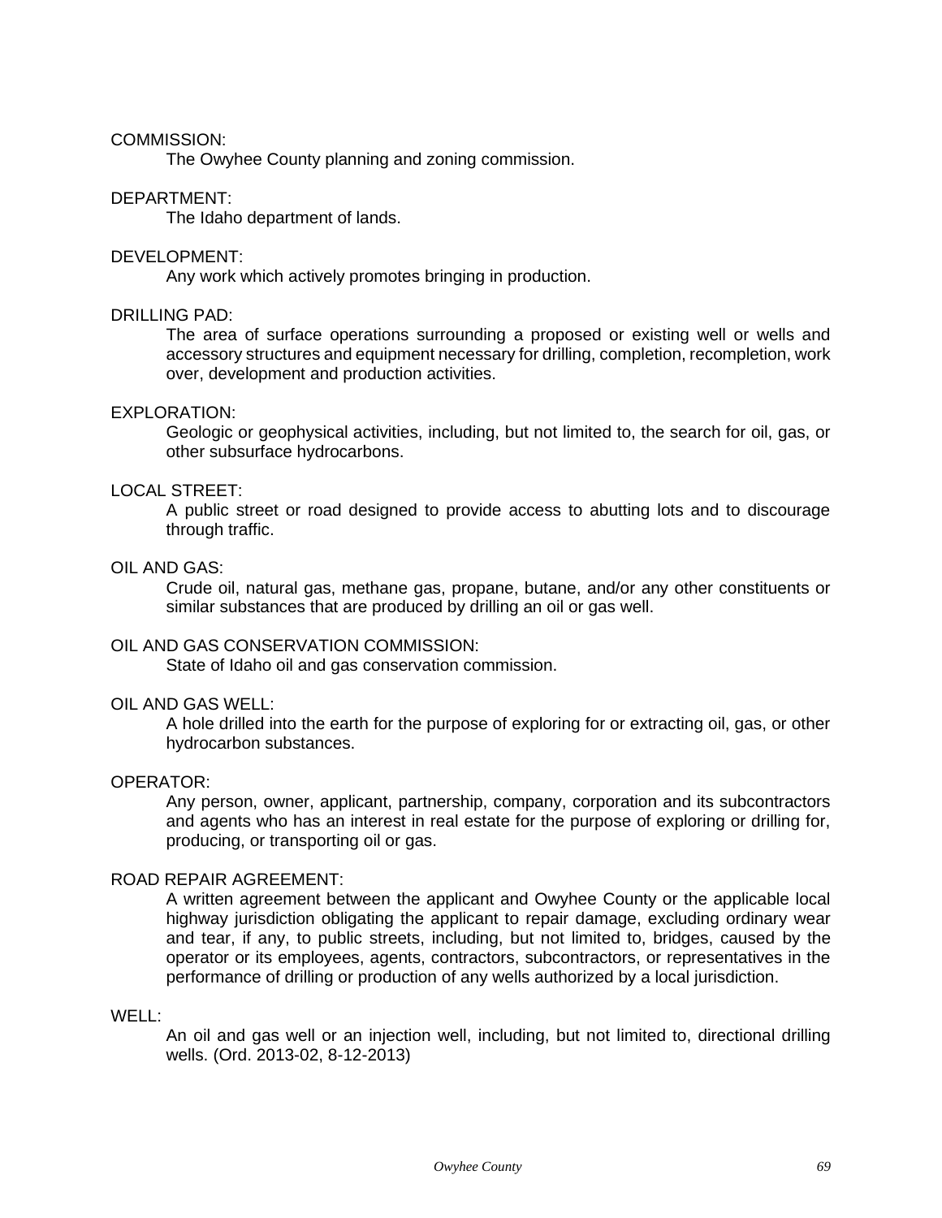COMMISSION:
The Owyhee County planning and zoning commission.

DEPARTMENT:
The Idaho department of lands.

DEVELOPMENT:
Any work which actively promotes bringing in production.

DRILLING PAD:
The area of surface operations surrounding a proposed or existing well or wells and accessory structures and equipment necessary for drilling, completion, recompletion, work over, development and production activities.

EXPLORATION:
Geologic or geophysical activities, including, but not limited to, the search for oil, gas, or other subsurface hydrocarbons.

LOCAL STREET:
A public street or road designed to provide access to abutting lots and to discourage through traffic.

OIL AND GAS:
Crude oil, natural gas, methane gas, propane, butane, and/or any other constituents or similar substances that are produced by drilling an oil or gas well.

OIL AND GAS CONSERVATION COMMISSION:
State of Idaho oil and gas conservation commission.

OIL AND GAS WELL:
A hole drilled into the earth for the purpose of exploring for or extracting oil, gas, or other hydrocarbon substances.

OPERATOR:
Any person, owner, applicant, partnership, company, corporation and its subcontractors and agents who has an interest in real estate for the purpose of exploring or drilling for, producing, or transporting oil or gas.

ROAD REPAIR AGREEMENT:
A written agreement between the applicant and Owyhee County or the applicable local highway jurisdiction obligating the applicant to repair damage, excluding ordinary wear and tear, if any, to public streets, including, but not limited to, bridges, caused by the operator or its employees, agents, contractors, subcontractors, or representatives in the performance of drilling or production of any wells authorized by a local jurisdiction.

WELL:
An oil and gas well or an injection well, including, but not limited to, directional drilling wells. (Ord. 2013-02, 8-12-2013)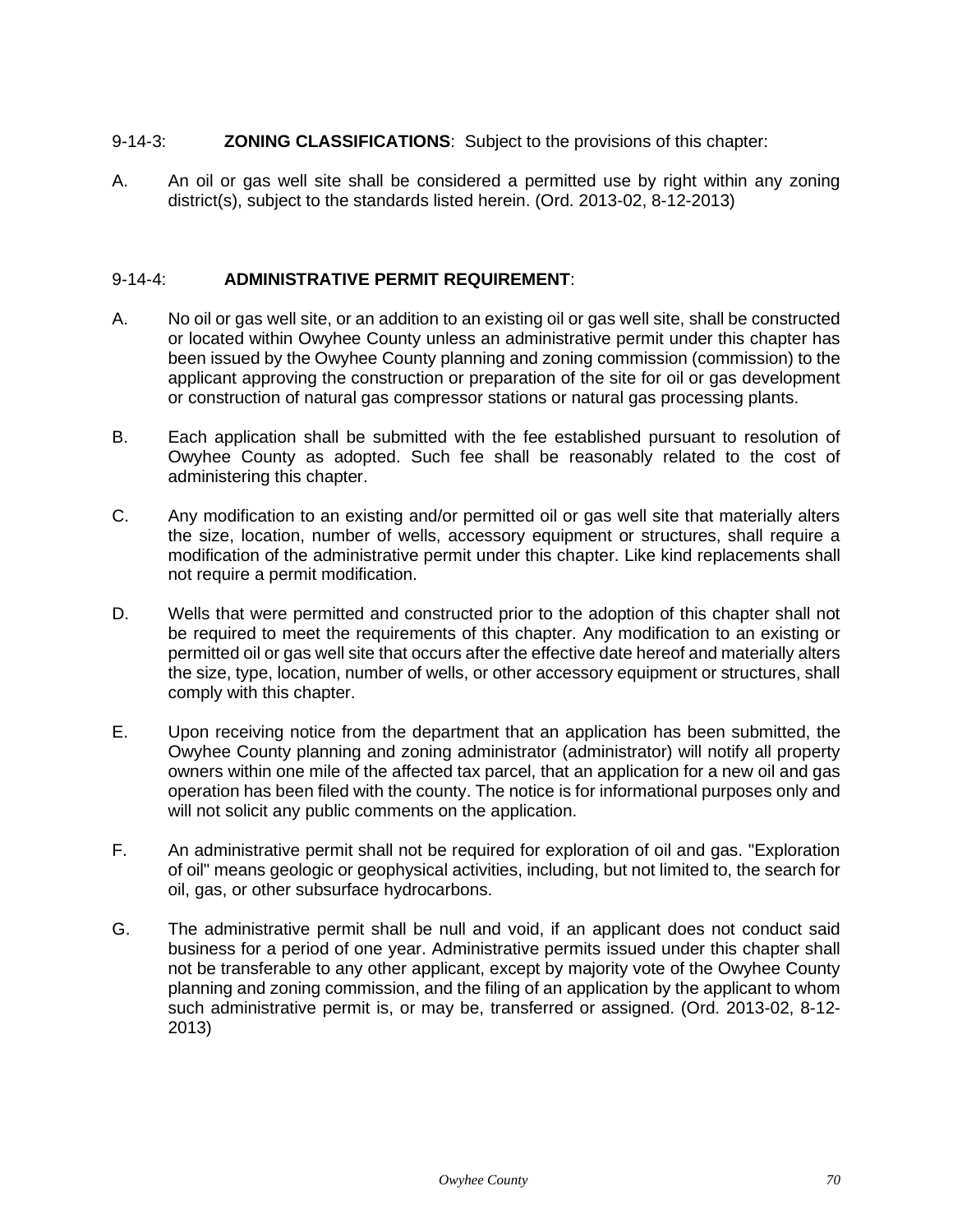9-14-3: **ZONING CLASSIFICATIONS**: Subject to the provisions of this chapter:

A. An oil or gas well site shall be considered a permitted use by right within any zoning district(s), subject to the standards listed herein. (Ord. 2013-02, 8-12-2013)

9-14-4: **ADMINISTRATIVE PERMIT REQUIREMENT**:

A. No oil or gas well site, or an addition to an existing oil or gas well site, shall be constructed or located within Owyhee County unless an administrative permit under this chapter has been issued by the Owyhee County planning and zoning commission (commission) to the applicant approving the construction or preparation of the site for oil or gas development or construction of natural gas compressor stations or natural gas processing plants.

B. Each application shall be submitted with the fee established pursuant to resolution of Owyhee County as adopted. Such fee shall be reasonably related to the cost of administering this chapter.

C. Any modification to an existing and/or permitted oil or gas well site that materially alters the size, location, number of wells, accessory equipment or structures, shall require a modification of the administrative permit under this chapter. Like kind replacements shall not require a permit modification.

D. Wells that were permitted and constructed prior to the adoption of this chapter shall not be required to meet the requirements of this chapter. Any modification to an existing or permitted oil or gas well site that occurs after the effective date hereof and materially alters the size, type, location, number of wells, or other accessory equipment or structures, shall comply with this chapter.

E. Upon receiving notice from the department that an application has been submitted, the Owyhee County planning and zoning administrator (administrator) will notify all property owners within one mile of the affected tax parcel, that an application for a new oil and gas operation has been filed with the county. The notice is for informational purposes only and will not solicit any public comments on the application.

F. An administrative permit shall not be required for exploration of oil and gas. "Exploration of oil" means geologic or geophysical activities, including, but not limited to, the search for oil, gas, or other subsurface hydrocarbons.

G. The administrative permit shall be null and void, if an applicant does not conduct said business for a period of one year. Administrative permits issued under this chapter shall not be transferable to any other applicant, except by majority vote of the Owyhee County planning and zoning commission, and the filing of an application by the applicant to whom such administrative permit is, or may be, transferred or assigned. (Ord. 2013-02, 8-12-2013)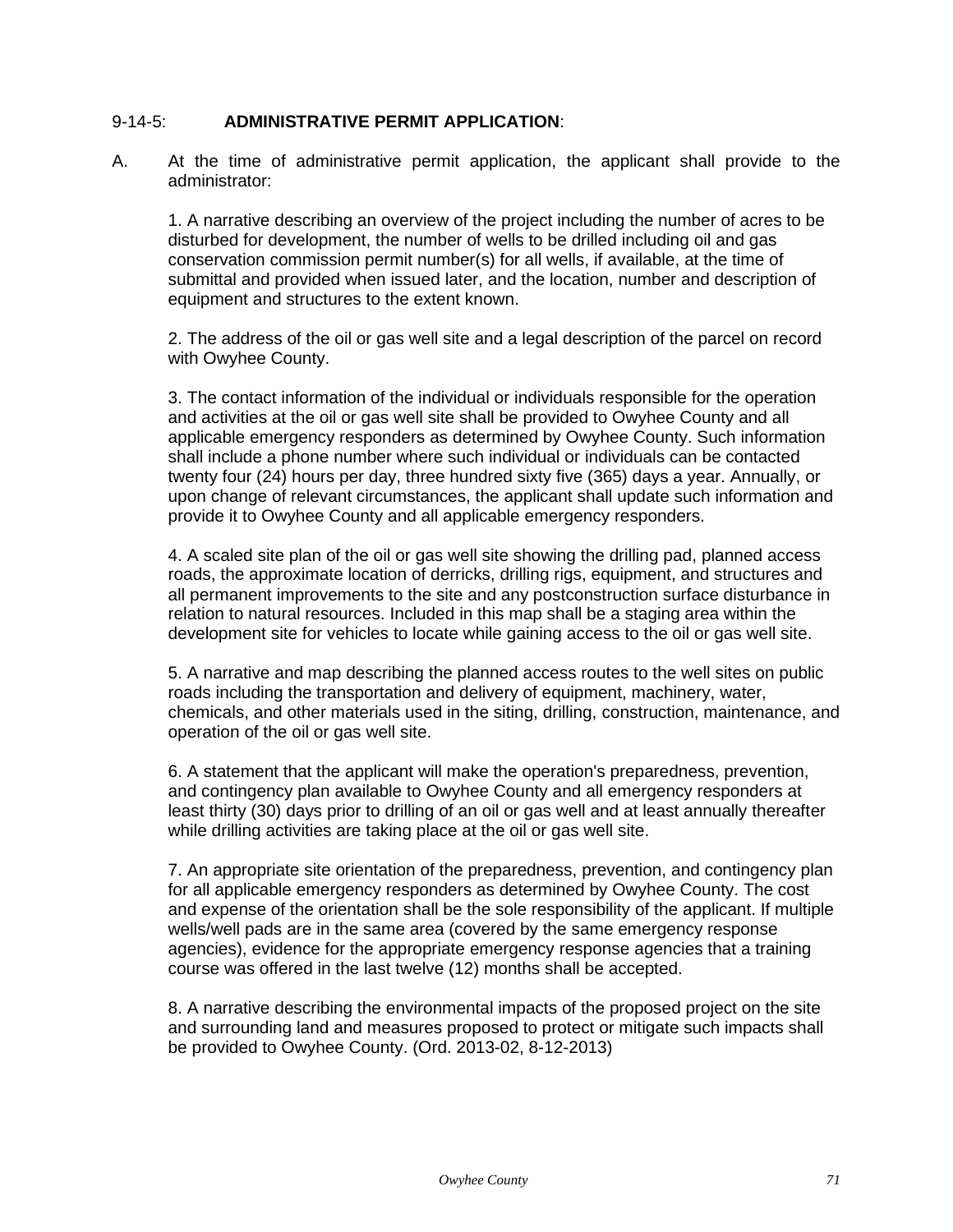9-14-5: **ADMINISTRATIVE PERMIT APPLICATION**:

A. At the time of administrative permit application, the applicant shall provide to the administrator:

1. A narrative describing an overview of the project including the number of acres to be disturbed for development, the number of wells to be drilled including oil and gas conservation commission permit number(s) for all wells, if available, at the time of submittal and provided when issued later, and the location, number and description of equipment and structures to the extent known.

2. The address of the oil or gas well site and a legal description of the parcel on record with Owyhee County.

3. The contact information of the individual or individuals responsible for the operation and activities at the oil or gas well site shall be provided to Owyhee County and all applicable emergency responders as determined by Owyhee County. Such information shall include a phone number where such individual or individuals can be contacted twenty four (24) hours per day, three hundred sixty five (365) days a year. Annually, or upon change of relevant circumstances, the applicant shall update such information and provide it to Owyhee County and all applicable emergency responders.

4. A scaled site plan of the oil or gas well site showing the drilling pad, planned access roads, the approximate location of derricks, drilling rigs, equipment, and structures and all permanent improvements to the site and any postconstruction surface disturbance in relation to natural resources. Included in this map shall be a staging area within the development site for vehicles to locate while gaining access to the oil or gas well site.

5. A narrative and map describing the planned access routes to the well sites on public roads including the transportation and delivery of equipment, machinery, water, chemicals, and other materials used in the siting, drilling, construction, maintenance, and operation of the oil or gas well site.

6. A statement that the applicant will make the operation's preparedness, prevention, and contingency plan available to Owyhee County and all emergency responders at least thirty (30) days prior to drilling of an oil or gas well and at least annually thereafter while drilling activities are taking place at the oil or gas well site.

7. An appropriate site orientation of the preparedness, prevention, and contingency plan for all applicable emergency responders as determined by Owyhee County. The cost and expense of the orientation shall be the sole responsibility of the applicant. If multiple wells/well pads are in the same area (covered by the same emergency response agencies), evidence for the appropriate emergency response agencies that a training course was offered in the last twelve (12) months shall be accepted.

8. A narrative describing the environmental impacts of the proposed project on the site and surrounding land and measures proposed to protect or mitigate such impacts shall be provided to Owyhee County. (Ord. 2013-02, 8-12-2013)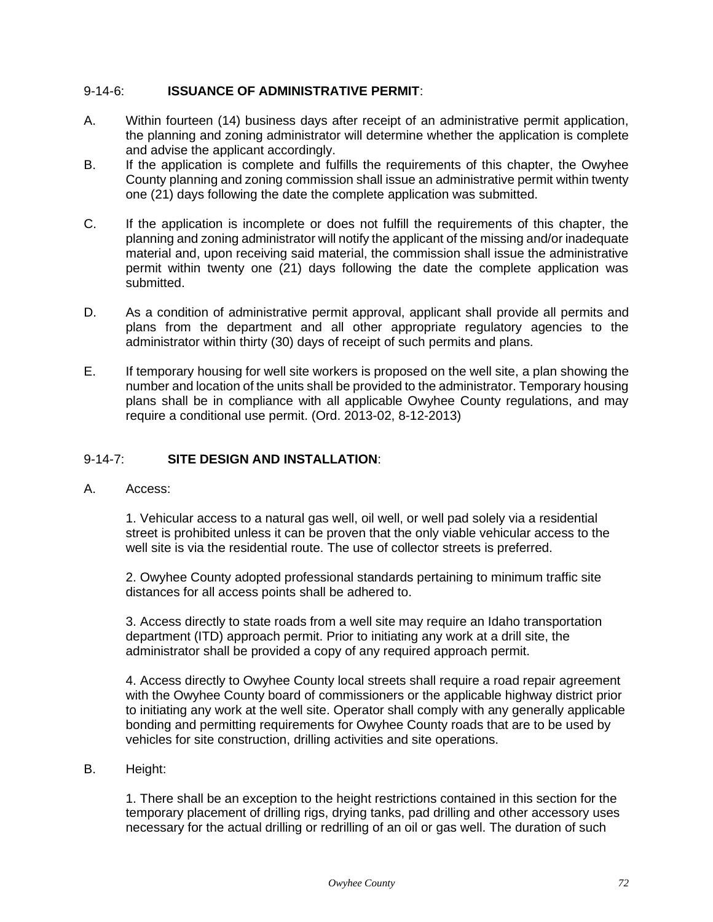9-14-6: **ISSUANCE OF ADMINISTRATIVE PERMIT**:

A. Within fourteen (14) business days after receipt of an administrative permit application, the planning and zoning administrator will determine whether the application is complete and advise the applicant accordingly.

B. If the application is complete and fulfills the requirements of this chapter, the Owyhee County planning and zoning commission shall issue an administrative permit within twenty one (21) days following the date the complete application was submitted.

C. If the application is incomplete or does not fulfill the requirements of this chapter, the planning and zoning administrator will notify the applicant of the missing and/or inadequate material and, upon receiving said material, the commission shall issue the administrative permit within twenty one (21) days following the date the complete application was submitted.

D. As a condition of administrative permit approval, applicant shall provide all permits and plans from the department and all other appropriate regulatory agencies to the administrator within thirty (30) days of receipt of such permits and plans.

E. If temporary housing for well site workers is proposed on the well site, a plan showing the number and location of the units shall be provided to the administrator. Temporary housing plans shall be in compliance with all applicable Owyhee County regulations, and may require a conditional use permit. (Ord. 2013-02, 8-12-2013)

9-14-7: **SITE DESIGN AND INSTALLATION**:

A. Access:

1. Vehicular access to a natural gas well, oil well, or well pad solely via a residential street is prohibited unless it can be proven that the only viable vehicular access to the well site is via the residential route. The use of collector streets is preferred.

2. Owyhee County adopted professional standards pertaining to minimum traffic site distances for all access points shall be adhered to.

3. Access directly to state roads from a well site may require an Idaho transportation department (ITD) approach permit. Prior to initiating any work at a drill site, the administrator shall be provided a copy of any required approach permit.

4. Access directly to Owyhee County local streets shall require a road repair agreement with the Owyhee County board of commissioners or the applicable highway district prior to initiating any work at the well site. Operator shall comply with any generally applicable bonding and permitting requirements for Owyhee County roads that are to be used by vehicles for site construction, drilling activities and site operations.

B. Height:

1. There shall be an exception to the height restrictions contained in this section for the temporary placement of drilling rigs, drying tanks, pad drilling and other accessory uses necessary for the actual drilling or redrilling of an oil or gas well. The duration of such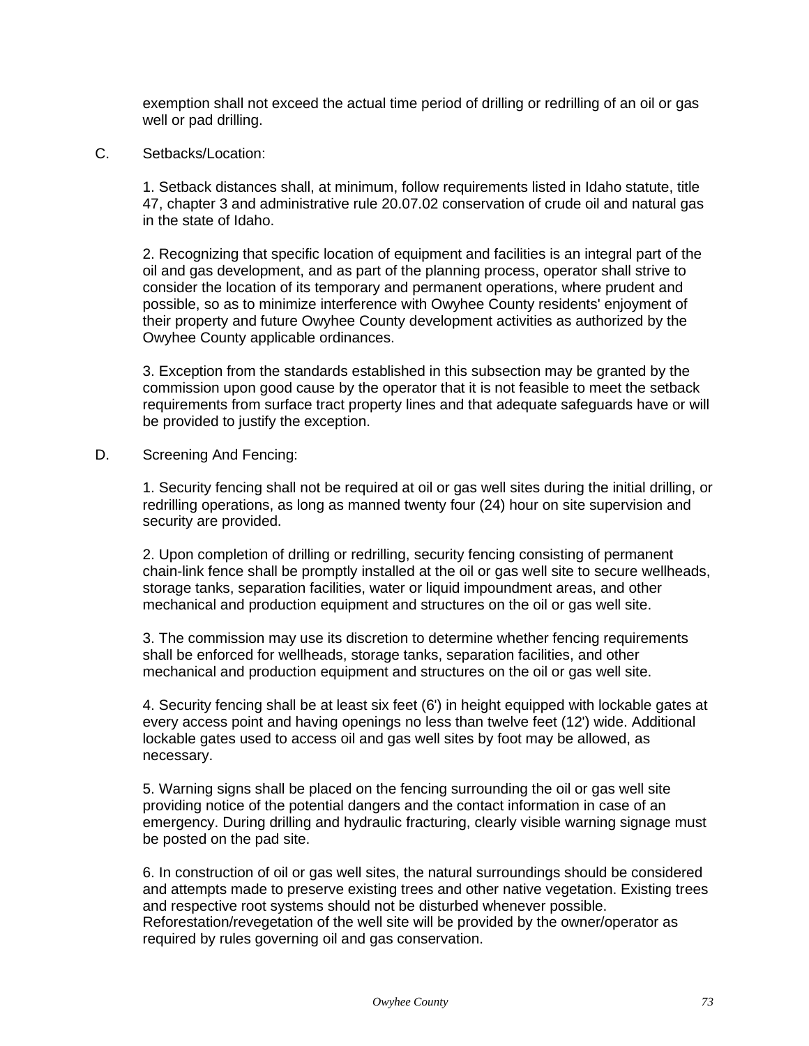exemption shall not exceed the actual time period of drilling or redrilling of an oil or gas well or pad drilling.

C. Setbacks/Location:

1. Setback distances shall, at minimum, follow requirements listed in Idaho statute, title 47, chapter 3 and administrative rule 20.07.02 conservation of crude oil and natural gas in the state of Idaho.

2. Recognizing that specific location of equipment and facilities is an integral part of the oil and gas development, and as part of the planning process, operator shall strive to consider the location of its temporary and permanent operations, where prudent and possible, so as to minimize interference with Owyhee County residents' enjoyment of their property and future Owyhee County development activities as authorized by the Owyhee County applicable ordinances.

3. Exception from the standards established in this subsection may be granted by the commission upon good cause by the operator that it is not feasible to meet the setback requirements from surface tract property lines and that adequate safeguards have or will be provided to justify the exception.

D. Screening And Fencing:

1. Security fencing shall not be required at oil or gas well sites during the initial drilling, or redrilling operations, as long as manned twenty four (24) hour on site supervision and security are provided.

2. Upon completion of drilling or redrilling, security fencing consisting of permanent chain-link fence shall be promptly installed at the oil or gas well site to secure wellheads, storage tanks, separation facilities, water or liquid impoundment areas, and other mechanical and production equipment and structures on the oil or gas well site.

3. The commission may use its discretion to determine whether fencing requirements shall be enforced for wellheads, storage tanks, separation facilities, and other mechanical and production equipment and structures on the oil or gas well site.

4. Security fencing shall be at least six feet (6') in height equipped with lockable gates at every access point and having openings no less than twelve feet (12') wide. Additional lockable gates used to access oil and gas well sites by foot may be allowed, as necessary.

5. Warning signs shall be placed on the fencing surrounding the oil or gas well site providing notice of the potential dangers and the contact information in case of an emergency. During drilling and hydraulic fracturing, clearly visible warning signage must be posted on the pad site.

6. In construction of oil or gas well sites, the natural surroundings should be considered and attempts made to preserve existing trees and other native vegetation. Existing trees and respective root systems should not be disturbed whenever possible. Reforestation/revegetation of the well site will be provided by the owner/operator as required by rules governing oil and gas conservation.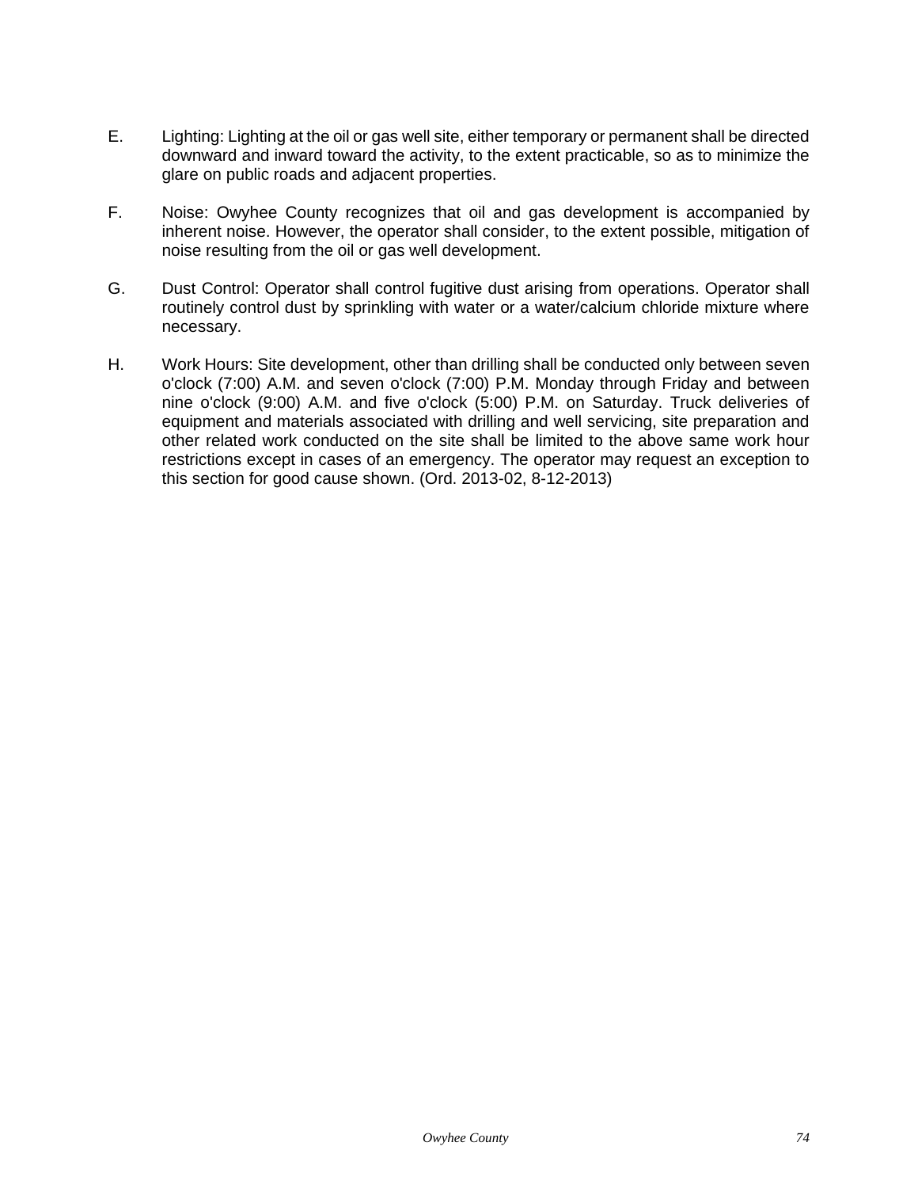E. Lighting: Lighting at the oil or gas well site, either temporary or permanent shall be directed downward and inward toward the activity, to the extent practicable, so as to minimize the glare on public roads and adjacent properties.

F. Noise: Owyhee County recognizes that oil and gas development is accompanied by inherent noise. However, the operator shall consider, to the extent possible, mitigation of noise resulting from the oil or gas well development.

G. Dust Control: Operator shall control fugitive dust arising from operations. Operator shall routinely control dust by sprinkling with water or a water/calcium chloride mixture where necessary.

H. Work Hours: Site development, other than drilling shall be conducted only between seven o'clock (7:00) A.M. and seven o'clock (7:00) P.M. Monday through Friday and between nine o'clock (9:00) A.M. and five o'clock (5:00) P.M. on Saturday. Truck deliveries of equipment and materials associated with drilling and well servicing, site preparation and other related work conducted on the site shall be limited to the above same work hour restrictions except in cases of an emergency. The operator may request an exception to this section for good cause shown. (Ord. 2013-02, 8-12-2013)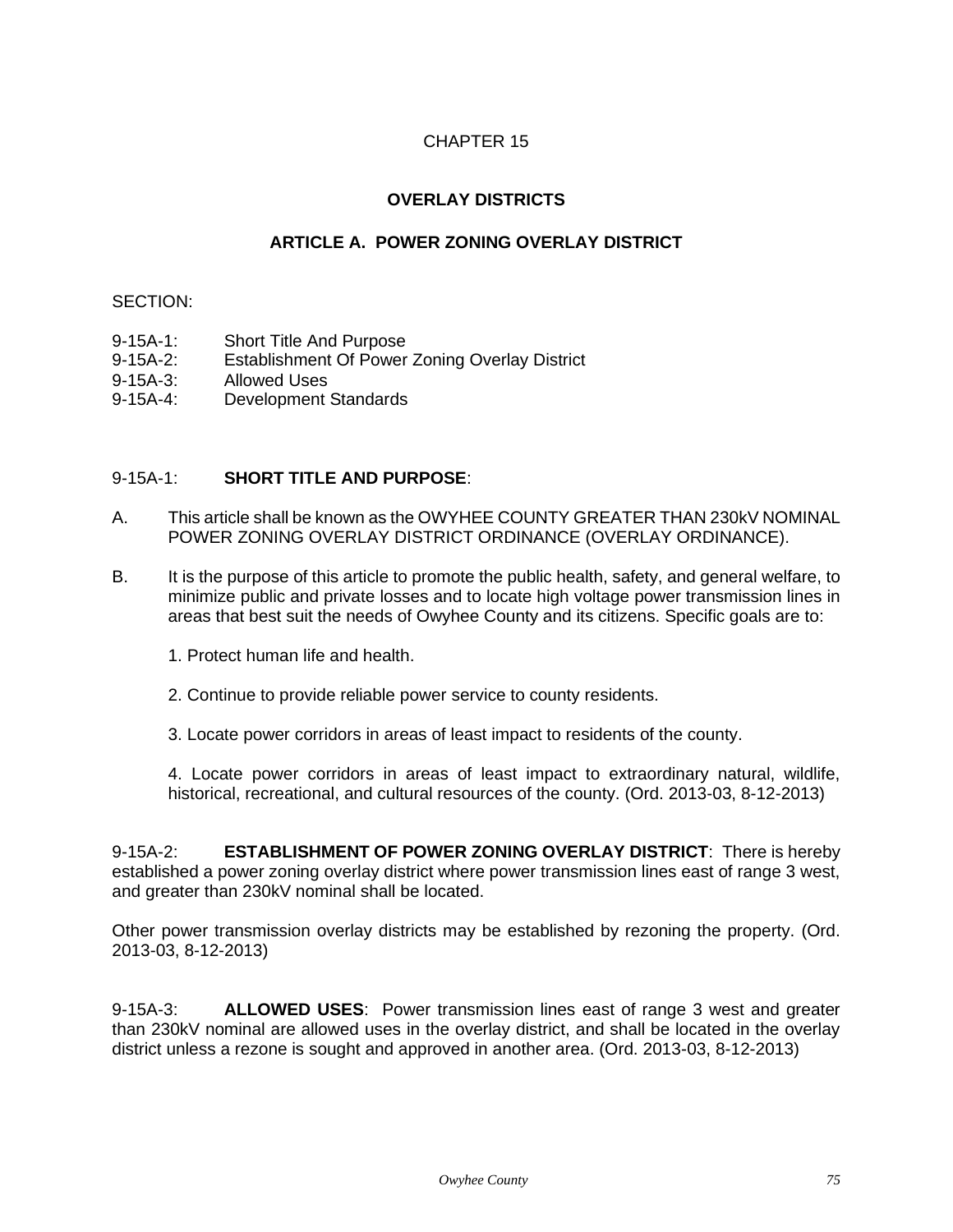# CHAPTER 15

## OVERLAY DISTRICTS

### ARTICLE A. POWER ZONING OVERLAY DISTRICT

SECTION:

9-15A-1: Short Title And Purpose
9-15A-2: Establishment Of Power Zoning Overlay District
9-15A-3: Allowed Uses
9-15A-4: Development Standards

9-15A-1: **SHORT TITLE AND PURPOSE**:

A. This article shall be known as the OWYHEE COUNTY GREATER THAN 230kV NOMINAL POWER ZONING OVERLAY DISTRICT ORDINANCE (OVERLAY ORDINANCE).

B. It is the purpose of this article to promote the public health, safety, and general welfare, to minimize public and private losses and to locate high voltage power transmission lines in areas that best suit the needs of Owyhee County and its citizens. Specific goals are to:

1. Protect human life and health.

2. Continue to provide reliable power service to county residents.

3. Locate power corridors in areas of least impact to residents of the county.

4. Locate power corridors in areas of least impact to extraordinary natural, wildlife, historical, recreational, and cultural resources of the county. (Ord. 2013-03, 8-12-2013)

9-15A-2: **ESTABLISHMENT OF POWER ZONING OVERLAY DISTRICT**: There is hereby established a power zoning overlay district where power transmission lines east of range 3 west, and greater than 230kV nominal shall be located.

Other power transmission overlay districts may be established by rezoning the property. (Ord. 2013-03, 8-12-2013)

9-15A-3: **ALLOWED USES**: Power transmission lines east of range 3 west and greater than 230kV nominal are allowed uses in the overlay district, and shall be located in the overlay district unless a rezone is sought and approved in another area. (Ord. 2013-03, 8-12-2013)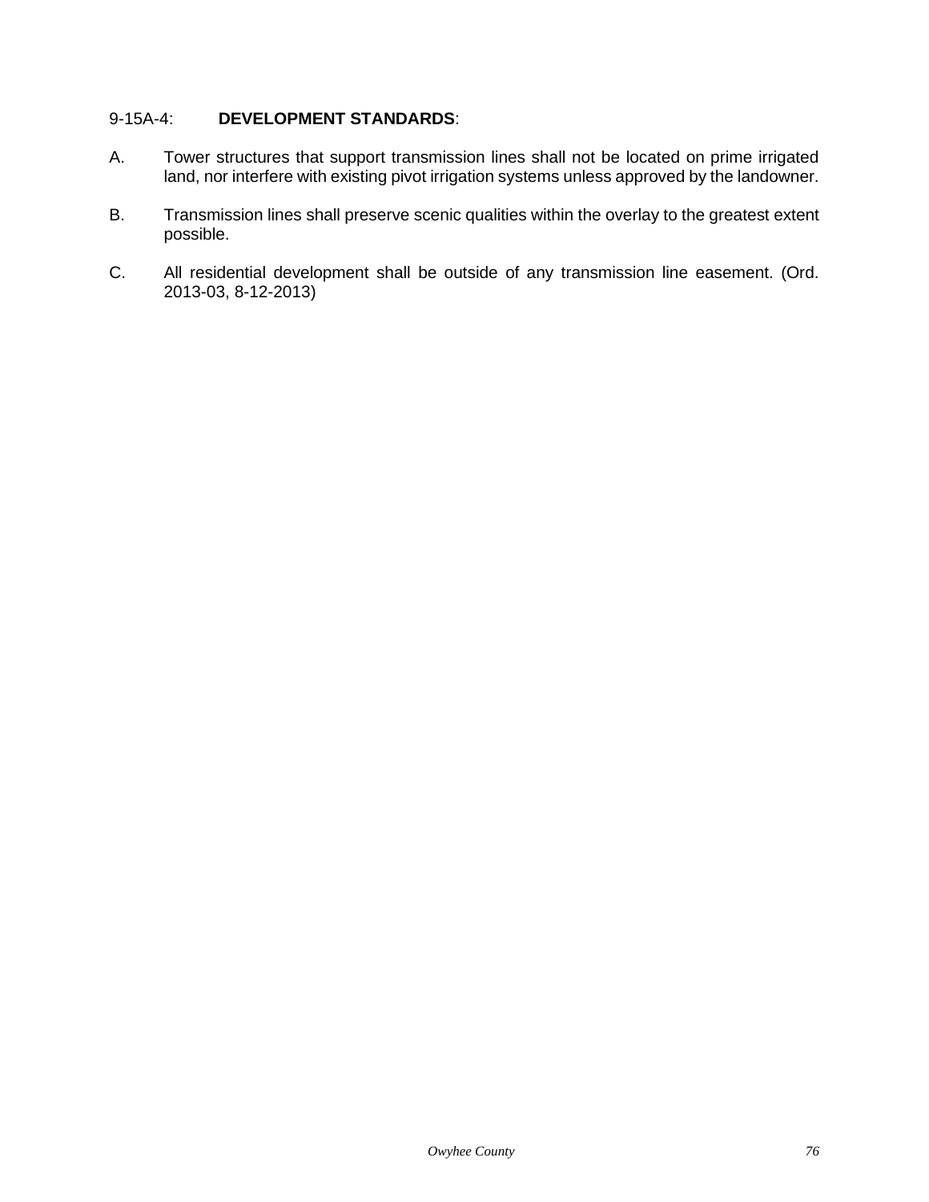9-15A-4: **DEVELOPMENT STANDARDS**:

A. Tower structures that support transmission lines shall not be located on prime irrigated land, nor interfere with existing pivot irrigation systems unless approved by the landowner.

B. Transmission lines shall preserve scenic qualities within the overlay to the greatest extent possible.

C. All residential development shall be outside of any transmission line easement. (Ord. 2013-03, 8-12-2013)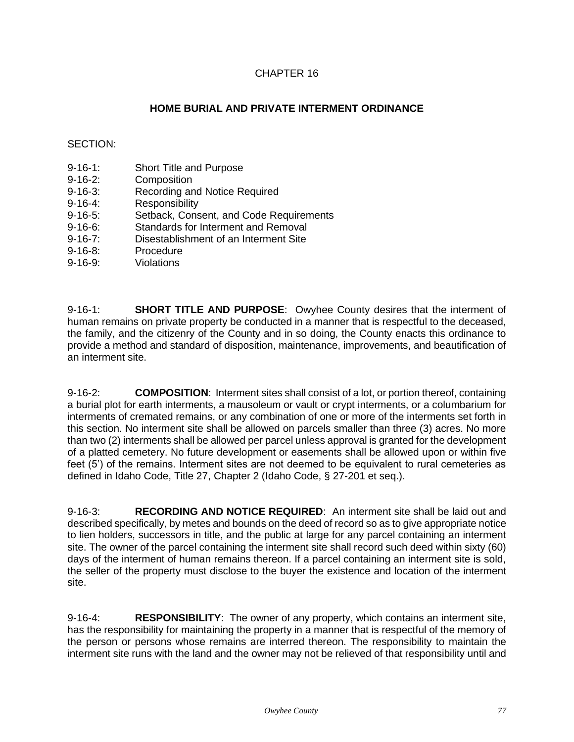# CHAPTER 16

## HOME BURIAL AND PRIVATE INTERMENT ORDINANCE

SECTION:

9-16-1: Short Title and Purpose
9-16-2: Composition
9-16-3: Recording and Notice Required
9-16-4: Responsibility
9-16-5: Setback, Consent, and Code Requirements
9-16-6: Standards for Interment and Removal
9-16-7: Disestablishment of an Interment Site
9-16-8: Procedure
9-16-9: Violations

9-16-1: **SHORT TITLE AND PURPOSE**: Owyhee County desires that the interment of human remains on private property be conducted in a manner that is respectful to the deceased, the family, and the citizenry of the County and in so doing, the County enacts this ordinance to provide a method and standard of disposition, maintenance, improvements, and beautification of an interment site.

9-16-2: **COMPOSITION**: Interment sites shall consist of a lot, or portion thereof, containing a burial plot for earth interments, a mausoleum or vault or crypt interments, or a columbarium for interments of cremated remains, or any combination of one or more of the interments set forth in this section. No interment site shall be allowed on parcels smaller than three (3) acres. No more than two (2) interments shall be allowed per parcel unless approval is granted for the development of a platted cemetery. No future development or easements shall be allowed upon or within five feet (5') of the remains. Interment sites are not deemed to be equivalent to rural cemeteries as defined in Idaho Code, Title 27, Chapter 2 (Idaho Code, § 27-201 et seq.).

9-16-3: **RECORDING AND NOTICE REQUIRED**: An interment site shall be laid out and described specifically, by metes and bounds on the deed of record so as to give appropriate notice to lien holders, successors in title, and the public at large for any parcel containing an interment site. The owner of the parcel containing the interment site shall record such deed within sixty (60) days of the interment of human remains thereon. If a parcel containing an interment site is sold, the seller of the property must disclose to the buyer the existence and location of the interment site.

9-16-4: **RESPONSIBILITY**: The owner of any property, which contains an interment site, has the responsibility for maintaining the property in a manner that is respectful of the memory of the person or persons whose remains are interred thereon. The responsibility to maintain the interment site runs with the land and the owner may not be relieved of that responsibility until and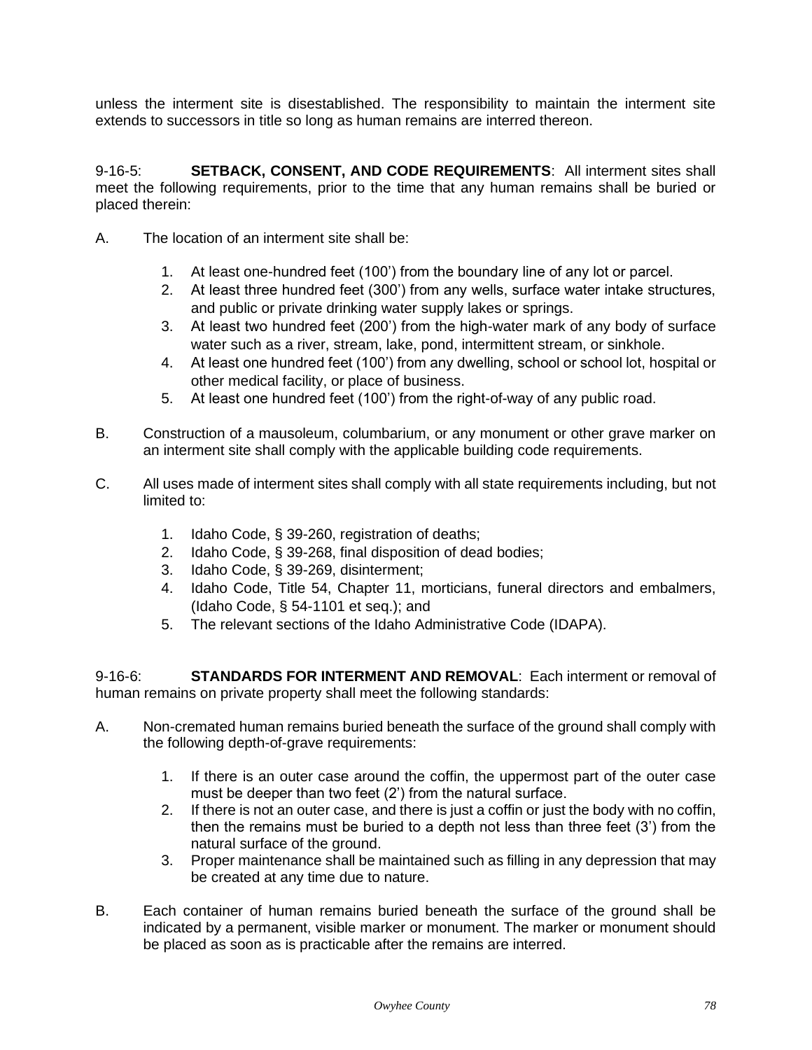unless the interment site is disestablished. The responsibility to maintain the interment site extends to successors in title so long as human remains are interred thereon.

9-16-5: **SETBACK, CONSENT, AND CODE REQUIREMENTS**: All interment sites shall meet the following requirements, prior to the time that any human remains shall be buried or placed therein:

A. The location of an interment site shall be:

1. At least one-hundred feet (100') from the boundary line of any lot or parcel.
2. At least three hundred feet (300') from any wells, surface water intake structures, and public or private drinking water supply lakes or springs.
3. At least two hundred feet (200') from the high-water mark of any body of surface water such as a river, stream, lake, pond, intermittent stream, or sinkhole.
4. At least one hundred feet (100') from any dwelling, school or school lot, hospital or other medical facility, or place of business.
5. At least one hundred feet (100') from the right-of-way of any public road.

B. Construction of a mausoleum, columbarium, or any monument or other grave marker on an interment site shall comply with the applicable building code requirements.

C. All uses made of interment sites shall comply with all state requirements including, but not limited to:

1. Idaho Code, § 39-260, registration of deaths;
2. Idaho Code, § 39-268, final disposition of dead bodies;
3. Idaho Code, § 39-269, disinterment;
4. Idaho Code, Title 54, Chapter 11, morticians, funeral directors and embalmers, (Idaho Code, § 54-1101 et seq.); and
5. The relevant sections of the Idaho Administrative Code (IDAPA).

9-16-6: **STANDARDS FOR INTERMENT AND REMOVAL**: Each interment or removal of human remains on private property shall meet the following standards:

A. Non-cremated human remains buried beneath the surface of the ground shall comply with the following depth-of-grave requirements:

1. If there is an outer case around the coffin, the uppermost part of the outer case must be deeper than two feet (2') from the natural surface.
2. If there is not an outer case, and there is just a coffin or just the body with no coffin, then the remains must be buried to a depth not less than three feet (3') from the natural surface of the ground.
3. Proper maintenance shall be maintained such as filling in any depression that may be created at any time due to nature.

B. Each container of human remains buried beneath the surface of the ground shall be indicated by a permanent, visible marker or monument. The marker or monument should be placed as soon as is practicable after the remains are interred.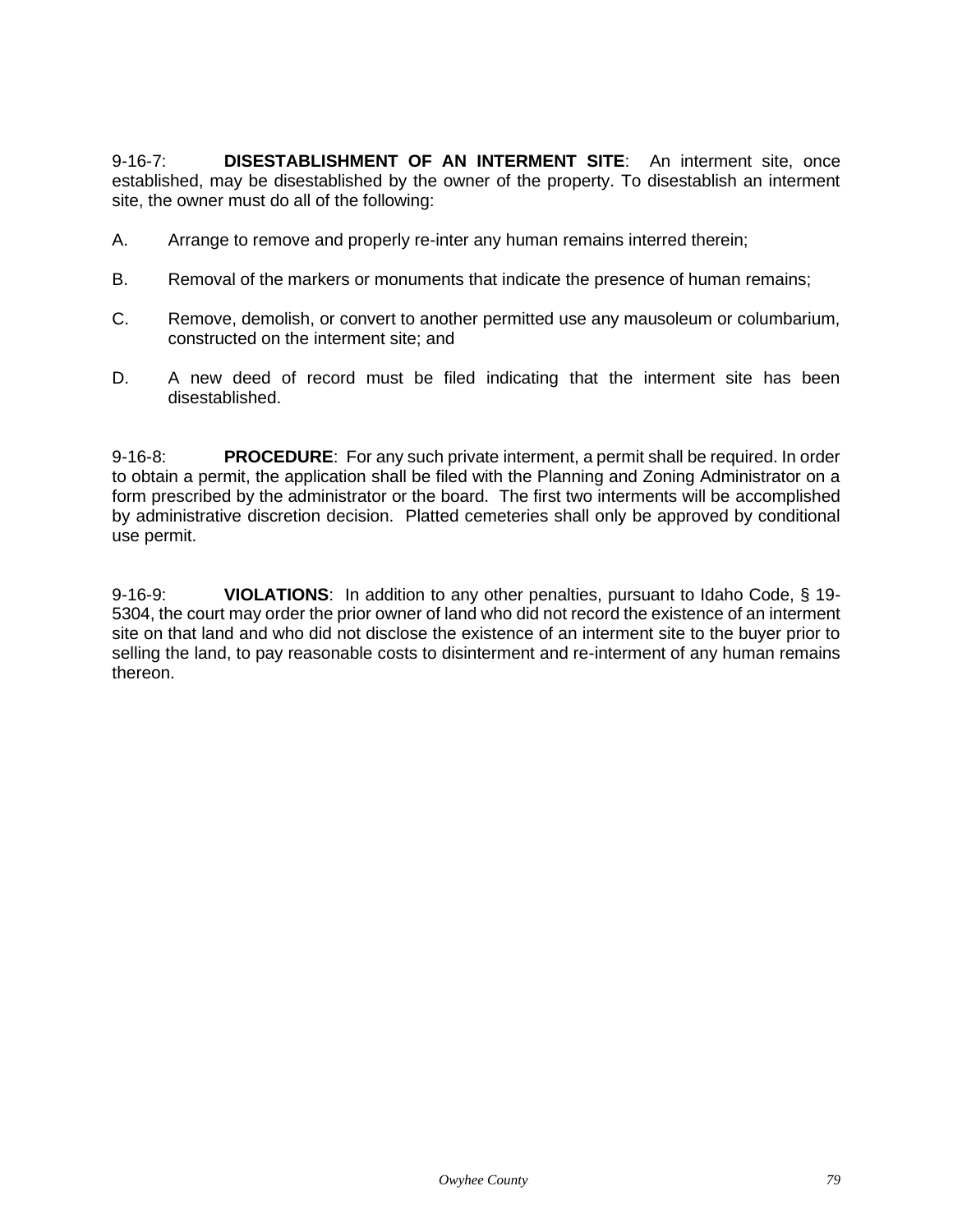9-16-7: **DISESTABLISHMENT OF AN INTERMENT SITE**: An interment site, once established, may be disestablished by the owner of the property. To disestablish an interment site, the owner must do all of the following:

A. Arrange to remove and properly re-inter any human remains interred therein;

B. Removal of the markers or monuments that indicate the presence of human remains;

C. Remove, demolish, or convert to another permitted use any mausoleum or columbarium, constructed on the interment site; and

D. A new deed of record must be filed indicating that the interment site has been disestablished.

9-16-8: **PROCEDURE**: For any such private interment, a permit shall be required. In order to obtain a permit, the application shall be filed with the Planning and Zoning Administrator on a form prescribed by the administrator or the board. The first two interments will be accomplished by administrative discretion decision. Platted cemeteries shall only be approved by conditional use permit.

9-16-9: **VIOLATIONS**: In addition to any other penalties, pursuant to Idaho Code, § 19-5304, the court may order the prior owner of land who did not record the existence of an interment site on that land and who did not disclose the existence of an interment site to the buyer prior to selling the land, to pay reasonable costs to disinterment and re-interment of any human remains thereon.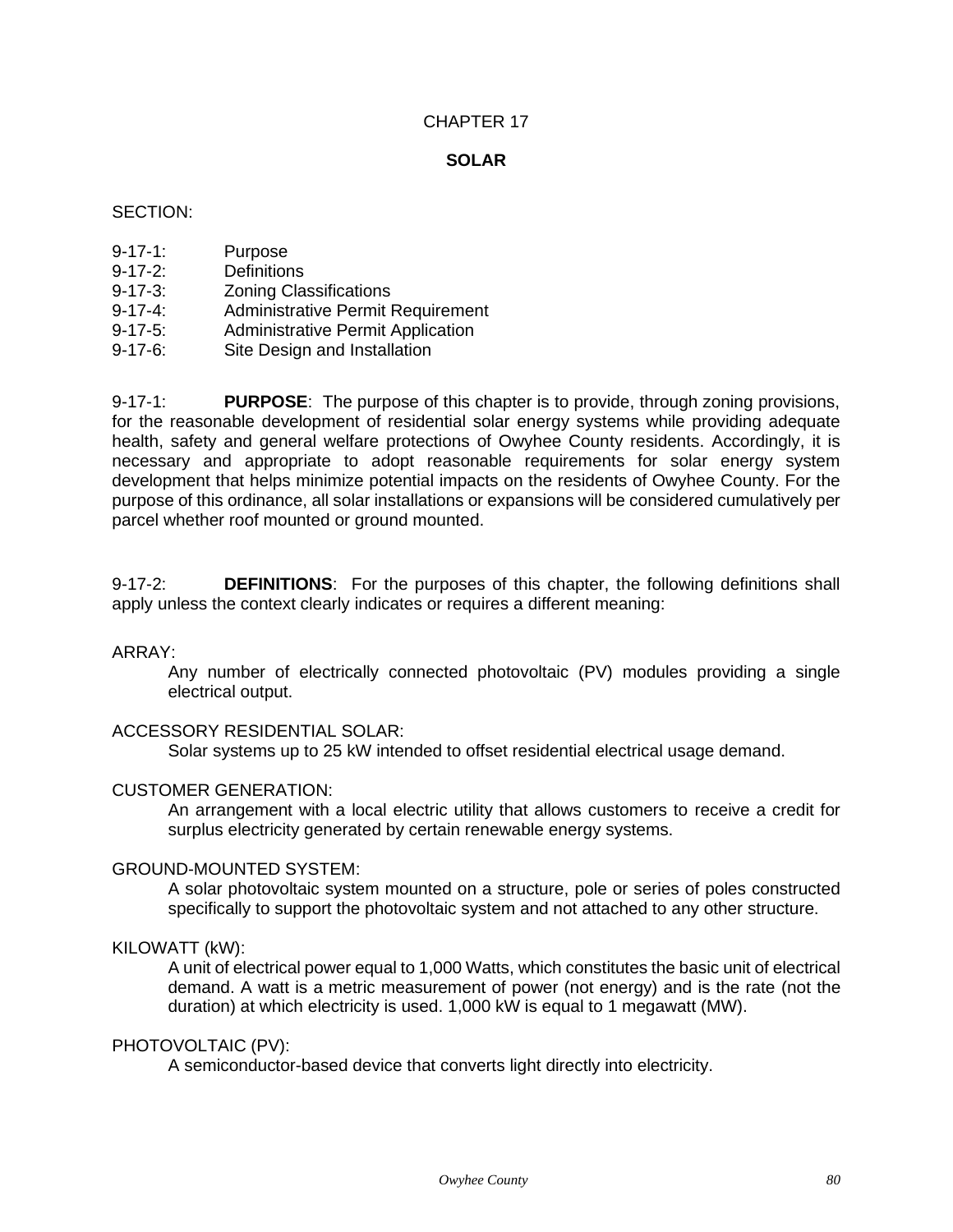# CHAPTER 17

## SOLAR

SECTION:

9-17-1: Purpose
9-17-2: Definitions
9-17-3: Zoning Classifications
9-17-4: Administrative Permit Requirement
9-17-5: Administrative Permit Application
9-17-6: Site Design and Installation

9-17-1: **PURPOSE**: The purpose of this chapter is to provide, through zoning provisions, for the reasonable development of residential solar energy systems while providing adequate health, safety and general welfare protections of Owyhee County residents. Accordingly, it is necessary and appropriate to adopt reasonable requirements for solar energy system development that helps minimize potential impacts on the residents of Owyhee County. For the purpose of this ordinance, all solar installations or expansions will be considered cumulatively per parcel whether roof mounted or ground mounted.

9-17-2: **DEFINITIONS**: For the purposes of this chapter, the following definitions shall apply unless the context clearly indicates or requires a different meaning:

ARRAY:

Any number of electrically connected photovoltaic (PV) modules providing a single electrical output.

ACCESSORY RESIDENTIAL SOLAR:

Solar systems up to 25 kW intended to offset residential electrical usage demand.

CUSTOMER GENERATION:

An arrangement with a local electric utility that allows customers to receive a credit for surplus electricity generated by certain renewable energy systems.

GROUND-MOUNTED SYSTEM:

A solar photovoltaic system mounted on a structure, pole or series of poles constructed specifically to support the photovoltaic system and not attached to any other structure.

KILOWATT (kW):

A unit of electrical power equal to 1,000 Watts, which constitutes the basic unit of electrical demand. A watt is a metric measurement of power (not energy) and is the rate (not the duration) at which electricity is used. 1,000 kW is equal to 1 megawatt (MW).

PHOTOVOLTAIC (PV):

A semiconductor-based device that converts light directly into electricity.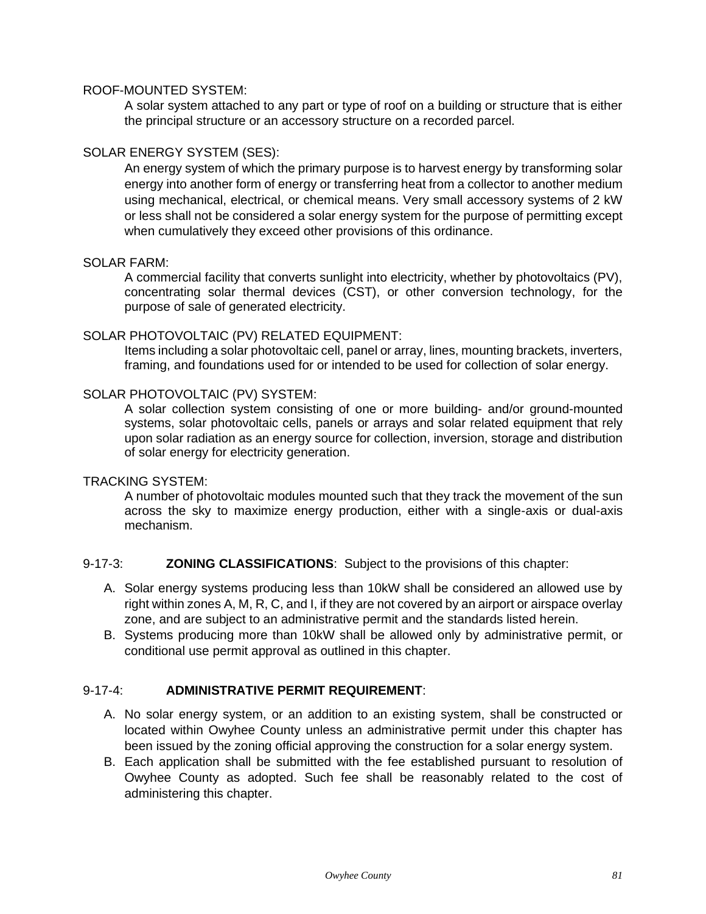ROOF-MOUNTED SYSTEM:

A solar system attached to any part or type of roof on a building or structure that is either the principal structure or an accessory structure on a recorded parcel.

SOLAR ENERGY SYSTEM (SES):

An energy system of which the primary purpose is to harvest energy by transforming solar energy into another form of energy or transferring heat from a collector to another medium using mechanical, electrical, or chemical means. Very small accessory systems of 2 kW or less shall not be considered a solar energy system for the purpose of permitting except when cumulatively they exceed other provisions of this ordinance.

SOLAR FARM:

A commercial facility that converts sunlight into electricity, whether by photovoltaics (PV), concentrating solar thermal devices (CST), or other conversion technology, for the purpose of sale of generated electricity.

SOLAR PHOTOVOLTAIC (PV) RELATED EQUIPMENT:

Items including a solar photovoltaic cell, panel or array, lines, mounting brackets, inverters, framing, and foundations used for or intended to be used for collection of solar energy.

SOLAR PHOTOVOLTAIC (PV) SYSTEM:

A solar collection system consisting of one or more building- and/or ground-mounted systems, solar photovoltaic cells, panels or arrays and solar related equipment that rely upon solar radiation as an energy source for collection, inversion, storage and distribution of solar energy for electricity generation.

TRACKING SYSTEM:

A number of photovoltaic modules mounted such that they track the movement of the sun across the sky to maximize energy production, either with a single-axis or dual-axis mechanism.

9-17-3: **ZONING CLASSIFICATIONS**: Subject to the provisions of this chapter:

A. Solar energy systems producing less than 10kW shall be considered an allowed use by right within zones A, M, R, C, and I, if they are not covered by an airport or airspace overlay zone, and are subject to an administrative permit and the standards listed herein.
B. Systems producing more than 10kW shall be allowed only by administrative permit, or conditional use permit approval as outlined in this chapter.

9-17-4: **ADMINISTRATIVE PERMIT REQUIREMENT**:

A. No solar energy system, or an addition to an existing system, shall be constructed or located within Owyhee County unless an administrative permit under this chapter has been issued by the zoning official approving the construction for a solar energy system.
B. Each application shall be submitted with the fee established pursuant to resolution of Owyhee County as adopted. Such fee shall be reasonably related to the cost of administering this chapter.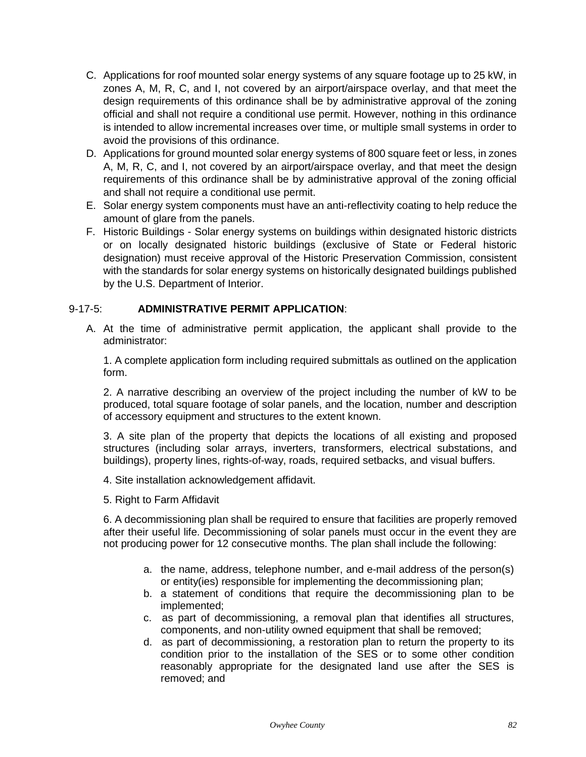C. Applications for roof mounted solar energy systems of any square footage up to 25 kW, in zones A, M, R, C, and I, not covered by an airport/airspace overlay, and that meet the design requirements of this ordinance shall be by administrative approval of the zoning official and shall not require a conditional use permit. However, nothing in this ordinance is intended to allow incremental increases over time, or multiple small systems in order to avoid the provisions of this ordinance.

D. Applications for ground mounted solar energy systems of 800 square feet or less, in zones A, M, R, C, and I, not covered by an airport/airspace overlay, and that meet the design requirements of this ordinance shall be by administrative approval of the zoning official and shall not require a conditional use permit.

E. Solar energy system components must have an anti-reflectivity coating to help reduce the amount of glare from the panels.

F. Historic Buildings - Solar energy systems on buildings within designated historic districts or on locally designated historic buildings (exclusive of State or Federal historic designation) must receive approval of the Historic Preservation Commission, consistent with the standards for solar energy systems on historically designated buildings published by the U.S. Department of Interior.

9-17-5: **ADMINISTRATIVE PERMIT APPLICATION**:

A. At the time of administrative permit application, the applicant shall provide to the administrator:

1. A complete application form including required submittals as outlined on the application form.

2. A narrative describing an overview of the project including the number of kW to be produced, total square footage of solar panels, and the location, number and description of accessory equipment and structures to the extent known.

3. A site plan of the property that depicts the locations of all existing and proposed structures (including solar arrays, inverters, transformers, electrical substations, and buildings), property lines, rights-of-way, roads, required setbacks, and visual buffers.

4. Site installation acknowledgement affidavit.

5. Right to Farm Affidavit

6. A decommissioning plan shall be required to ensure that facilities are properly removed after their useful life. Decommissioning of solar panels must occur in the event they are not producing power for 12 consecutive months. The plan shall include the following:

a. the name, address, telephone number, and e-mail address of the person(s) or entity(ies) responsible for implementing the decommissioning plan;
b. a statement of conditions that require the decommissioning plan to be implemented;
c. as part of decommissioning, a removal plan that identifies all structures, components, and non-utility owned equipment that shall be removed;
d. as part of decommissioning, a restoration plan to return the property to its condition prior to the installation of the SES or to some other condition reasonably appropriate for the designated land use after the SES is removed; and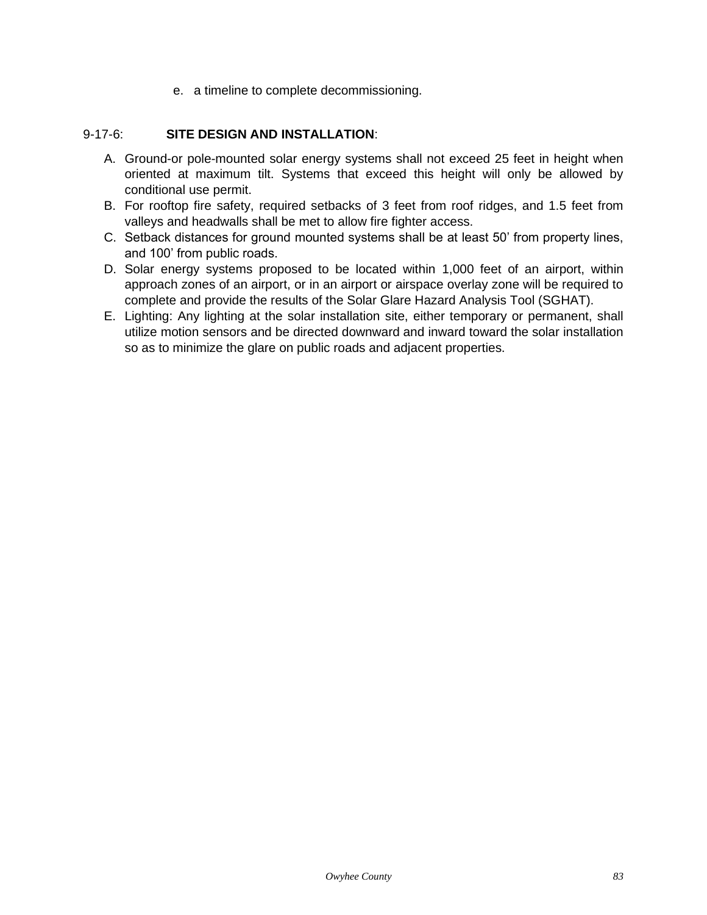e. a timeline to complete decommissioning.

9-17-6: **SITE DESIGN AND INSTALLATION**:

A. Ground-or pole-mounted solar energy systems shall not exceed 25 feet in height when oriented at maximum tilt. Systems that exceed this height will only be allowed by conditional use permit.
B. For rooftop fire safety, required setbacks of 3 feet from roof ridges, and 1.5 feet from valleys and headwalls shall be met to allow fire fighter access.
C. Setback distances for ground mounted systems shall be at least 50' from property lines, and 100' from public roads.
D. Solar energy systems proposed to be located within 1,000 feet of an airport, within approach zones of an airport, or in an airport or airspace overlay zone will be required to complete and provide the results of the Solar Glare Hazard Analysis Tool (SGHAT).
E. Lighting: Any lighting at the solar installation site, either temporary or permanent, shall utilize motion sensors and be directed downward and inward toward the solar installation so as to minimize the glare on public roads and adjacent properties.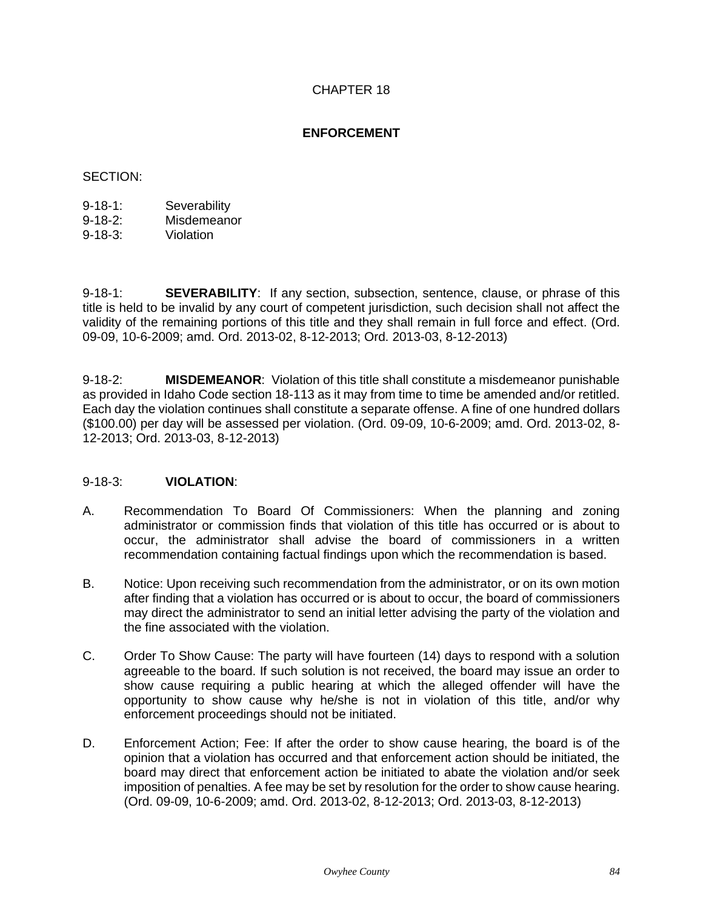# CHAPTER 18

## ENFORCEMENT

SECTION:

9-18-1: Severability
9-18-2: Misdemeanor
9-18-3: Violation

9-18-1: **SEVERABILITY**: If any section, subsection, sentence, clause, or phrase of this title is held to be invalid by any court of competent jurisdiction, such decision shall not affect the validity of the remaining portions of this title and they shall remain in full force and effect. (Ord. 09-09, 10-6-2009; amd. Ord. 2013-02, 8-12-2013; Ord. 2013-03, 8-12-2013)

9-18-2: **MISDEMEANOR**: Violation of this title shall constitute a misdemeanor punishable as provided in Idaho Code section 18-113 as it may from time to time be amended and/or retitled. Each day the violation continues shall constitute a separate offense. A fine of one hundred dollars ($100.00) per day will be assessed per violation. (Ord. 09-09, 10-6-2009; amd. Ord. 2013-02, 8-12-2013; Ord. 2013-03, 8-12-2013)

9-18-3: **VIOLATION**:

A. Recommendation To Board Of Commissioners: When the planning and zoning administrator or commission finds that violation of this title has occurred or is about to occur, the administrator shall advise the board of commissioners in a written recommendation containing factual findings upon which the recommendation is based.

B. Notice: Upon receiving such recommendation from the administrator, or on its own motion after finding that a violation has occurred or is about to occur, the board of commissioners may direct the administrator to send an initial letter advising the party of the violation and the fine associated with the violation.

C. Order To Show Cause: The party will have fourteen (14) days to respond with a solution agreeable to the board. If such solution is not received, the board may issue an order to show cause requiring a public hearing at which the alleged offender will have the opportunity to show cause why he/she is not in violation of this title, and/or why enforcement proceedings should not be initiated.

D. Enforcement Action; Fee: If after the order to show cause hearing, the board is of the opinion that a violation has occurred and that enforcement action should be initiated, the board may direct that enforcement action be initiated to abate the violation and/or seek imposition of penalties. A fee may be set by resolution for the order to show cause hearing. (Ord. 09-09, 10-6-2009; amd. Ord. 2013-02, 8-12-2013; Ord. 2013-03, 8-12-2013)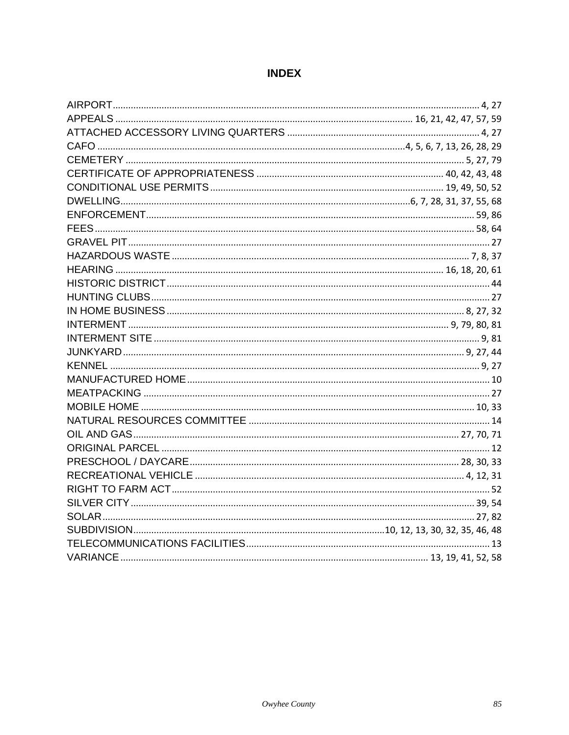# INDEX

AIRPORT ............................................................ 4, 27
APPEALS ............................................................ 16, 21, 42, 47, 57, 59
ATTACHED ACCESSORY LIVING QUARTERS ............................................................ 4, 27
CAFO ............................................................ 4, 5, 6, 7, 13, 26, 28, 29
CEMETERY ............................................................ 5, 27, 79
CERTIFICATE OF APPROPRIATENESS ............................................................ 40, 42, 43, 48
CONDITIONAL USE PERMITS ............................................................ 19, 49, 50, 52
DWELLING ............................................................ 6, 7, 28, 31, 37, 55, 68
ENFORCEMENT ............................................................ 59, 86
FEES ............................................................ 58, 64
GRAVEL PIT ............................................................ 27
HAZARDOUS WASTE ............................................................ 7, 8, 37
HEARING ............................................................ 16, 18, 20, 61
HISTORIC DISTRICT ............................................................ 44
HUNTING CLUBS ............................................................ 27
IN HOME BUSINESS ............................................................ 8, 27, 32
INTERMENT ............................................................ 9, 79, 80, 81
INTERMENT SITE ............................................................ 9, 81
JUNKYARD ............................................................ 9, 27, 44
KENNEL ............................................................ 9, 27
MANUFACTURED HOME ............................................................ 10
MEATPACKING ............................................................ 27
MOBILE HOME ............................................................ 10, 33
NATURAL RESOURCES COMMITTEE ............................................................ 14
OIL AND GAS ............................................................ 27, 70, 71
ORIGINAL PARCEL ............................................................ 12
PRESCHOOL / DAYCARE ............................................................ 28, 30, 33
RECREATIONAL VEHICLE ............................................................ 4, 12, 31
RIGHT TO FARM ACT ............................................................ 52
SILVER CITY ............................................................ 39, 54
SOLAR ............................................................ 27, 82
SUBDIVISION ............................................................ 10, 12, 13, 30, 32, 35, 46, 48
TELECOMMUNICATIONS FACILITIES ............................................................ 13
VARIANCE ............................................................ 13, 19, 41, 52, 58